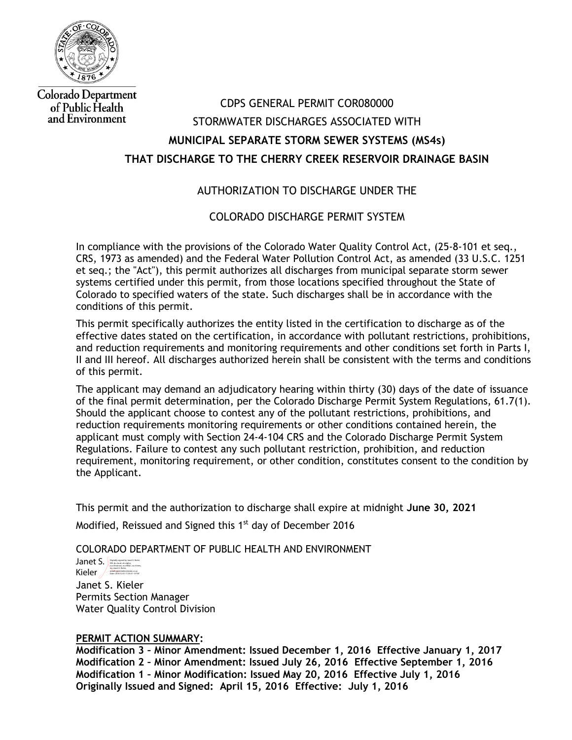Colorado Department of Public Health and Environment

CDPS GENERAL PERMIT COR080000

STORMWATER DISCHARGES ASSOCIATED WITH

**MUNICIPAL SEPARATE STORM SEWER SYSTEMS (MS4s)**

**THAT DISCHARGE TO THE CHERRY CREEK RESERVOIR DRAINAGE BASIN**

AUTHORIZATION TO DISCHARGE UNDER THE

COLORADO DISCHARGE PERMIT SYSTEM

In compliance with the provisions of the Colorado Water Quality Control Act, (25-8-101 et seq., CRS, 1973 as amended) and the Federal Water Pollution Control Act, as amended (33 U.S.C. 1251 et seq.; the "Act"), this permit authorizes all discharges from municipal separate storm sewer systems certified under this permit, from those locations specified throughout the State of Colorado to specified waters of the state. Such discharges shall be in accordance with the conditions of this permit.

This permit specifically authorizes the entity listed in the certification to discharge as of the effective dates stated on the certification, in accordance with pollutant restrictions, prohibitions, and reduction requirements and monitoring requirements and other conditions set forth in Parts I, II and III hereof. All discharges authorized herein shall be consistent with the terms and conditions of this permit.

The applicant may demand an adjudicatory hearing within thirty (30) days of the date of issuance of the final permit determination, per the Colorado Discharge Permit System Regulations, 61.7(1). Should the applicant choose to contest any of the pollutant restrictions, prohibitions, and reduction requirements monitoring requirements or other conditions contained herein, the applicant must comply with Section 24-4-104 CRS and the Colorado Discharge Permit System Regulations. Failure to contest any such pollutant restriction, prohibition, and reduction requirement, monitoring requirement, or other condition, constitutes consent to the condition by the Applicant.

This permit and the authorization to discharge shall expire at midnight **June 30, 2021**

Modified, Reissued and Signed this 1st day of December 2016

COLORADO DEPARTMENT OF PUBLIC HEALTH AND ENVIRONMENT

Janet S. Kieler

Janet S. Kieler
Permits Section Manager
Water Quality Control Division

**PERMIT ACTION SUMMARY:**

**Modification 3 – Minor Amendment: Issued December 1, 2016 Effective January 1, 2017**
**Modification 2 – Minor Amendment: Issued July 26, 2016 Effective September 1, 2016**
**Modification 1 – Minor Modification: Issued May 20, 2016 Effective July 1, 2016**
**Originally Issued and Signed: April 15, 2016 Effective: July 1, 2016**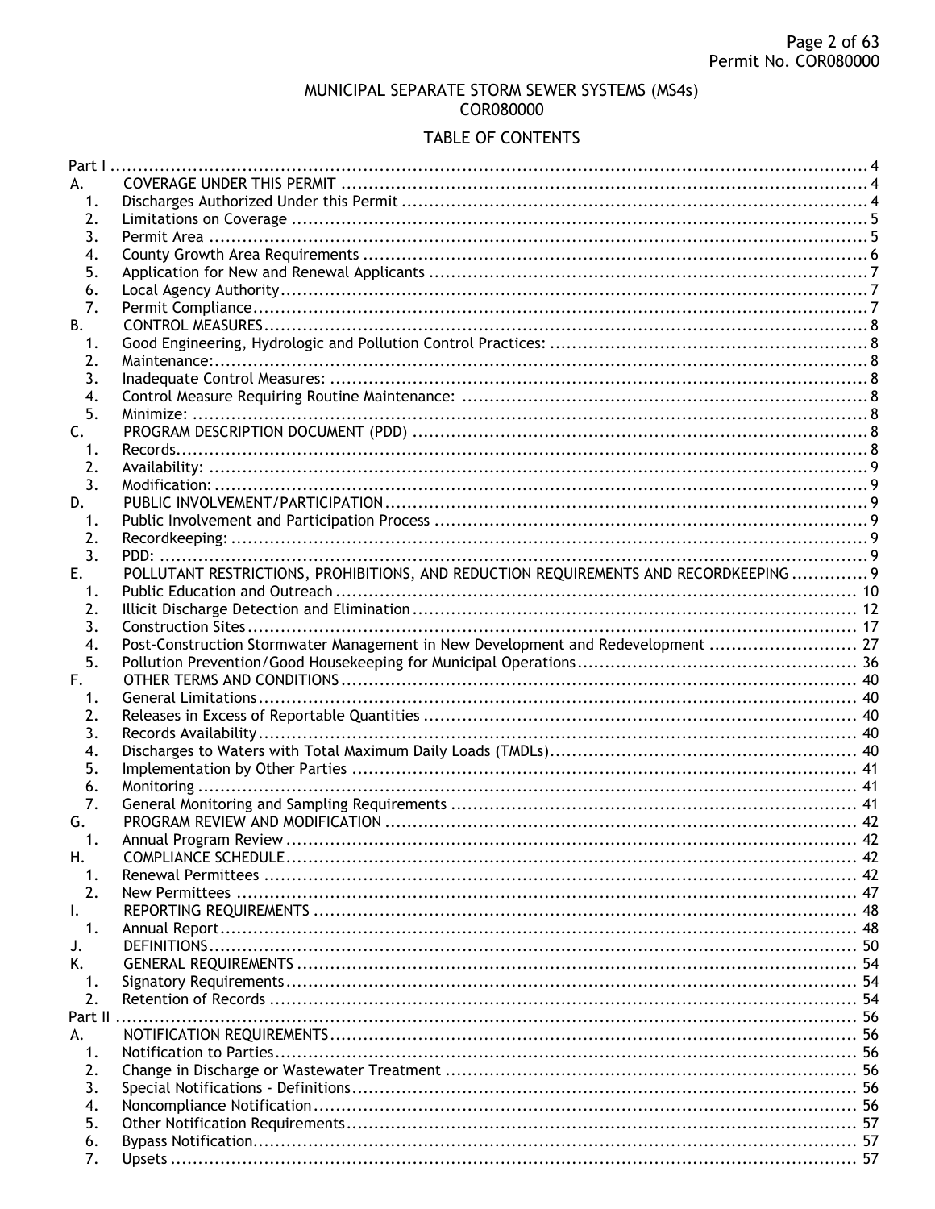MUNICIPAL SEPARATE STORM SEWER SYSTEMS (MS4s)
COR080000

# TABLE OF CONTENTS

Part I ..... 4
A. COVERAGE UNDER THIS PERMIT ..... 4
  1. Discharges Authorized Under this Permit ..... 4
  2. Limitations on Coverage ..... 5
  3. Permit Area ..... 5
  4. County Growth Area Requirements ..... 6
  5. Application for New and Renewal Applicants ..... 7
  6. Local Agency Authority ..... 7
  7. Permit Compliance ..... 7
B. CONTROL MEASURES ..... 8
  1. Good Engineering, Hydrologic and Pollution Control Practices: ..... 8
  2. Maintenance: ..... 8
  3. Inadequate Control Measures: ..... 8
  4. Control Measure Requiring Routine Maintenance: ..... 8
  5. Minimize: ..... 8
C. PROGRAM DESCRIPTION DOCUMENT (PDD) ..... 8
  1. Records ..... 8
  2. Availability: ..... 9
  3. Modification: ..... 9
D. PUBLIC INVOLVEMENT/PARTICIPATION ..... 9
  1. Public Involvement and Participation Process ..... 9
  2. Recordkeeping: ..... 9
  3. PDD: ..... 9
E. POLLUTANT RESTRICTIONS, PROHIBITIONS, AND REDUCTION REQUIREMENTS AND RECORDKEEPING ..... 9
  1. Public Education and Outreach ..... 10
  2. Illicit Discharge Detection and Elimination ..... 12
  3. Construction Sites ..... 17
  4. Post-Construction Stormwater Management in New Development and Redevelopment ..... 27
  5. Pollution Prevention/Good Housekeeping for Municipal Operations ..... 36
F. OTHER TERMS AND CONDITIONS ..... 40
  1. General Limitations ..... 40
  2. Releases in Excess of Reportable Quantities ..... 40
  3. Records Availability ..... 40
  4. Discharges to Waters with Total Maximum Daily Loads (TMDLs) ..... 40
  5. Implementation by Other Parties ..... 41
  6. Monitoring ..... 41
  7. General Monitoring and Sampling Requirements ..... 41
G. PROGRAM REVIEW AND MODIFICATION ..... 42
  1. Annual Program Review ..... 42
H. COMPLIANCE SCHEDULE ..... 42
  1. Renewal Permittees ..... 42
  2. New Permittees ..... 47
I. REPORTING REQUIREMENTS ..... 48
  1. Annual Report ..... 48
J. DEFINITIONS ..... 50
K. GENERAL REQUIREMENTS ..... 54
  1. Signatory Requirements ..... 54
  2. Retention of Records ..... 54
Part II ..... 56
A. NOTIFICATION REQUIREMENTS ..... 56
  1. Notification to Parties ..... 56
  2. Change in Discharge or Wastewater Treatment ..... 56
  3. Special Notifications - Definitions ..... 56
  4. Noncompliance Notification ..... 56
  5. Other Notification Requirements ..... 57
  6. Bypass Notification ..... 57
  7. Upsets ..... 57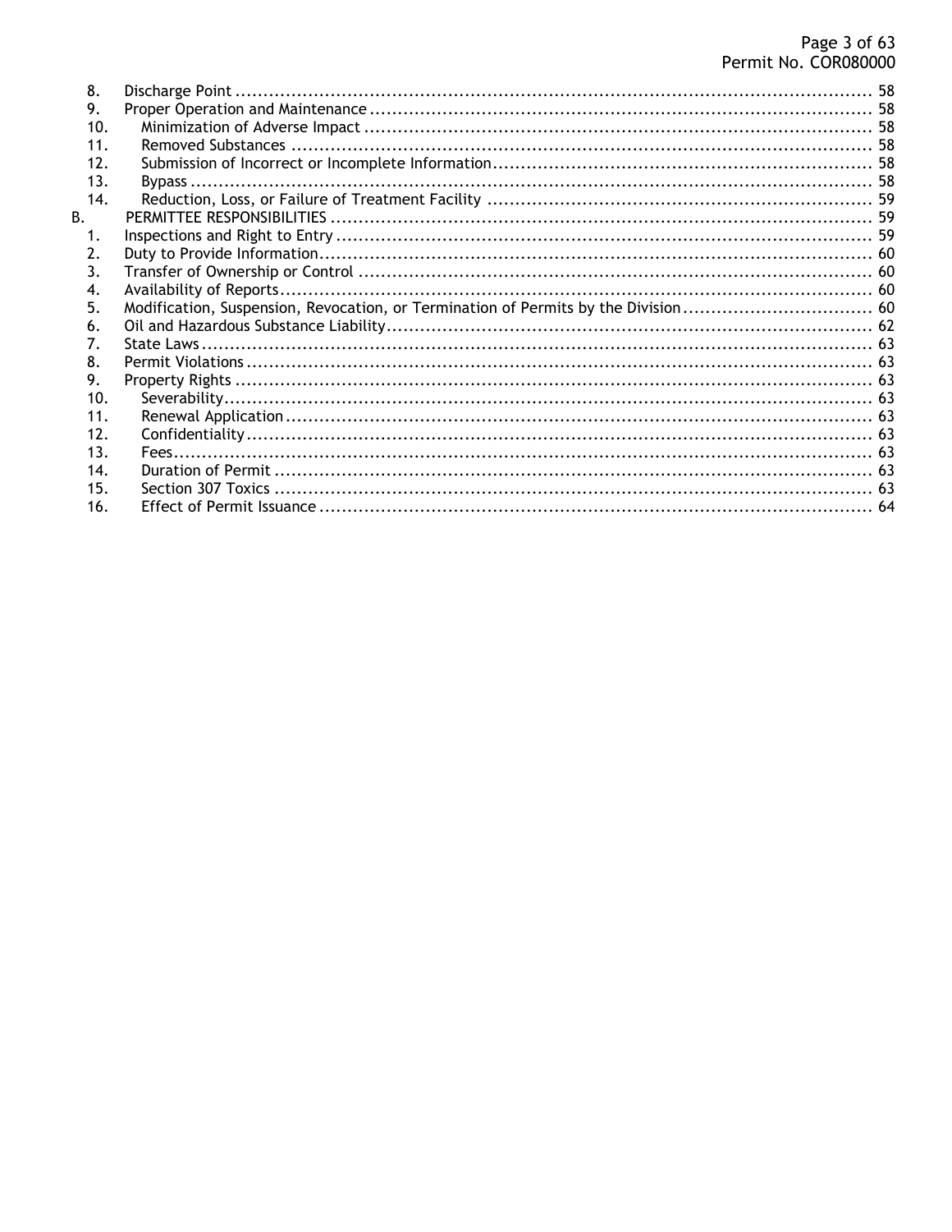8. Discharge Point ........................................................................................................ 58
9. Proper Operation and Maintenance ........................................................................ 58
10. Minimization of Adverse Impact ............................................................................ 58
11. Removed Substances ............................................................................................ 58
12. Submission of Incorrect or Incomplete Information ............................................... 58
13. Bypass ................................................................................................................ 58
14. Reduction, Loss, or Failure of Treatment Facility ................................................... 59

B. PERMITTEE RESPONSIBILITIES ................................................................................. 59

1. Inspections and Right to Entry ............................................................................... 59
2. Duty to Provide Information .................................................................................. 60
3. Transfer of Ownership or Control .......................................................................... 60
4. Availability of Reports .......................................................................................... 60
5. Modification, Suspension, Revocation, or Termination of Permits by the Division .... 60
6. Oil and Hazardous Substance Liability .................................................................... 62
7. State Laws ............................................................................................................ 63
8. Permit Violations ................................................................................................... 63
9. Property Rights ..................................................................................................... 63
10. Severability .......................................................................................................... 63
11. Renewal Application ............................................................................................ 63
12. Confidentiality ..................................................................................................... 63
13. Fees ..................................................................................................................... 63
14. Duration of Permit ............................................................................................... 63
15. Section 307 Toxics ............................................................................................... 63
16. Effect of Permit Issuance ...................................................................................... 64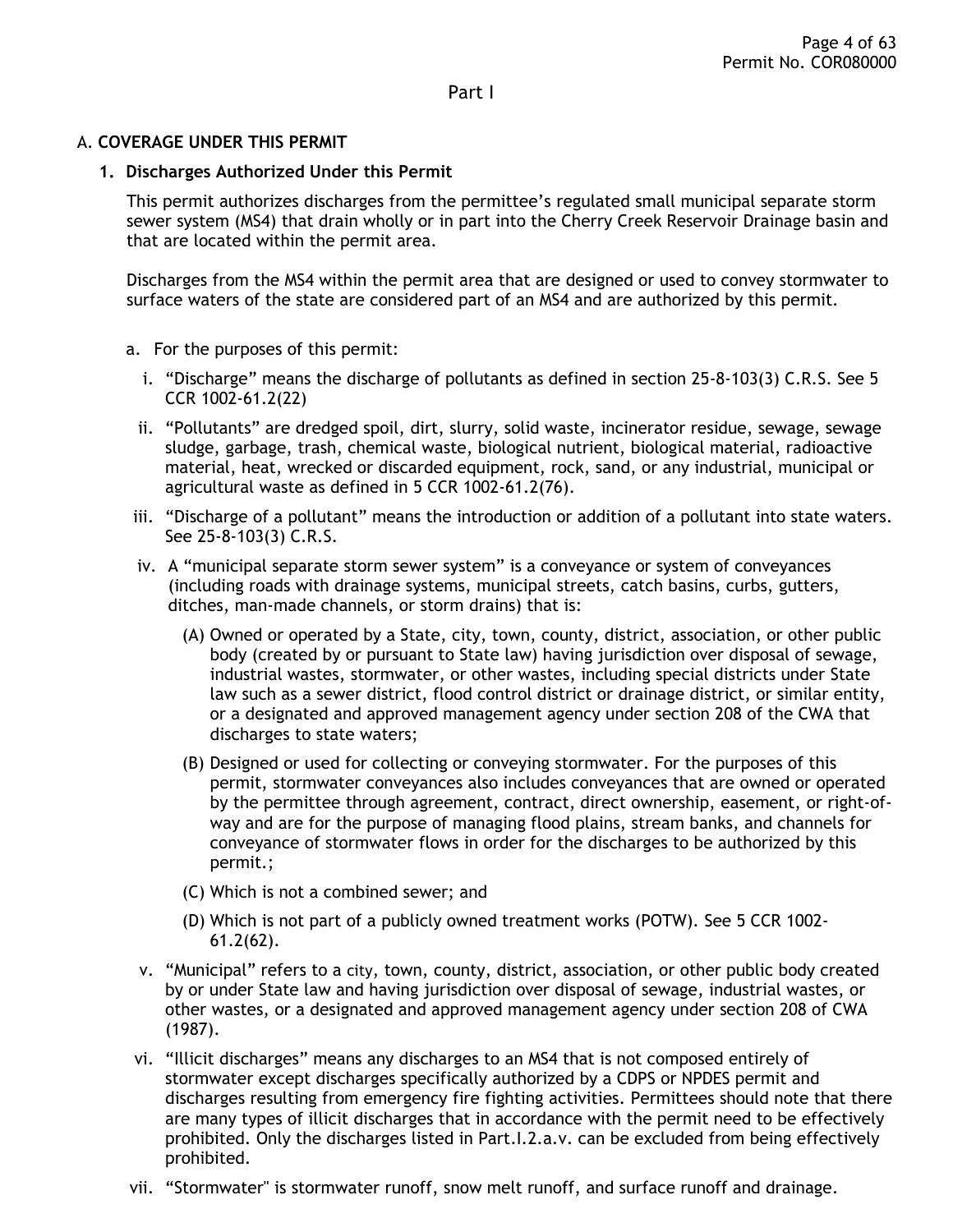Part I

## A. COVERAGE UNDER THIS PERMIT

### 1. Discharges Authorized Under this Permit

This permit authorizes discharges from the permittee's regulated small municipal separate storm sewer system (MS4) that drain wholly or in part into the Cherry Creek Reservoir Drainage basin and that are located within the permit area.

Discharges from the MS4 within the permit area that are designed or used to convey stormwater to surface waters of the state are considered part of an MS4 and are authorized by this permit.

a. For the purposes of this permit:

i. "Discharge" means the discharge of pollutants as defined in section 25-8-103(3) C.R.S. See 5 CCR 1002-61.2(22)

ii. "Pollutants" are dredged spoil, dirt, slurry, solid waste, incinerator residue, sewage, sewage sludge, garbage, trash, chemical waste, biological nutrient, biological material, radioactive material, heat, wrecked or discarded equipment, rock, sand, or any industrial, municipal or agricultural waste as defined in 5 CCR 1002-61.2(76).

iii. "Discharge of a pollutant" means the introduction or addition of a pollutant into state waters. See 25-8-103(3) C.R.S.

iv. A "municipal separate storm sewer system" is a conveyance or system of conveyances (including roads with drainage systems, municipal streets, catch basins, curbs, gutters, ditches, man-made channels, or storm drains) that is:

(A) Owned or operated by a State, city, town, county, district, association, or other public body (created by or pursuant to State law) having jurisdiction over disposal of sewage, industrial wastes, stormwater, or other wastes, including special districts under State law such as a sewer district, flood control district or drainage district, or similar entity, or a designated and approved management agency under section 208 of the CWA that discharges to state waters;

(B) Designed or used for collecting or conveying stormwater. For the purposes of this permit, stormwater conveyances also includes conveyances that are owned or operated by the permittee through agreement, contract, direct ownership, easement, or right-of-way and are for the purpose of managing flood plains, stream banks, and channels for conveyance of stormwater flows in order for the discharges to be authorized by this permit.;

(C) Which is not a combined sewer; and

(D) Which is not part of a publicly owned treatment works (POTW). See 5 CCR 1002-61.2(62).

v. "Municipal" refers to a city, town, county, district, association, or other public body created by or under State law and having jurisdiction over disposal of sewage, industrial wastes, or other wastes, or a designated and approved management agency under section 208 of CWA (1987).

vi. "Illicit discharges" means any discharges to an MS4 that is not composed entirely of stormwater except discharges specifically authorized by a CDPS or NPDES permit and discharges resulting from emergency fire fighting activities. Permittees should note that there are many types of illicit discharges that in accordance with the permit need to be effectively prohibited. Only the discharges listed in Part.I.2.a.v. can be excluded from being effectively prohibited.

vii. "Stormwater" is stormwater runoff, snow melt runoff, and surface runoff and drainage.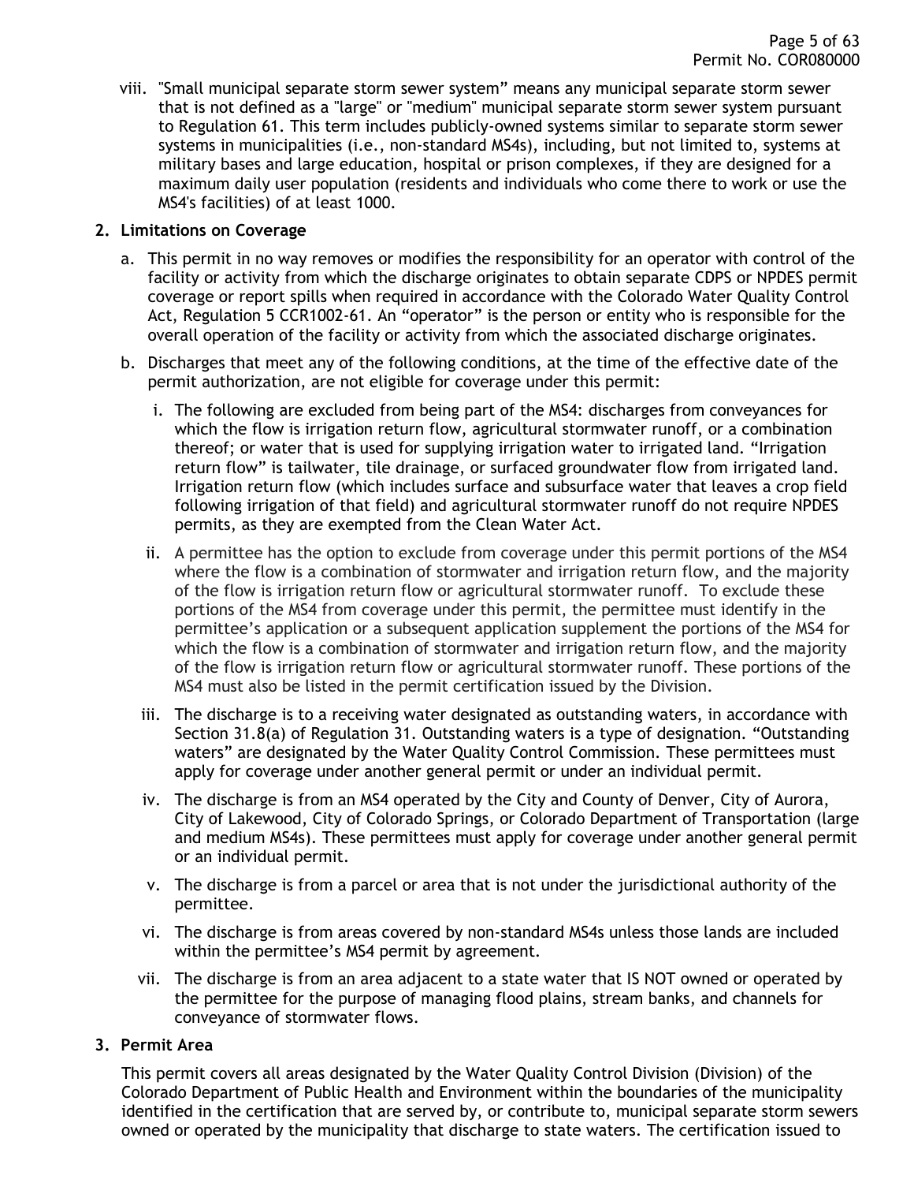viii. "Small municipal separate storm sewer system" means any municipal separate storm sewer that is not defined as a "large" or "medium" municipal separate storm sewer system pursuant to Regulation 61. This term includes publicly-owned systems similar to separate storm sewer systems in municipalities (i.e., non-standard MS4s), including, but not limited to, systems at military bases and large education, hospital or prison complexes, if they are designed for a maximum daily user population (residents and individuals who come there to work or use the MS4's facilities) of at least 1000.

**2. Limitations on Coverage**

a. This permit in no way removes or modifies the responsibility for an operator with control of the facility or activity from which the discharge originates to obtain separate CDPS or NPDES permit coverage or report spills when required in accordance with the Colorado Water Quality Control Act, Regulation 5 CCR1002-61. An "operator" is the person or entity who is responsible for the overall operation of the facility or activity from which the associated discharge originates.

b. Discharges that meet any of the following conditions, at the time of the effective date of the permit authorization, are not eligible for coverage under this permit:

i. The following are excluded from being part of the MS4: discharges from conveyances for which the flow is irrigation return flow, agricultural stormwater runoff, or a combination thereof; or water that is used for supplying irrigation water to irrigated land. "Irrigation return flow" is tailwater, tile drainage, or surfaced groundwater flow from irrigated land. Irrigation return flow (which includes surface and subsurface water that leaves a crop field following irrigation of that field) and agricultural stormwater runoff do not require NPDES permits, as they are exempted from the Clean Water Act.

ii. A permittee has the option to exclude from coverage under this permit portions of the MS4 where the flow is a combination of stormwater and irrigation return flow, and the majority of the flow is irrigation return flow or agricultural stormwater runoff. To exclude these portions of the MS4 from coverage under this permit, the permittee must identify in the permittee's application or a subsequent application supplement the portions of the MS4 for which the flow is a combination of stormwater and irrigation return flow, and the majority of the flow is irrigation return flow or agricultural stormwater runoff. These portions of the MS4 must also be listed in the permit certification issued by the Division.

iii. The discharge is to a receiving water designated as outstanding waters, in accordance with Section 31.8(a) of Regulation 31. Outstanding waters is a type of designation. "Outstanding waters" are designated by the Water Quality Control Commission. These permittees must apply for coverage under another general permit or under an individual permit.

iv. The discharge is from an MS4 operated by the City and County of Denver, City of Aurora, City of Lakewood, City of Colorado Springs, or Colorado Department of Transportation (large and medium MS4s). These permittees must apply for coverage under another general permit or an individual permit.

v. The discharge is from a parcel or area that is not under the jurisdictional authority of the permittee.

vi. The discharge is from areas covered by non-standard MS4s unless those lands are included within the permittee's MS4 permit by agreement.

vii. The discharge is from an area adjacent to a state water that IS NOT owned or operated by the permittee for the purpose of managing flood plains, stream banks, and channels for conveyance of stormwater flows.

**3. Permit Area**

This permit covers all areas designated by the Water Quality Control Division (Division) of the Colorado Department of Public Health and Environment within the boundaries of the municipality identified in the certification that are served by, or contribute to, municipal separate storm sewers owned or operated by the municipality that discharge to state waters. The certification issued to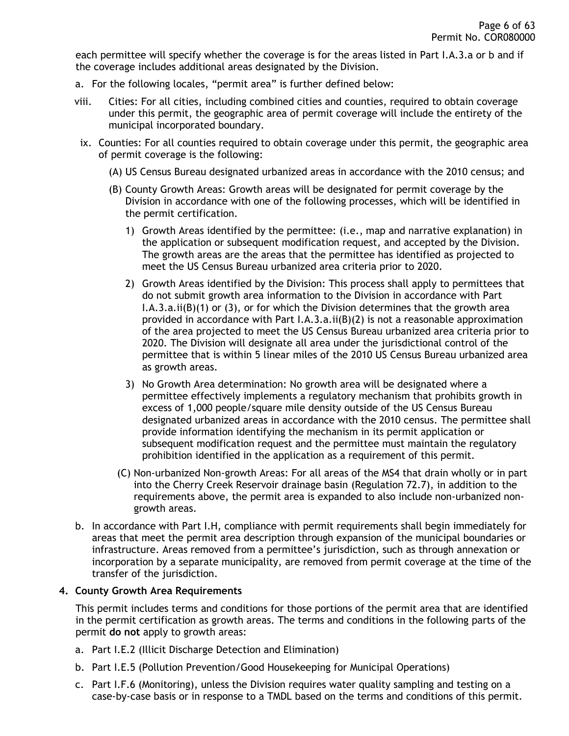each permittee will specify whether the coverage is for the areas listed in Part I.A.3.a or b and if the coverage includes additional areas designated by the Division.

a. For the following locales, "permit area" is further defined below:

   viii. Cities: For all cities, including combined cities and counties, required to obtain coverage under this permit, the geographic area of permit coverage will include the entirety of the municipal incorporated boundary.

   ix. Counties: For all counties required to obtain coverage under this permit, the geographic area of permit coverage is the following:

      (A) US Census Bureau designated urbanized areas in accordance with the 2010 census; and

      (B) County Growth Areas: Growth areas will be designated for permit coverage by the Division in accordance with one of the following processes, which will be identified in the permit certification.

         1) Growth Areas identified by the permittee: (i.e., map and narrative explanation) in the application or subsequent modification request, and accepted by the Division. The growth areas are the areas that the permittee has identified as projected to meet the US Census Bureau urbanized area criteria prior to 2020.

         2) Growth Areas identified by the Division: This process shall apply to permittees that do not submit growth area information to the Division in accordance with Part I.A.3.a.ii(B)(1) or (3), or for which the Division determines that the growth area provided in accordance with Part I.A.3.a.ii(B)(2) is not a reasonable approximation of the area projected to meet the US Census Bureau urbanized area criteria prior to 2020. The Division will designate all area under the jurisdictional control of the permittee that is within 5 linear miles of the 2010 US Census Bureau urbanized area as growth areas.

         3) No Growth Area determination: No growth area will be designated where a permittee effectively implements a regulatory mechanism that prohibits growth in excess of 1,000 people/square mile density outside of the US Census Bureau designated urbanized areas in accordance with the 2010 census. The permittee shall provide information identifying the mechanism in its permit application or subsequent modification request and the permittee must maintain the regulatory prohibition identified in the application as a requirement of this permit.

      (C) Non-urbanized Non-growth Areas: For all areas of the MS4 that drain wholly or in part into the Cherry Creek Reservoir drainage basin (Regulation 72.7), in addition to the requirements above, the permit area is expanded to also include non-urbanized non-growth areas.

b. In accordance with Part I.H, compliance with permit requirements shall begin immediately for areas that meet the permit area description through expansion of the municipal boundaries or infrastructure. Areas removed from a permittee's jurisdiction, such as through annexation or incorporation by a separate municipality, are removed from permit coverage at the time of the transfer of the jurisdiction.

**4. County Growth Area Requirements**

This permit includes terms and conditions for those portions of the permit area that are identified in the permit certification as growth areas. The terms and conditions in the following parts of the permit **do not** apply to growth areas:

a. Part I.E.2 (Illicit Discharge Detection and Elimination)

b. Part I.E.5 (Pollution Prevention/Good Housekeeping for Municipal Operations)

c. Part I.F.6 (Monitoring), unless the Division requires water quality sampling and testing on a case-by-case basis or in response to a TMDL based on the terms and conditions of this permit.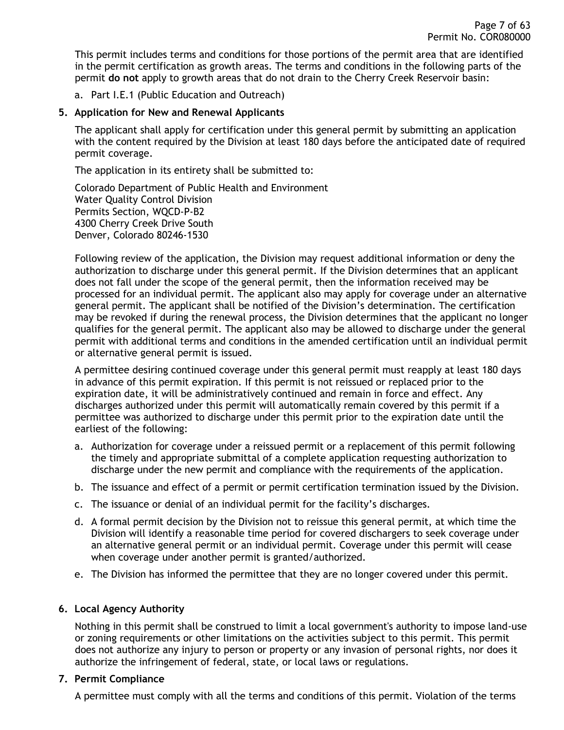This permit includes terms and conditions for those portions of the permit area that are identified in the permit certification as growth areas. The terms and conditions in the following parts of the permit **do not** apply to growth areas that do not drain to the Cherry Creek Reservoir basin:

a. Part I.E.1 (Public Education and Outreach)

**5. Application for New and Renewal Applicants**

The applicant shall apply for certification under this general permit by submitting an application with the content required by the Division at least 180 days before the anticipated date of required permit coverage.

The application in its entirety shall be submitted to:

Colorado Department of Public Health and Environment
Water Quality Control Division
Permits Section, WQCD-P-B2
4300 Cherry Creek Drive South
Denver, Colorado 80246-1530

Following review of the application, the Division may request additional information or deny the authorization to discharge under this general permit. If the Division determines that an applicant does not fall under the scope of the general permit, then the information received may be processed for an individual permit. The applicant also may apply for coverage under an alternative general permit. The applicant shall be notified of the Division's determination. The certification may be revoked if during the renewal process, the Division determines that the applicant no longer qualifies for the general permit. The applicant also may be allowed to discharge under the general permit with additional terms and conditions in the amended certification until an individual permit or alternative general permit is issued.

A permittee desiring continued coverage under this general permit must reapply at least 180 days in advance of this permit expiration. If this permit is not reissued or replaced prior to the expiration date, it will be administratively continued and remain in force and effect. Any discharges authorized under this permit will automatically remain covered by this permit if a permittee was authorized to discharge under this permit prior to the expiration date until the earliest of the following:

a. Authorization for coverage under a reissued permit or a replacement of this permit following the timely and appropriate submittal of a complete application requesting authorization to discharge under the new permit and compliance with the requirements of the application.
b. The issuance and effect of a permit or permit certification termination issued by the Division.
c. The issuance or denial of an individual permit for the facility's discharges.
d. A formal permit decision by the Division not to reissue this general permit, at which time the Division will identify a reasonable time period for covered dischargers to seek coverage under an alternative general permit or an individual permit. Coverage under this permit will cease when coverage under another permit is granted/authorized.
e. The Division has informed the permittee that they are no longer covered under this permit.

**6. Local Agency Authority**

Nothing in this permit shall be construed to limit a local government's authority to impose land-use or zoning requirements or other limitations on the activities subject to this permit. This permit does not authorize any injury to person or property or any invasion of personal rights, nor does it authorize the infringement of federal, state, or local laws or regulations.

**7. Permit Compliance**

A permittee must comply with all the terms and conditions of this permit. Violation of the terms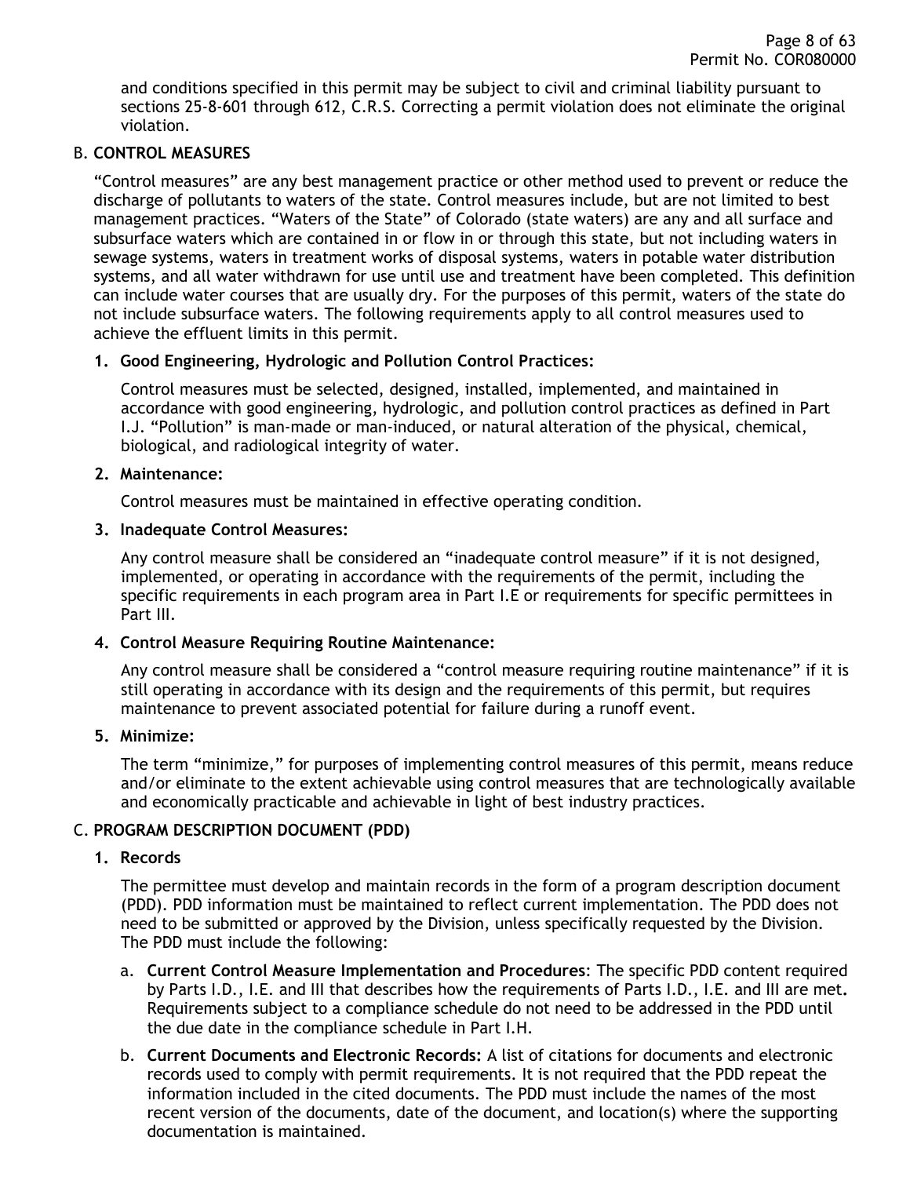and conditions specified in this permit may be subject to civil and criminal liability pursuant to sections 25-8-601 through 612, C.R.S. Correcting a permit violation does not eliminate the original violation.

## B. CONTROL MEASURES

"Control measures" are any best management practice or other method used to prevent or reduce the discharge of pollutants to waters of the state. Control measures include, but are not limited to best management practices. "Waters of the State" of Colorado (state waters) are any and all surface and subsurface waters which are contained in or flow in or through this state, but not including waters in sewage systems, waters in treatment works of disposal systems, waters in potable water distribution systems, and all water withdrawn for use until use and treatment have been completed. This definition can include water courses that are usually dry. For the purposes of this permit, waters of the state do not include subsurface waters. The following requirements apply to all control measures used to achieve the effluent limits in this permit.

### 1. Good Engineering, Hydrologic and Pollution Control Practices:

Control measures must be selected, designed, installed, implemented, and maintained in accordance with good engineering, hydrologic, and pollution control practices as defined in Part I.J. "Pollution" is man-made or man-induced, or natural alteration of the physical, chemical, biological, and radiological integrity of water.

### 2. Maintenance:

Control measures must be maintained in effective operating condition.

### 3. Inadequate Control Measures:

Any control measure shall be considered an "inadequate control measure" if it is not designed, implemented, or operating in accordance with the requirements of the permit, including the specific requirements in each program area in Part I.E or requirements for specific permittees in Part III.

### 4. Control Measure Requiring Routine Maintenance:

Any control measure shall be considered a "control measure requiring routine maintenance" if it is still operating in accordance with its design and the requirements of this permit, but requires maintenance to prevent associated potential for failure during a runoff event.

### 5. Minimize:

The term "minimize," for purposes of implementing control measures of this permit, means reduce and/or eliminate to the extent achievable using control measures that are technologically available and economically practicable and achievable in light of best industry practices.

## C. PROGRAM DESCRIPTION DOCUMENT (PDD)

### 1. Records

The permittee must develop and maintain records in the form of a program description document (PDD). PDD information must be maintained to reflect current implementation. The PDD does not need to be submitted or approved by the Division, unless specifically requested by the Division. The PDD must include the following:

a. **Current Control Measure Implementation and Procedures**: The specific PDD content required by Parts I.D., I.E. and III that describes how the requirements of Parts I.D., I.E. and III are met**.** Requirements subject to a compliance schedule do not need to be addressed in the PDD until the due date in the compliance schedule in Part I.H.

b. **Current Documents and Electronic Records:** A list of citations for documents and electronic records used to comply with permit requirements. It is not required that the PDD repeat the information included in the cited documents. The PDD must include the names of the most recent version of the documents, date of the document, and location(s) where the supporting documentation is maintained.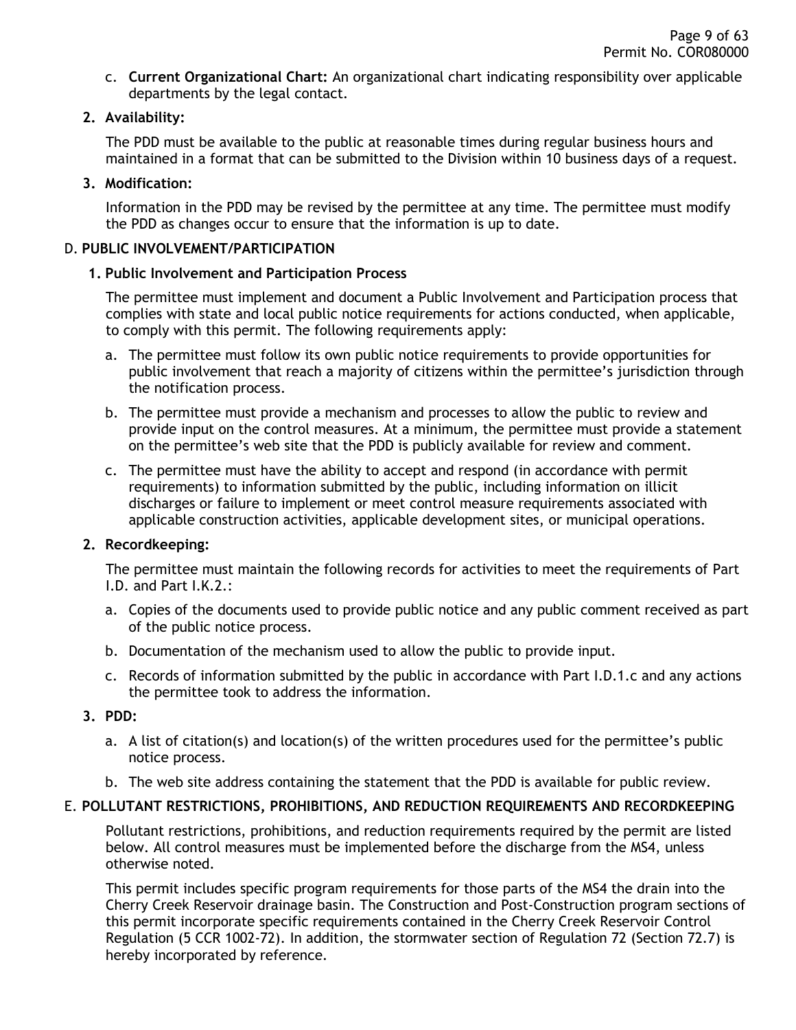c. **Current Organizational Chart:** An organizational chart indicating responsibility over applicable departments by the legal contact.

**2. Availability:**

The PDD must be available to the public at reasonable times during regular business hours and maintained in a format that can be submitted to the Division within 10 business days of a request.

**3. Modification:**

Information in the PDD may be revised by the permittee at any time. The permittee must modify the PDD as changes occur to ensure that the information is up to date.

D. **PUBLIC INVOLVEMENT/PARTICIPATION**

**1. Public Involvement and Participation Process**

The permittee must implement and document a Public Involvement and Participation process that complies with state and local public notice requirements for actions conducted, when applicable, to comply with this permit. The following requirements apply:

a. The permittee must follow its own public notice requirements to provide opportunities for public involvement that reach a majority of citizens within the permittee's jurisdiction through the notification process.

b. The permittee must provide a mechanism and processes to allow the public to review and provide input on the control measures. At a minimum, the permittee must provide a statement on the permittee's web site that the PDD is publicly available for review and comment.

c. The permittee must have the ability to accept and respond (in accordance with permit requirements) to information submitted by the public, including information on illicit discharges or failure to implement or meet control measure requirements associated with applicable construction activities, applicable development sites, or municipal operations.

**2. Recordkeeping:**

The permittee must maintain the following records for activities to meet the requirements of Part I.D. and Part I.K.2.:

a. Copies of the documents used to provide public notice and any public comment received as part of the public notice process.

b. Documentation of the mechanism used to allow the public to provide input.

c. Records of information submitted by the public in accordance with Part I.D.1.c and any actions the permittee took to address the information.

**3. PDD:**

a. A list of citation(s) and location(s) of the written procedures used for the permittee's public notice process.

b. The web site address containing the statement that the PDD is available for public review.

E. **POLLUTANT RESTRICTIONS, PROHIBITIONS, AND REDUCTION REQUIREMENTS AND RECORDKEEPING**

Pollutant restrictions, prohibitions, and reduction requirements required by the permit are listed below. All control measures must be implemented before the discharge from the MS4, unless otherwise noted.

This permit includes specific program requirements for those parts of the MS4 the drain into the Cherry Creek Reservoir drainage basin. The Construction and Post-Construction program sections of this permit incorporate specific requirements contained in the Cherry Creek Reservoir Control Regulation (5 CCR 1002-72). In addition, the stormwater section of Regulation 72 (Section 72.7) is hereby incorporated by reference.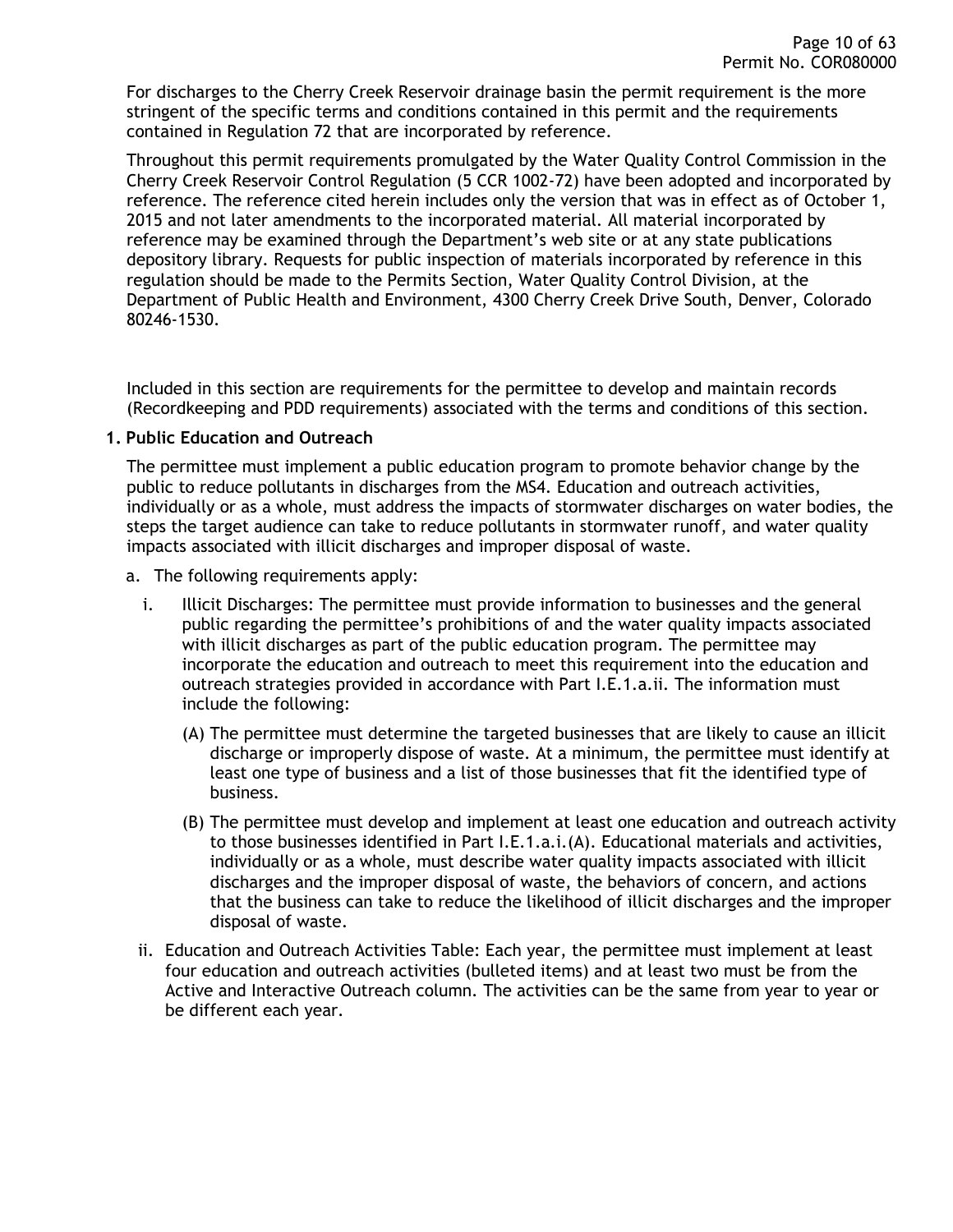For discharges to the Cherry Creek Reservoir drainage basin the permit requirement is the more stringent of the specific terms and conditions contained in this permit and the requirements contained in Regulation 72 that are incorporated by reference.

Throughout this permit requirements promulgated by the Water Quality Control Commission in the Cherry Creek Reservoir Control Regulation (5 CCR 1002-72) have been adopted and incorporated by reference. The reference cited herein includes only the version that was in effect as of October 1, 2015 and not later amendments to the incorporated material. All material incorporated by reference may be examined through the Department's web site or at any state publications depository library. Requests for public inspection of materials incorporated by reference in this regulation should be made to the Permits Section, Water Quality Control Division, at the Department of Public Health and Environment, 4300 Cherry Creek Drive South, Denver, Colorado 80246-1530.

Included in this section are requirements for the permittee to develop and maintain records (Recordkeeping and PDD requirements) associated with the terms and conditions of this section.

**1. Public Education and Outreach**

The permittee must implement a public education program to promote behavior change by the public to reduce pollutants in discharges from the MS4. Education and outreach activities, individually or as a whole, must address the impacts of stormwater discharges on water bodies, the steps the target audience can take to reduce pollutants in stormwater runoff, and water quality impacts associated with illicit discharges and improper disposal of waste.

a. The following requirements apply:

i. Illicit Discharges: The permittee must provide information to businesses and the general public regarding the permittee's prohibitions of and the water quality impacts associated with illicit discharges as part of the public education program. The permittee may incorporate the education and outreach to meet this requirement into the education and outreach strategies provided in accordance with Part I.E.1.a.ii. The information must include the following:

(A) The permittee must determine the targeted businesses that are likely to cause an illicit discharge or improperly dispose of waste. At a minimum, the permittee must identify at least one type of business and a list of those businesses that fit the identified type of business.

(B) The permittee must develop and implement at least one education and outreach activity to those businesses identified in Part I.E.1.a.i.(A). Educational materials and activities, individually or as a whole, must describe water quality impacts associated with illicit discharges and the improper disposal of waste, the behaviors of concern, and actions that the business can take to reduce the likelihood of illicit discharges and the improper disposal of waste.

ii. Education and Outreach Activities Table: Each year, the permittee must implement at least four education and outreach activities (bulleted items) and at least two must be from the Active and Interactive Outreach column. The activities can be the same from year to year or be different each year.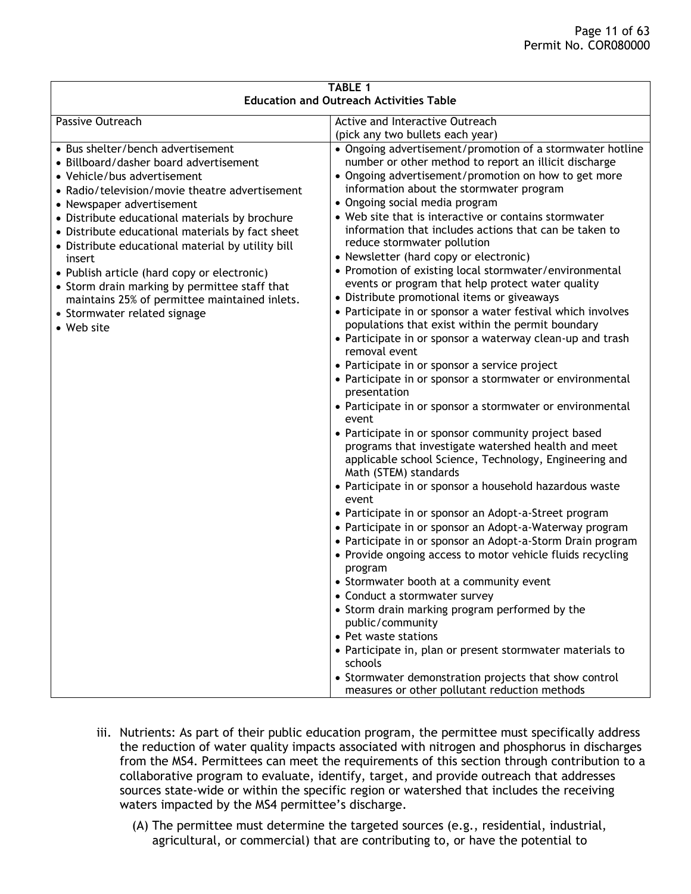**TABLE 1**
**Education and Outreach Activities Table**

| Passive Outreach | Active and Interactive Outreach (pick any two bullets each year) |
|---|---|
| • Bus shelter/bench advertisement<br>• Billboard/dasher board advertisement<br>• Vehicle/bus advertisement<br>• Radio/television/movie theatre advertisement<br>• Newspaper advertisement<br>• Distribute educational materials by brochure<br>• Distribute educational materials by fact sheet<br>• Distribute educational material by utility bill insert<br>• Publish article (hard copy or electronic)<br>• Storm drain marking by permittee staff that maintains 25% of permittee maintained inlets.<br>• Stormwater related signage<br>• Web site | • Ongoing advertisement/promotion of a stormwater hotline number or other method to report an illicit discharge<br>• Ongoing advertisement/promotion on how to get more information about the stormwater program<br>• Ongoing social media program<br>• Web site that is interactive or contains stormwater information that includes actions that can be taken to reduce stormwater pollution<br>• Newsletter (hard copy or electronic)<br>• Promotion of existing local stormwater/environmental events or program that help protect water quality<br>• Distribute promotional items or giveaways<br>• Participate in or sponsor a water festival which involves populations that exist within the permit boundary<br>• Participate in or sponsor a waterway clean-up and trash removal event<br>• Participate in or sponsor a service project<br>• Participate in or sponsor a stormwater or environmental presentation<br>• Participate in or sponsor a stormwater or environmental event<br>• Participate in or sponsor community project based programs that investigate watershed health and meet applicable school Science, Technology, Engineering and Math (STEM) standards<br>• Participate in or sponsor a household hazardous waste event<br>• Participate in or sponsor an Adopt-a-Street program<br>• Participate in or sponsor an Adopt-a-Waterway program<br>• Participate in or sponsor an Adopt-a-Storm Drain program<br>• Provide ongoing access to motor vehicle fluids recycling program<br>• Stormwater booth at a community event<br>• Conduct a stormwater survey<br>• Storm drain marking program performed by the public/community<br>• Pet waste stations<br>• Participate in, plan or present stormwater materials to schools<br>• Stormwater demonstration projects that show control measures or other pollutant reduction methods |

iii. Nutrients: As part of their public education program, the permittee must specifically address the reduction of water quality impacts associated with nitrogen and phosphorus in discharges from the MS4. Permittees can meet the requirements of this section through contribution to a collaborative program to evaluate, identify, target, and provide outreach that addresses sources state-wide or within the specific region or watershed that includes the receiving waters impacted by the MS4 permittee's discharge.

(A) The permittee must determine the targeted sources (e.g., residential, industrial, agricultural, or commercial) that are contributing to, or have the potential to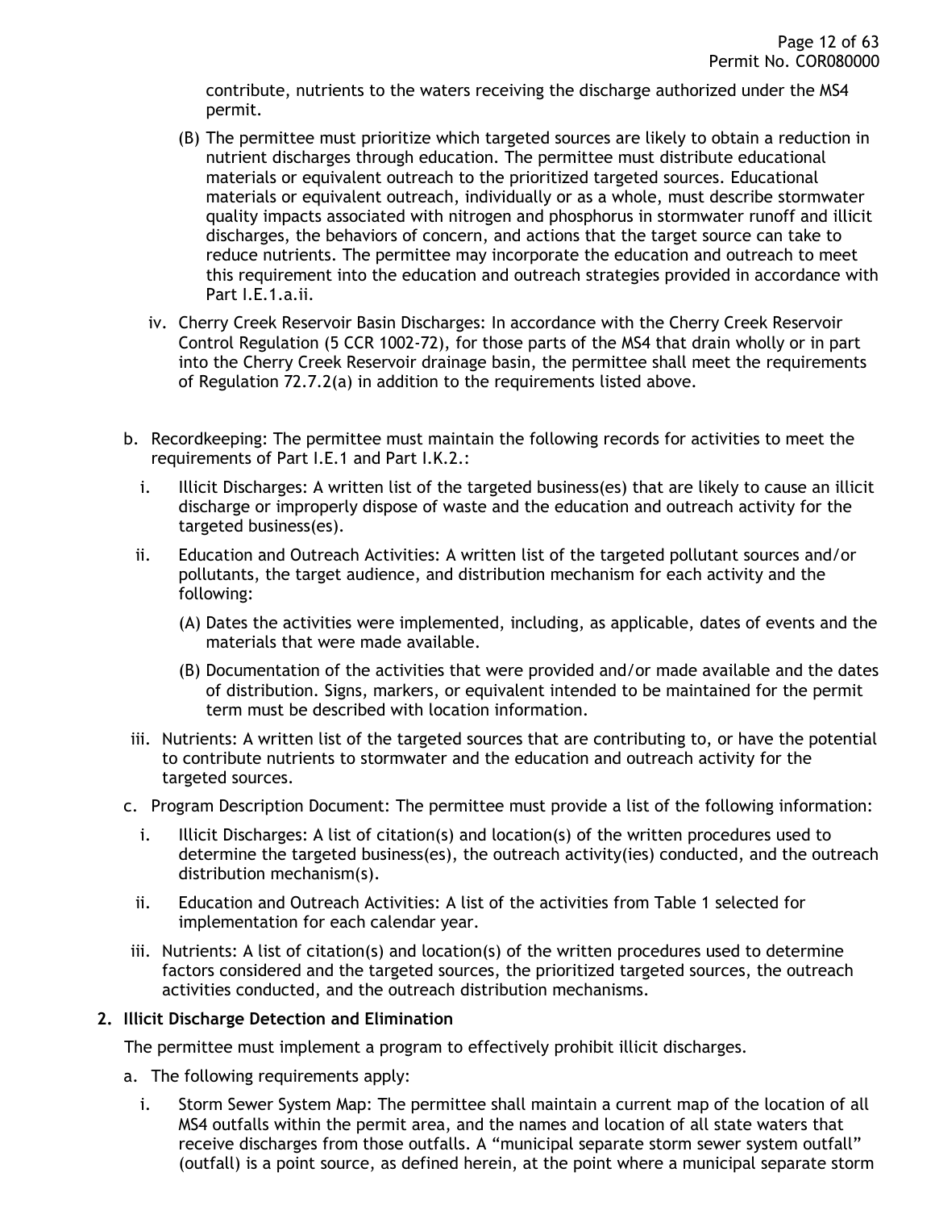contribute, nutrients to the waters receiving the discharge authorized under the MS4 permit.

(B) The permittee must prioritize which targeted sources are likely to obtain a reduction in nutrient discharges through education. The permittee must distribute educational materials or equivalent outreach to the prioritized targeted sources. Educational materials or equivalent outreach, individually or as a whole, must describe stormwater quality impacts associated with nitrogen and phosphorus in stormwater runoff and illicit discharges, the behaviors of concern, and actions that the target source can take to reduce nutrients. The permittee may incorporate the education and outreach to meet this requirement into the education and outreach strategies provided in accordance with Part I.E.1.a.ii.

iv. Cherry Creek Reservoir Basin Discharges: In accordance with the Cherry Creek Reservoir Control Regulation (5 CCR 1002-72), for those parts of the MS4 that drain wholly or in part into the Cherry Creek Reservoir drainage basin, the permittee shall meet the requirements of Regulation 72.7.2(a) in addition to the requirements listed above.

b. Recordkeeping: The permittee must maintain the following records for activities to meet the requirements of Part I.E.1 and Part I.K.2.:

i. Illicit Discharges: A written list of the targeted business(es) that are likely to cause an illicit discharge or improperly dispose of waste and the education and outreach activity for the targeted business(es).

ii. Education and Outreach Activities: A written list of the targeted pollutant sources and/or pollutants, the target audience, and distribution mechanism for each activity and the following:

(A) Dates the activities were implemented, including, as applicable, dates of events and the materials that were made available.

(B) Documentation of the activities that were provided and/or made available and the dates of distribution. Signs, markers, or equivalent intended to be maintained for the permit term must be described with location information.

iii. Nutrients: A written list of the targeted sources that are contributing to, or have the potential to contribute nutrients to stormwater and the education and outreach activity for the targeted sources.

c. Program Description Document: The permittee must provide a list of the following information:

i. Illicit Discharges: A list of citation(s) and location(s) of the written procedures used to determine the targeted business(es), the outreach activity(ies) conducted, and the outreach distribution mechanism(s).

ii. Education and Outreach Activities: A list of the activities from Table 1 selected for implementation for each calendar year.

iii. Nutrients: A list of citation(s) and location(s) of the written procedures used to determine factors considered and the targeted sources, the prioritized targeted sources, the outreach activities conducted, and the outreach distribution mechanisms.

**2. Illicit Discharge Detection and Elimination**

The permittee must implement a program to effectively prohibit illicit discharges.

a. The following requirements apply:

i. Storm Sewer System Map: The permittee shall maintain a current map of the location of all MS4 outfalls within the permit area, and the names and location of all state waters that receive discharges from those outfalls. A "municipal separate storm sewer system outfall" (outfall) is a point source, as defined herein, at the point where a municipal separate storm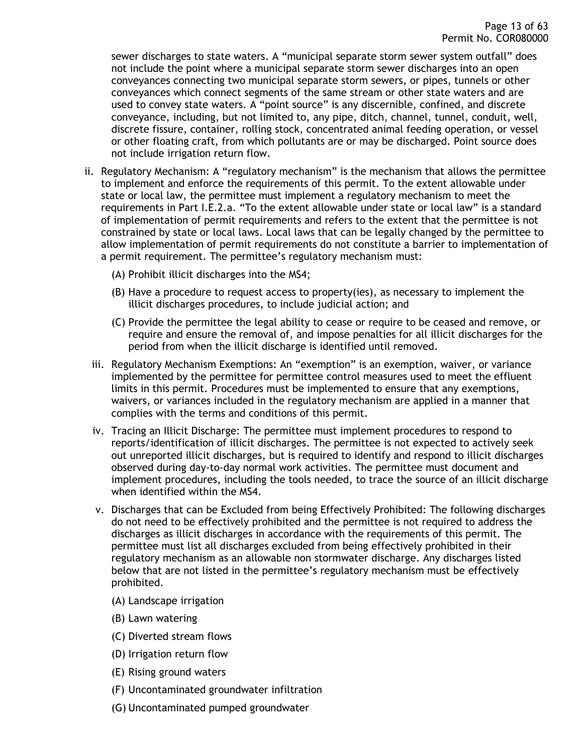sewer discharges to state waters. A "municipal separate storm sewer system outfall" does not include the point where a municipal separate storm sewer discharges into an open conveyances connecting two municipal separate storm sewers, or pipes, tunnels or other conveyances which connect segments of the same stream or other state waters and are used to convey state waters. A "point source" is any discernible, confined, and discrete conveyance, including, but not limited to, any pipe, ditch, channel, tunnel, conduit, well, discrete fissure, container, rolling stock, concentrated animal feeding operation, or vessel or other floating craft, from which pollutants are or may be discharged. Point source does not include irrigation return flow.

ii. Regulatory Mechanism: A "regulatory mechanism" is the mechanism that allows the permittee to implement and enforce the requirements of this permit. To the extent allowable under state or local law, the permittee must implement a regulatory mechanism to meet the requirements in Part I.E.2.a. "To the extent allowable under state or local law" is a standard of implementation of permit requirements and refers to the extent that the permittee is not constrained by state or local laws. Local laws that can be legally changed by the permittee to allow implementation of permit requirements do not constitute a barrier to implementation of a permit requirement. The permittee's regulatory mechanism must:

   (A) Prohibit illicit discharges into the MS4;

   (B) Have a procedure to request access to property(ies), as necessary to implement the illicit discharges procedures, to include judicial action; and

   (C) Provide the permittee the legal ability to cease or require to be ceased and remove, or require and ensure the removal of, and impose penalties for all illicit discharges for the period from when the illicit discharge is identified until removed.

iii. Regulatory Mechanism Exemptions: An "exemption" is an exemption, waiver, or variance implemented by the permittee for permittee control measures used to meet the effluent limits in this permit. Procedures must be implemented to ensure that any exemptions, waivers, or variances included in the regulatory mechanism are applied in a manner that complies with the terms and conditions of this permit.

iv. Tracing an Illicit Discharge: The permittee must implement procedures to respond to reports/identification of illicit discharges. The permittee is not expected to actively seek out unreported illicit discharges, but is required to identify and respond to illicit discharges observed during day-to-day normal work activities. The permittee must document and implement procedures, including the tools needed, to trace the source of an illicit discharge when identified within the MS4.

v. Discharges that can be Excluded from being Effectively Prohibited: The following discharges do not need to be effectively prohibited and the permittee is not required to address the discharges as illicit discharges in accordance with the requirements of this permit. The permittee must list all discharges excluded from being effectively prohibited in their regulatory mechanism as an allowable non stormwater discharge. Any discharges listed below that are not listed in the permittee's regulatory mechanism must be effectively prohibited.

   (A) Landscape irrigation

   (B) Lawn watering

   (C) Diverted stream flows

   (D) Irrigation return flow

   (E) Rising ground waters

   (F) Uncontaminated groundwater infiltration

   (G) Uncontaminated pumped groundwater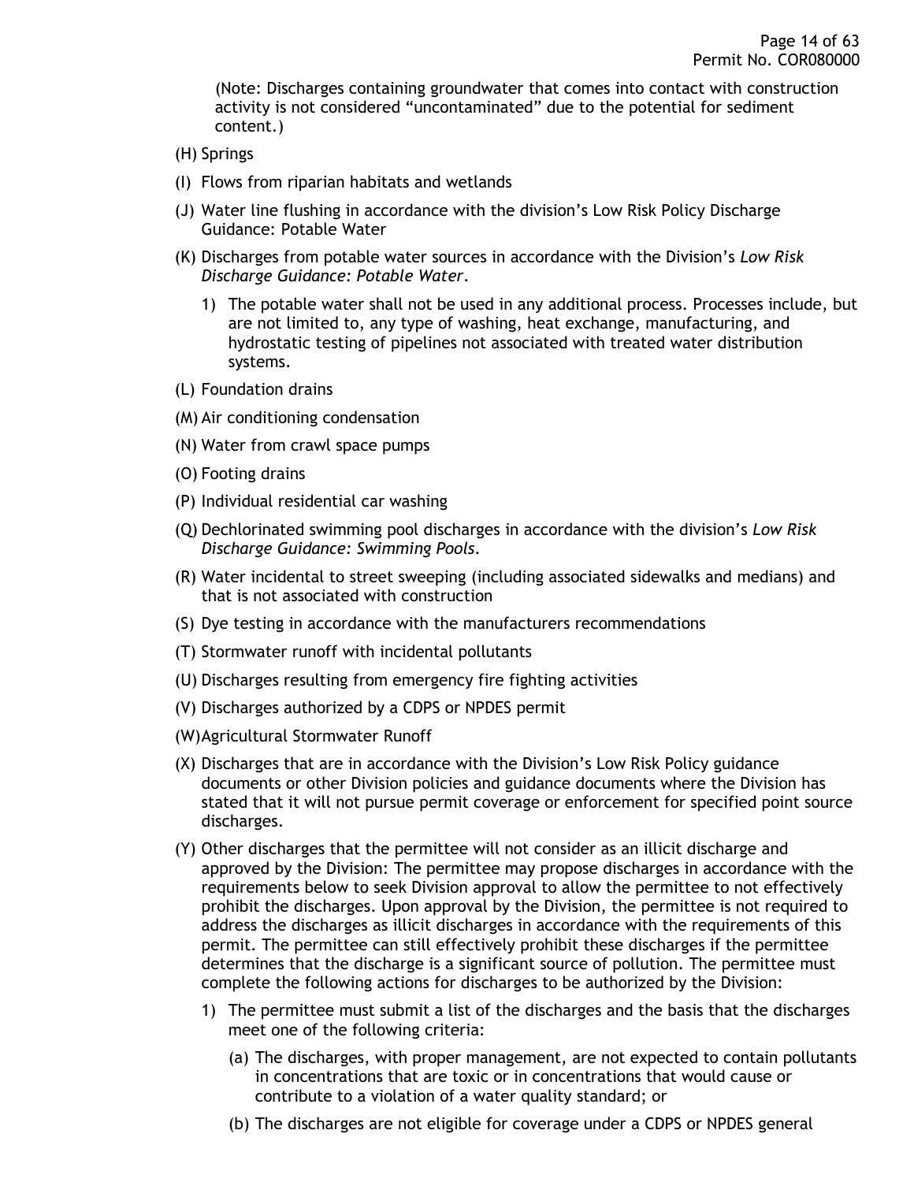(Note: Discharges containing groundwater that comes into contact with construction activity is not considered "uncontaminated" due to the potential for sediment content.)

(H) Springs

(I) Flows from riparian habitats and wetlands

(J) Water line flushing in accordance with the division's Low Risk Policy Discharge Guidance: Potable Water

(K) Discharges from potable water sources in accordance with the Division's *Low Risk Discharge Guidance: Potable Water*.

1) The potable water shall not be used in any additional process. Processes include, but are not limited to, any type of washing, heat exchange, manufacturing, and hydrostatic testing of pipelines not associated with treated water distribution systems.

(L) Foundation drains

(M) Air conditioning condensation

(N) Water from crawl space pumps

(O) Footing drains

(P) Individual residential car washing

(Q) Dechlorinated swimming pool discharges in accordance with the division's *Low Risk Discharge Guidance: Swimming Pools*.

(R) Water incidental to street sweeping (including associated sidewalks and medians) and that is not associated with construction

(S) Dye testing in accordance with the manufacturers recommendations

(T) Stormwater runoff with incidental pollutants

(U) Discharges resulting from emergency fire fighting activities

(V) Discharges authorized by a CDPS or NPDES permit

(W) Agricultural Stormwater Runoff

(X) Discharges that are in accordance with the Division's Low Risk Policy guidance documents or other Division policies and guidance documents where the Division has stated that it will not pursue permit coverage or enforcement for specified point source discharges.

(Y) Other discharges that the permittee will not consider as an illicit discharge and approved by the Division: The permittee may propose discharges in accordance with the requirements below to seek Division approval to allow the permittee to not effectively prohibit the discharges. Upon approval by the Division, the permittee is not required to address the discharges as illicit discharges in accordance with the requirements of this permit. The permittee can still effectively prohibit these discharges if the permittee determines that the discharge is a significant source of pollution. The permittee must complete the following actions for discharges to be authorized by the Division:

1) The permittee must submit a list of the discharges and the basis that the discharges meet one of the following criteria:

(a) The discharges, with proper management, are not expected to contain pollutants in concentrations that are toxic or in concentrations that would cause or contribute to a violation of a water quality standard; or

(b) The discharges are not eligible for coverage under a CDPS or NPDES general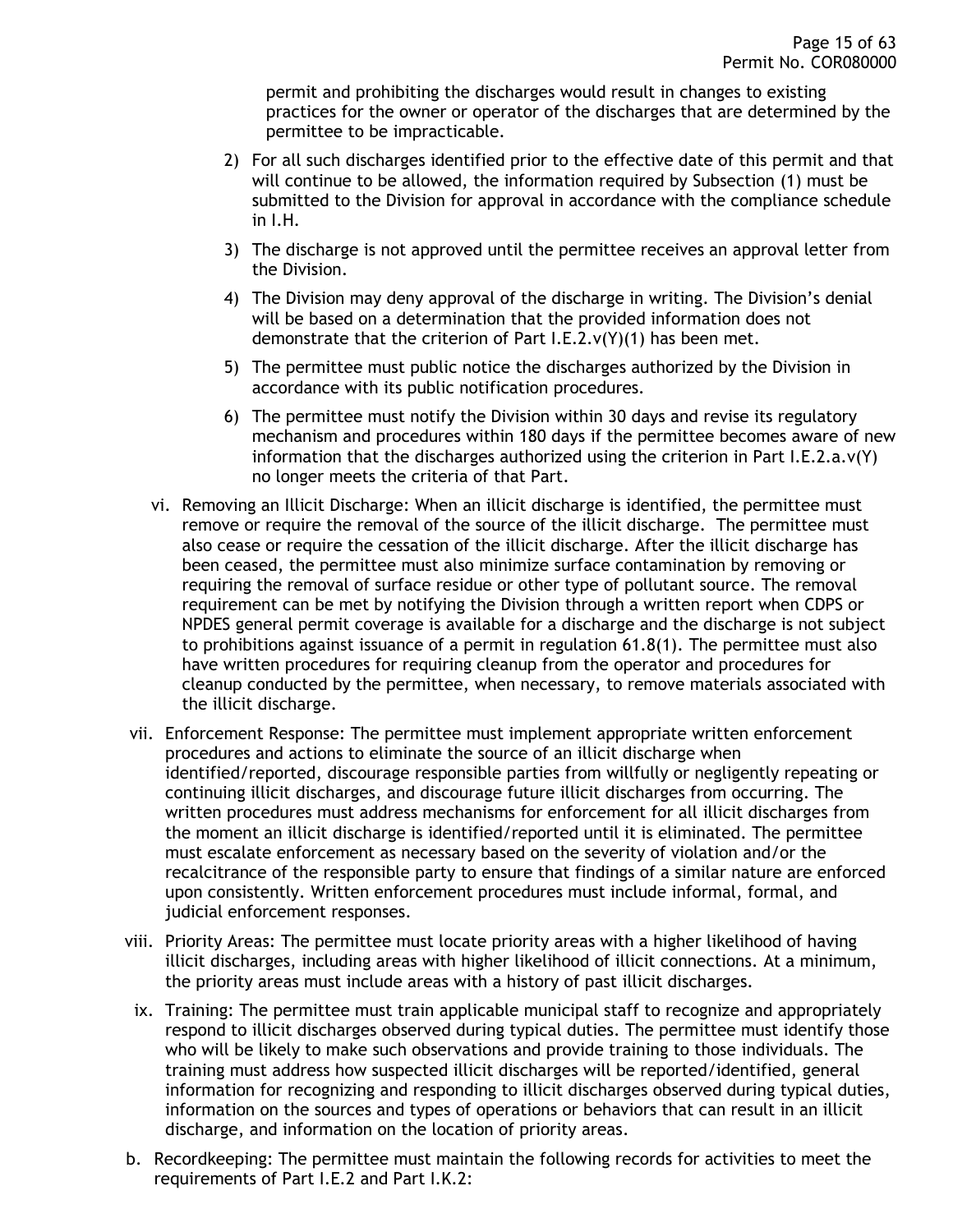permit and prohibiting the discharges would result in changes to existing practices for the owner or operator of the discharges that are determined by the permittee to be impracticable.

2) For all such discharges identified prior to the effective date of this permit and that will continue to be allowed, the information required by Subsection (1) must be submitted to the Division for approval in accordance with the compliance schedule in I.H.

3) The discharge is not approved until the permittee receives an approval letter from the Division.

4) The Division may deny approval of the discharge in writing. The Division's denial will be based on a determination that the provided information does not demonstrate that the criterion of Part I.E.2.v(Y)(1) has been met.

5) The permittee must public notice the discharges authorized by the Division in accordance with its public notification procedures.

6) The permittee must notify the Division within 30 days and revise its regulatory mechanism and procedures within 180 days if the permittee becomes aware of new information that the discharges authorized using the criterion in Part I.E.2.a.v(Y) no longer meets the criteria of that Part.

vi. Removing an Illicit Discharge: When an illicit discharge is identified, the permittee must remove or require the removal of the source of the illicit discharge. The permittee must also cease or require the cessation of the illicit discharge. After the illicit discharge has been ceased, the permittee must also minimize surface contamination by removing or requiring the removal of surface residue or other type of pollutant source. The removal requirement can be met by notifying the Division through a written report when CDPS or NPDES general permit coverage is available for a discharge and the discharge is not subject to prohibitions against issuance of a permit in regulation 61.8(1). The permittee must also have written procedures for requiring cleanup from the operator and procedures for cleanup conducted by the permittee, when necessary, to remove materials associated with the illicit discharge.

vii. Enforcement Response: The permittee must implement appropriate written enforcement procedures and actions to eliminate the source of an illicit discharge when identified/reported, discourage responsible parties from willfully or negligently repeating or continuing illicit discharges, and discourage future illicit discharges from occurring. The written procedures must address mechanisms for enforcement for all illicit discharges from the moment an illicit discharge is identified/reported until it is eliminated. The permittee must escalate enforcement as necessary based on the severity of violation and/or the recalcitrance of the responsible party to ensure that findings of a similar nature are enforced upon consistently. Written enforcement procedures must include informal, formal, and judicial enforcement responses.

viii. Priority Areas: The permittee must locate priority areas with a higher likelihood of having illicit discharges, including areas with higher likelihood of illicit connections. At a minimum, the priority areas must include areas with a history of past illicit discharges.

ix. Training: The permittee must train applicable municipal staff to recognize and appropriately respond to illicit discharges observed during typical duties. The permittee must identify those who will be likely to make such observations and provide training to those individuals. The training must address how suspected illicit discharges will be reported/identified, general information for recognizing and responding to illicit discharges observed during typical duties, information on the sources and types of operations or behaviors that can result in an illicit discharge, and information on the location of priority areas.

b. Recordkeeping: The permittee must maintain the following records for activities to meet the requirements of Part I.E.2 and Part I.K.2: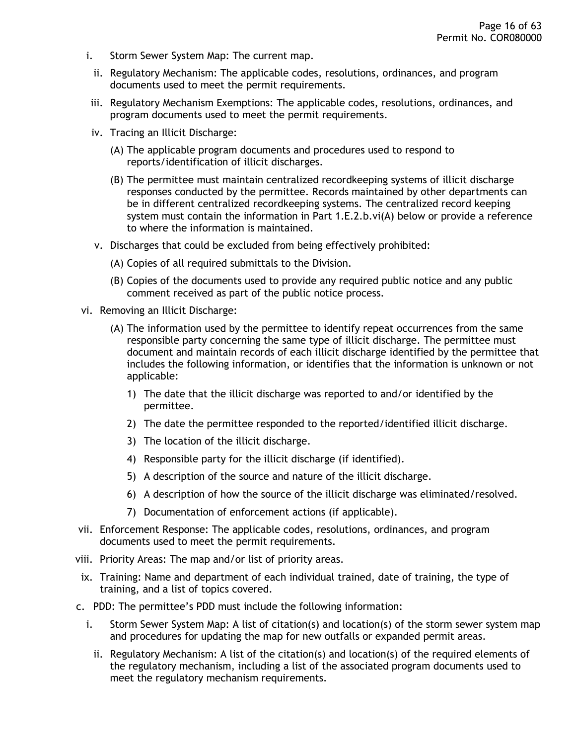i. Storm Sewer System Map: The current map.

ii. Regulatory Mechanism: The applicable codes, resolutions, ordinances, and program documents used to meet the permit requirements.

iii. Regulatory Mechanism Exemptions: The applicable codes, resolutions, ordinances, and program documents used to meet the permit requirements.

iv. Tracing an Illicit Discharge:

(A) The applicable program documents and procedures used to respond to reports/identification of illicit discharges.

(B) The permittee must maintain centralized recordkeeping systems of illicit discharge responses conducted by the permittee. Records maintained by other departments can be in different centralized recordkeeping systems. The centralized record keeping system must contain the information in Part 1.E.2.b.vi(A) below or provide a reference to where the information is maintained.

v. Discharges that could be excluded from being effectively prohibited:

(A) Copies of all required submittals to the Division.

(B) Copies of the documents used to provide any required public notice and any public comment received as part of the public notice process.

vi. Removing an Illicit Discharge:

(A) The information used by the permittee to identify repeat occurrences from the same responsible party concerning the same type of illicit discharge. The permittee must document and maintain records of each illicit discharge identified by the permittee that includes the following information, or identifies that the information is unknown or not applicable:

1) The date that the illicit discharge was reported to and/or identified by the permittee.

2) The date the permittee responded to the reported/identified illicit discharge.

3) The location of the illicit discharge.

4) Responsible party for the illicit discharge (if identified).

5) A description of the source and nature of the illicit discharge.

6) A description of how the source of the illicit discharge was eliminated/resolved.

7) Documentation of enforcement actions (if applicable).

vii. Enforcement Response: The applicable codes, resolutions, ordinances, and program documents used to meet the permit requirements.

viii. Priority Areas: The map and/or list of priority areas.

ix. Training: Name and department of each individual trained, date of training, the type of training, and a list of topics covered.

c. PDD: The permittee's PDD must include the following information:

i. Storm Sewer System Map: A list of citation(s) and location(s) of the storm sewer system map and procedures for updating the map for new outfalls or expanded permit areas.

ii. Regulatory Mechanism: A list of the citation(s) and location(s) of the required elements of the regulatory mechanism, including a list of the associated program documents used to meet the regulatory mechanism requirements.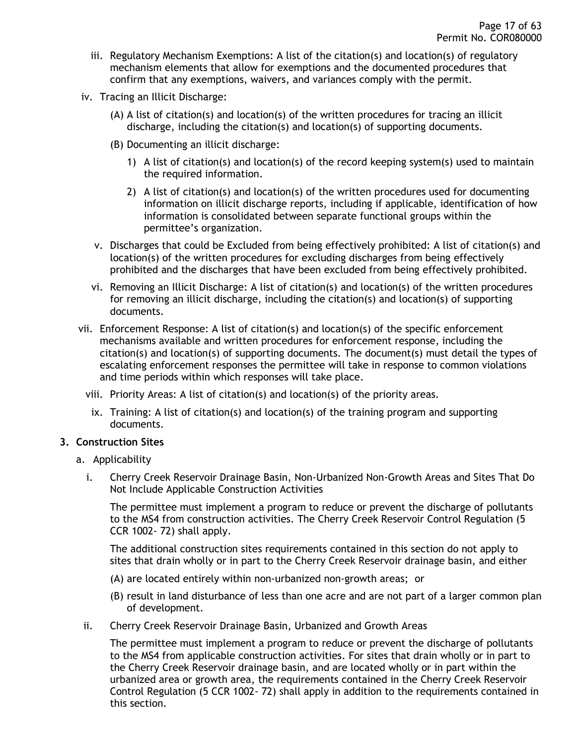iii. Regulatory Mechanism Exemptions: A list of the citation(s) and location(s) of regulatory mechanism elements that allow for exemptions and the documented procedures that confirm that any exemptions, waivers, and variances comply with the permit.

iv. Tracing an Illicit Discharge:

(A) A list of citation(s) and location(s) of the written procedures for tracing an illicit discharge, including the citation(s) and location(s) of supporting documents.

(B) Documenting an illicit discharge:

1) A list of citation(s) and location(s) of the record keeping system(s) used to maintain the required information.

2) A list of citation(s) and location(s) of the written procedures used for documenting information on illicit discharge reports, including if applicable, identification of how information is consolidated between separate functional groups within the permittee's organization.

v. Discharges that could be Excluded from being effectively prohibited: A list of citation(s) and location(s) of the written procedures for excluding discharges from being effectively prohibited and the discharges that have been excluded from being effectively prohibited.

vi. Removing an Illicit Discharge: A list of citation(s) and location(s) of the written procedures for removing an illicit discharge, including the citation(s) and location(s) of supporting documents.

vii. Enforcement Response: A list of citation(s) and location(s) of the specific enforcement mechanisms available and written procedures for enforcement response, including the citation(s) and location(s) of supporting documents. The document(s) must detail the types of escalating enforcement responses the permittee will take in response to common violations and time periods within which responses will take place.

viii. Priority Areas: A list of citation(s) and location(s) of the priority areas.

ix. Training: A list of citation(s) and location(s) of the training program and supporting documents.

**3. Construction Sites**

a. Applicability

i. Cherry Creek Reservoir Drainage Basin, Non-Urbanized Non-Growth Areas and Sites That Do Not Include Applicable Construction Activities

The permittee must implement a program to reduce or prevent the discharge of pollutants to the MS4 from construction activities. The Cherry Creek Reservoir Control Regulation (5 CCR 1002- 72) shall apply.

The additional construction sites requirements contained in this section do not apply to sites that drain wholly or in part to the Cherry Creek Reservoir drainage basin, and either

(A) are located entirely within non-urbanized non-growth areas; or

(B) result in land disturbance of less than one acre and are not part of a larger common plan of development.

ii. Cherry Creek Reservoir Drainage Basin, Urbanized and Growth Areas

The permittee must implement a program to reduce or prevent the discharge of pollutants to the MS4 from applicable construction activities. For sites that drain wholly or in part to the Cherry Creek Reservoir drainage basin, and are located wholly or in part within the urbanized area or growth area, the requirements contained in the Cherry Creek Reservoir Control Regulation (5 CCR 1002- 72) shall apply in addition to the requirements contained in this section.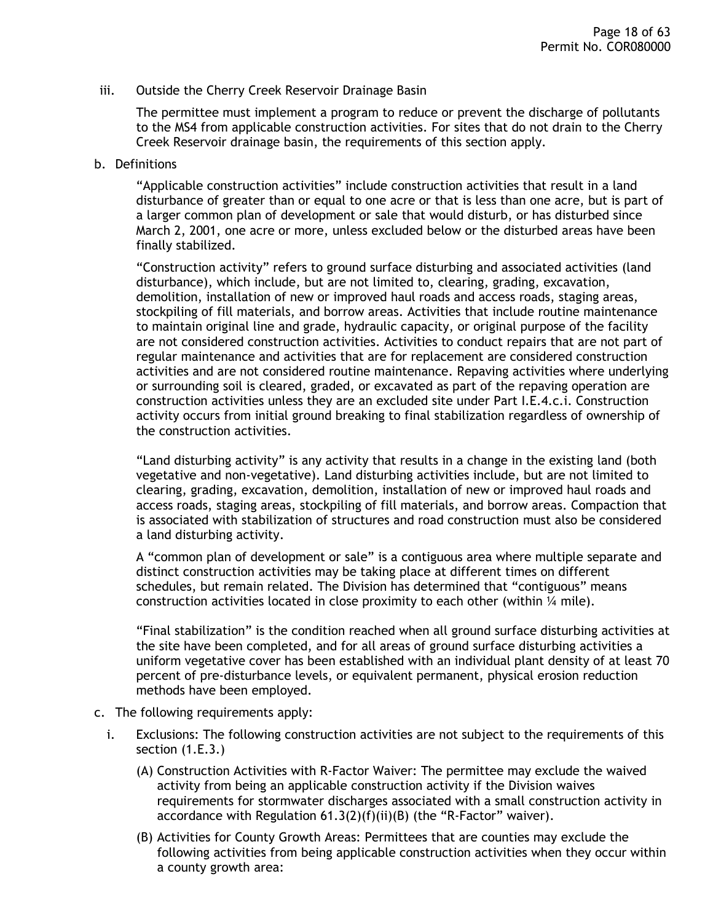iii. Outside the Cherry Creek Reservoir Drainage Basin

The permittee must implement a program to reduce or prevent the discharge of pollutants to the MS4 from applicable construction activities. For sites that do not drain to the Cherry Creek Reservoir drainage basin, the requirements of this section apply.

b. Definitions

"Applicable construction activities" include construction activities that result in a land disturbance of greater than or equal to one acre or that is less than one acre, but is part of a larger common plan of development or sale that would disturb, or has disturbed since March 2, 2001, one acre or more, unless excluded below or the disturbed areas have been finally stabilized.

"Construction activity" refers to ground surface disturbing and associated activities (land disturbance), which include, but are not limited to, clearing, grading, excavation, demolition, installation of new or improved haul roads and access roads, staging areas, stockpiling of fill materials, and borrow areas. Activities that include routine maintenance to maintain original line and grade, hydraulic capacity, or original purpose of the facility are not considered construction activities. Activities to conduct repairs that are not part of regular maintenance and activities that are for replacement are considered construction activities and are not considered routine maintenance. Repaving activities where underlying or surrounding soil is cleared, graded, or excavated as part of the repaving operation are construction activities unless they are an excluded site under Part I.E.4.c.i. Construction activity occurs from initial ground breaking to final stabilization regardless of ownership of the construction activities.

"Land disturbing activity" is any activity that results in a change in the existing land (both vegetative and non-vegetative). Land disturbing activities include, but are not limited to clearing, grading, excavation, demolition, installation of new or improved haul roads and access roads, staging areas, stockpiling of fill materials, and borrow areas. Compaction that is associated with stabilization of structures and road construction must also be considered a land disturbing activity.

A "common plan of development or sale" is a contiguous area where multiple separate and distinct construction activities may be taking place at different times on different schedules, but remain related. The Division has determined that "contiguous" means construction activities located in close proximity to each other (within ¼ mile).

"Final stabilization" is the condition reached when all ground surface disturbing activities at the site have been completed, and for all areas of ground surface disturbing activities a uniform vegetative cover has been established with an individual plant density of at least 70 percent of pre-disturbance levels, or equivalent permanent, physical erosion reduction methods have been employed.

c. The following requirements apply:

i. Exclusions: The following construction activities are not subject to the requirements of this section (1.E.3.)

(A) Construction Activities with R-Factor Waiver: The permittee may exclude the waived activity from being an applicable construction activity if the Division waives requirements for stormwater discharges associated with a small construction activity in accordance with Regulation 61.3(2)(f)(ii)(B) (the "R-Factor" waiver).

(B) Activities for County Growth Areas: Permittees that are counties may exclude the following activities from being applicable construction activities when they occur within a county growth area: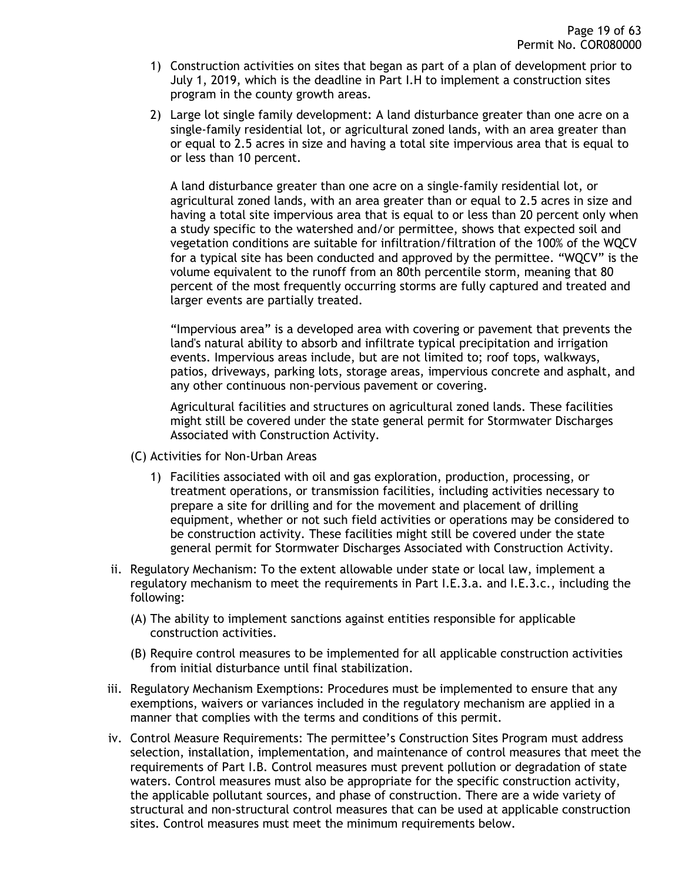1) Construction activities on sites that began as part of a plan of development prior to July 1, 2019, which is the deadline in Part I.H to implement a construction sites program in the county growth areas.

2) Large lot single family development: A land disturbance greater than one acre on a single-family residential lot, or agricultural zoned lands, with an area greater than or equal to 2.5 acres in size and having a total site impervious area that is equal to or less than 10 percent.

   A land disturbance greater than one acre on a single-family residential lot, or agricultural zoned lands, with an area greater than or equal to 2.5 acres in size and having a total site impervious area that is equal to or less than 20 percent only when a study specific to the watershed and/or permittee, shows that expected soil and vegetation conditions are suitable for infiltration/filtration of the 100% of the WQCV for a typical site has been conducted and approved by the permittee. "WQCV" is the volume equivalent to the runoff from an 80th percentile storm, meaning that 80 percent of the most frequently occurring storms are fully captured and treated and larger events are partially treated.

   "Impervious area" is a developed area with covering or pavement that prevents the land's natural ability to absorb and infiltrate typical precipitation and irrigation events. Impervious areas include, but are not limited to; roof tops, walkways, patios, driveways, parking lots, storage areas, impervious concrete and asphalt, and any other continuous non-pervious pavement or covering.

   Agricultural facilities and structures on agricultural zoned lands. These facilities might still be covered under the state general permit for Stormwater Discharges Associated with Construction Activity.

(C) Activities for Non-Urban Areas

1) Facilities associated with oil and gas exploration, production, processing, or treatment operations, or transmission facilities, including activities necessary to prepare a site for drilling and for the movement and placement of drilling equipment, whether or not such field activities or operations may be considered to be construction activity. These facilities might still be covered under the state general permit for Stormwater Discharges Associated with Construction Activity.

ii. Regulatory Mechanism: To the extent allowable under state or local law, implement a regulatory mechanism to meet the requirements in Part I.E.3.a. and I.E.3.c., including the following:

   (A) The ability to implement sanctions against entities responsible for applicable construction activities.

   (B) Require control measures to be implemented for all applicable construction activities from initial disturbance until final stabilization.

iii. Regulatory Mechanism Exemptions: Procedures must be implemented to ensure that any exemptions, waivers or variances included in the regulatory mechanism are applied in a manner that complies with the terms and conditions of this permit.

iv. Control Measure Requirements: The permittee's Construction Sites Program must address selection, installation, implementation, and maintenance of control measures that meet the requirements of Part I.B. Control measures must prevent pollution or degradation of state waters. Control measures must also be appropriate for the specific construction activity, the applicable pollutant sources, and phase of construction. There are a wide variety of structural and non-structural control measures that can be used at applicable construction sites. Control measures must meet the minimum requirements below.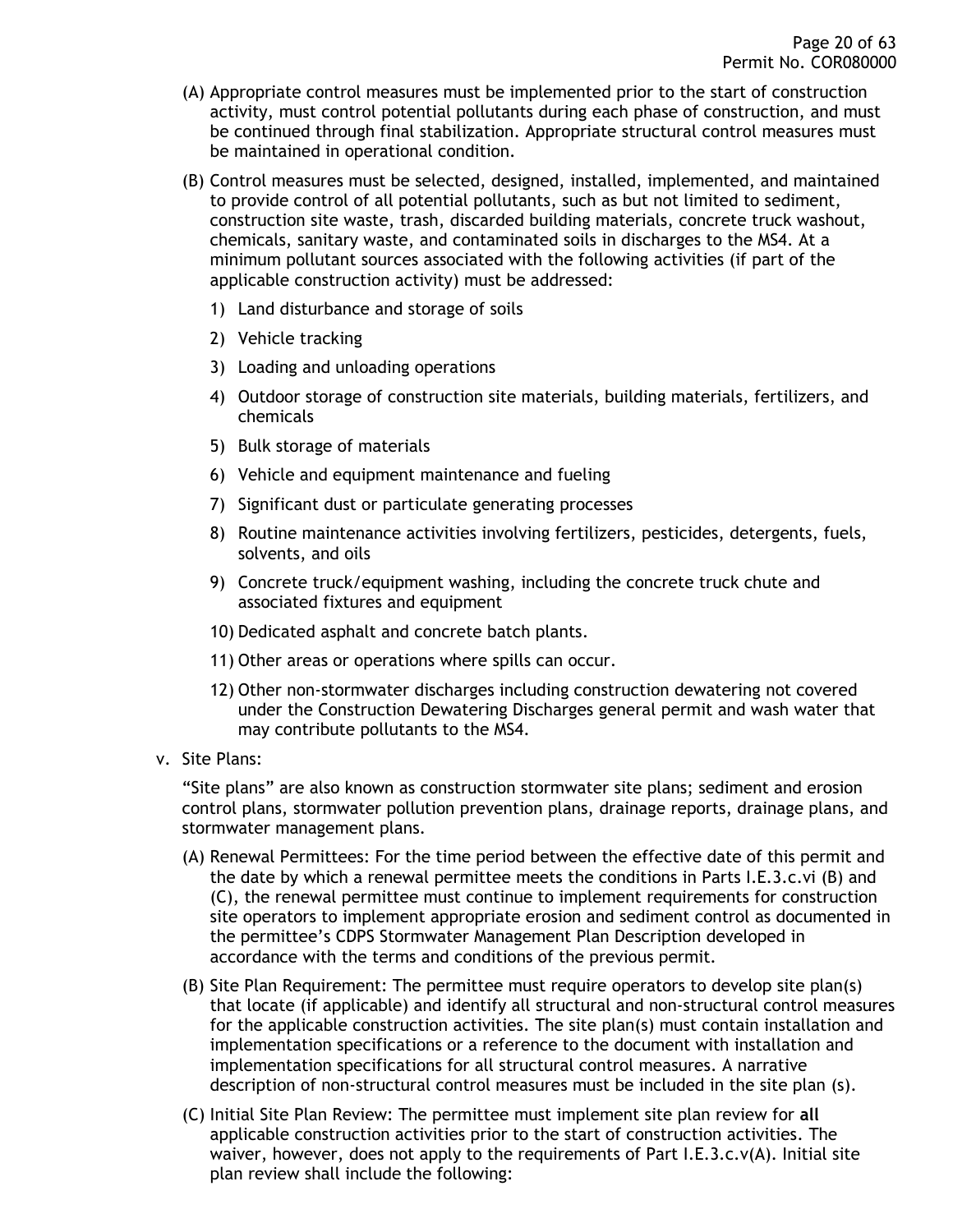(A) Appropriate control measures must be implemented prior to the start of construction activity, must control potential pollutants during each phase of construction, and must be continued through final stabilization. Appropriate structural control measures must be maintained in operational condition.

(B) Control measures must be selected, designed, installed, implemented, and maintained to provide control of all potential pollutants, such as but not limited to sediment, construction site waste, trash, discarded building materials, concrete truck washout, chemicals, sanitary waste, and contaminated soils in discharges to the MS4. At a minimum pollutant sources associated with the following activities (if part of the applicable construction activity) must be addressed:

1) Land disturbance and storage of soils
2) Vehicle tracking
3) Loading and unloading operations
4) Outdoor storage of construction site materials, building materials, fertilizers, and chemicals
5) Bulk storage of materials
6) Vehicle and equipment maintenance and fueling
7) Significant dust or particulate generating processes
8) Routine maintenance activities involving fertilizers, pesticides, detergents, fuels, solvents, and oils
9) Concrete truck/equipment washing, including the concrete truck chute and associated fixtures and equipment
10) Dedicated asphalt and concrete batch plants.
11) Other areas or operations where spills can occur.
12) Other non-stormwater discharges including construction dewatering not covered under the Construction Dewatering Discharges general permit and wash water that may contribute pollutants to the MS4.

v. Site Plans:

"Site plans" are also known as construction stormwater site plans; sediment and erosion control plans, stormwater pollution prevention plans, drainage reports, drainage plans, and stormwater management plans.

(A) Renewal Permittees: For the time period between the effective date of this permit and the date by which a renewal permittee meets the conditions in Parts I.E.3.c.vi (B) and (C), the renewal permittee must continue to implement requirements for construction site operators to implement appropriate erosion and sediment control as documented in the permittee's CDPS Stormwater Management Plan Description developed in accordance with the terms and conditions of the previous permit.

(B) Site Plan Requirement: The permittee must require operators to develop site plan(s) that locate (if applicable) and identify all structural and non-structural control measures for the applicable construction activities. The site plan(s) must contain installation and implementation specifications or a reference to the document with installation and implementation specifications for all structural control measures. A narrative description of non-structural control measures must be included in the site plan (s).

(C) Initial Site Plan Review: The permittee must implement site plan review for **all** applicable construction activities prior to the start of construction activities. The waiver, however, does not apply to the requirements of Part I.E.3.c.v(A). Initial site plan review shall include the following: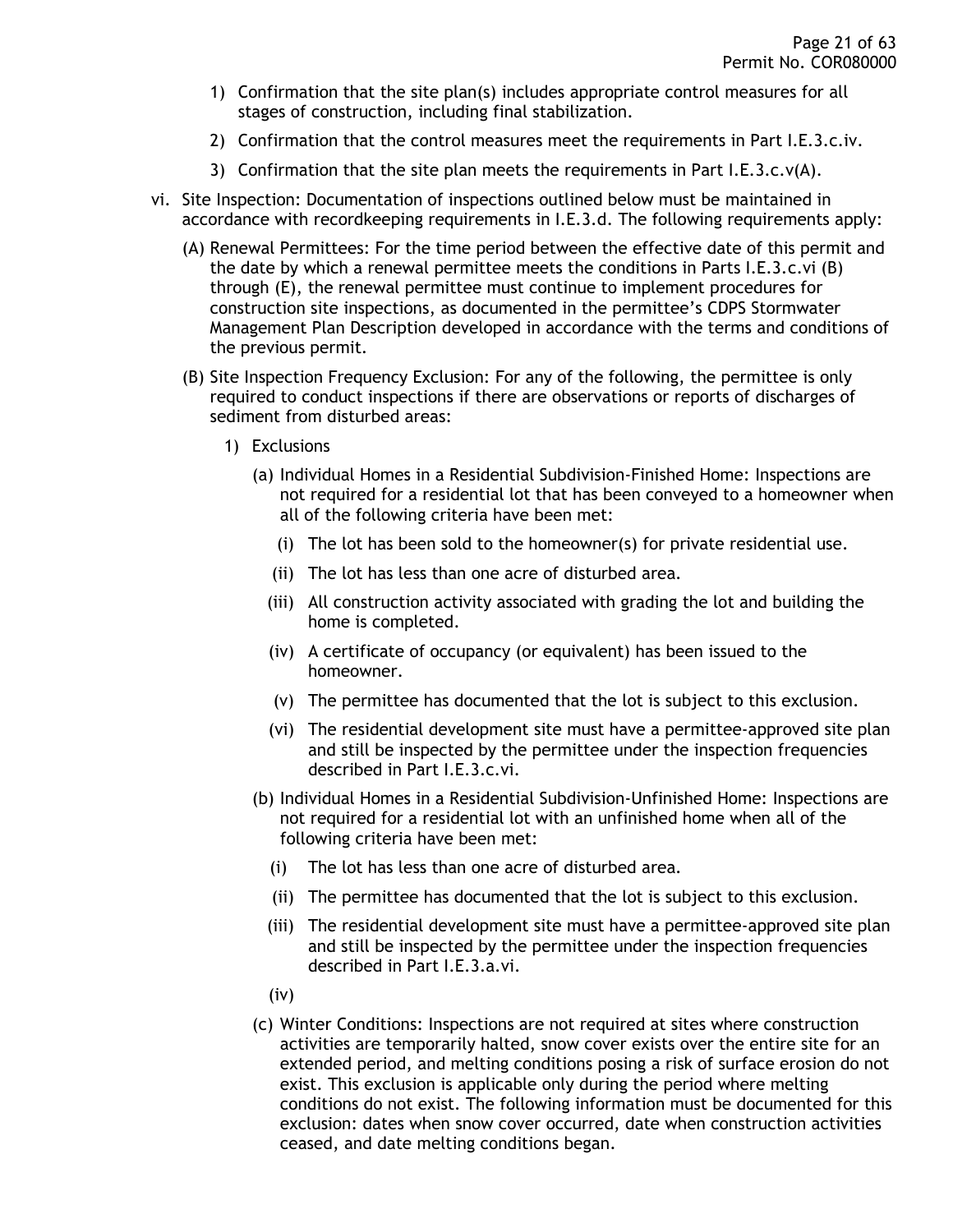1) Confirmation that the site plan(s) includes appropriate control measures for all stages of construction, including final stabilization.

2) Confirmation that the control measures meet the requirements in Part I.E.3.c.iv.

3) Confirmation that the site plan meets the requirements in Part I.E.3.c.v(A).

vi. Site Inspection: Documentation of inspections outlined below must be maintained in accordance with recordkeeping requirements in I.E.3.d. The following requirements apply:

(A) Renewal Permittees: For the time period between the effective date of this permit and the date by which a renewal permittee meets the conditions in Parts I.E.3.c.vi (B) through (E), the renewal permittee must continue to implement procedures for construction site inspections, as documented in the permittee's CDPS Stormwater Management Plan Description developed in accordance with the terms and conditions of the previous permit.

(B) Site Inspection Frequency Exclusion: For any of the following, the permittee is only required to conduct inspections if there are observations or reports of discharges of sediment from disturbed areas:

1) Exclusions

(a) Individual Homes in a Residential Subdivision-Finished Home: Inspections are not required for a residential lot that has been conveyed to a homeowner when all of the following criteria have been met:

(i) The lot has been sold to the homeowner(s) for private residential use.

(ii) The lot has less than one acre of disturbed area.

(iii) All construction activity associated with grading the lot and building the home is completed.

(iv) A certificate of occupancy (or equivalent) has been issued to the homeowner.

(v) The permittee has documented that the lot is subject to this exclusion.

(vi) The residential development site must have a permittee-approved site plan and still be inspected by the permittee under the inspection frequencies described in Part I.E.3.c.vi.

(b) Individual Homes in a Residential Subdivision-Unfinished Home: Inspections are not required for a residential lot with an unfinished home when all of the following criteria have been met:

(i) The lot has less than one acre of disturbed area.

(ii) The permittee has documented that the lot is subject to this exclusion.

(iii) The residential development site must have a permittee-approved site plan and still be inspected by the permittee under the inspection frequencies described in Part I.E.3.a.vi.

(iv)

(c) Winter Conditions: Inspections are not required at sites where construction activities are temporarily halted, snow cover exists over the entire site for an extended period, and melting conditions posing a risk of surface erosion do not exist. This exclusion is applicable only during the period where melting conditions do not exist. The following information must be documented for this exclusion: dates when snow cover occurred, date when construction activities ceased, and date melting conditions began.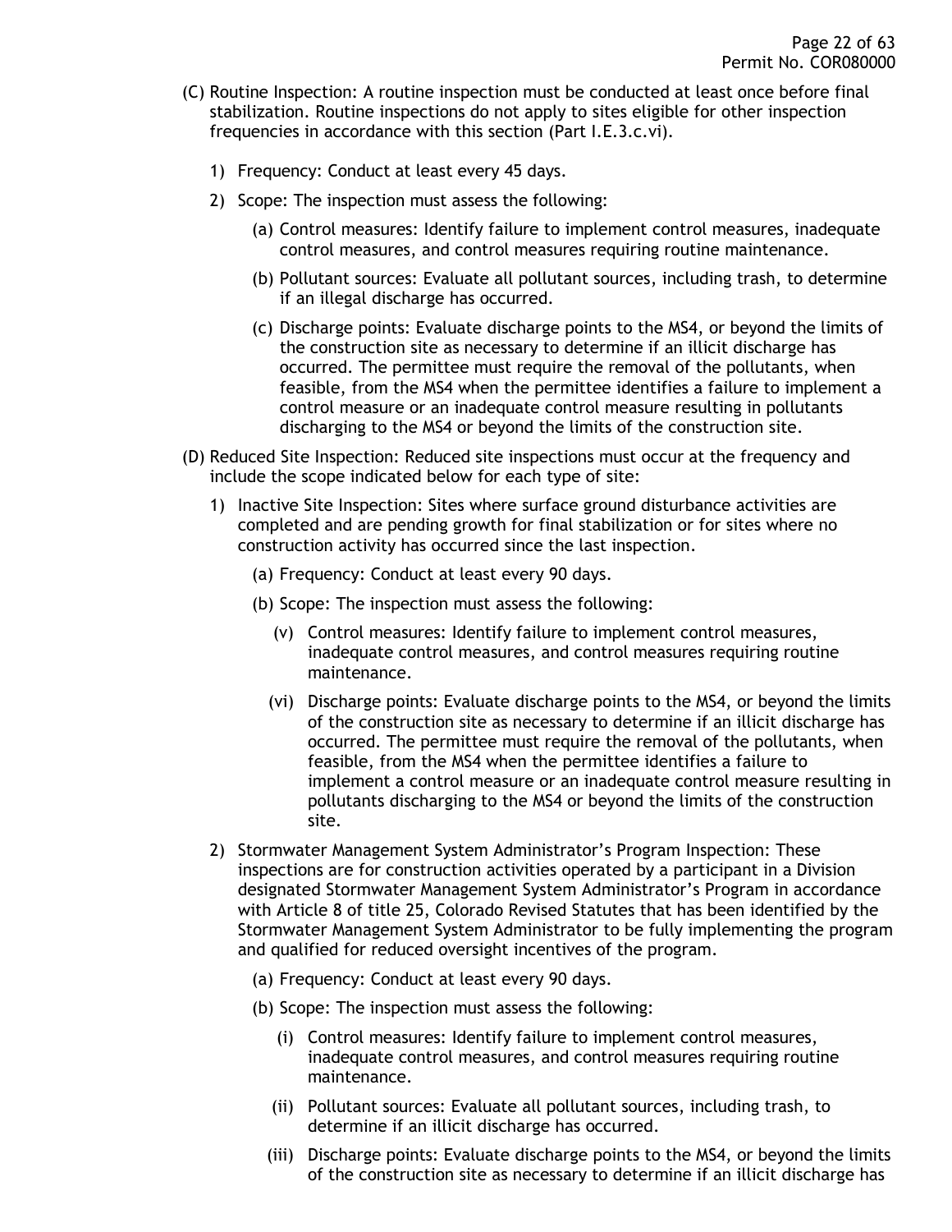(C) Routine Inspection: A routine inspection must be conducted at least once before final stabilization. Routine inspections do not apply to sites eligible for other inspection frequencies in accordance with this section (Part I.E.3.c.vi).

1) Frequency: Conduct at least every 45 days.

2) Scope: The inspection must assess the following:

(a) Control measures: Identify failure to implement control measures, inadequate control measures, and control measures requiring routine maintenance.

(b) Pollutant sources: Evaluate all pollutant sources, including trash, to determine if an illegal discharge has occurred.

(c) Discharge points: Evaluate discharge points to the MS4, or beyond the limits of the construction site as necessary to determine if an illicit discharge has occurred. The permittee must require the removal of the pollutants, when feasible, from the MS4 when the permittee identifies a failure to implement a control measure or an inadequate control measure resulting in pollutants discharging to the MS4 or beyond the limits of the construction site.

(D) Reduced Site Inspection: Reduced site inspections must occur at the frequency and include the scope indicated below for each type of site:

1) Inactive Site Inspection: Sites where surface ground disturbance activities are completed and are pending growth for final stabilization or for sites where no construction activity has occurred since the last inspection.

(a) Frequency: Conduct at least every 90 days.

(b) Scope: The inspection must assess the following:

(v) Control measures: Identify failure to implement control measures, inadequate control measures, and control measures requiring routine maintenance.

(vi) Discharge points: Evaluate discharge points to the MS4, or beyond the limits of the construction site as necessary to determine if an illicit discharge has occurred. The permittee must require the removal of the pollutants, when feasible, from the MS4 when the permittee identifies a failure to implement a control measure or an inadequate control measure resulting in pollutants discharging to the MS4 or beyond the limits of the construction site.

2) Stormwater Management System Administrator's Program Inspection: These inspections are for construction activities operated by a participant in a Division designated Stormwater Management System Administrator's Program in accordance with Article 8 of title 25, Colorado Revised Statutes that has been identified by the Stormwater Management System Administrator to be fully implementing the program and qualified for reduced oversight incentives of the program.

(a) Frequency: Conduct at least every 90 days.

(b) Scope: The inspection must assess the following:

(i) Control measures: Identify failure to implement control measures, inadequate control measures, and control measures requiring routine maintenance.

(ii) Pollutant sources: Evaluate all pollutant sources, including trash, to determine if an illicit discharge has occurred.

(iii) Discharge points: Evaluate discharge points to the MS4, or beyond the limits of the construction site as necessary to determine if an illicit discharge has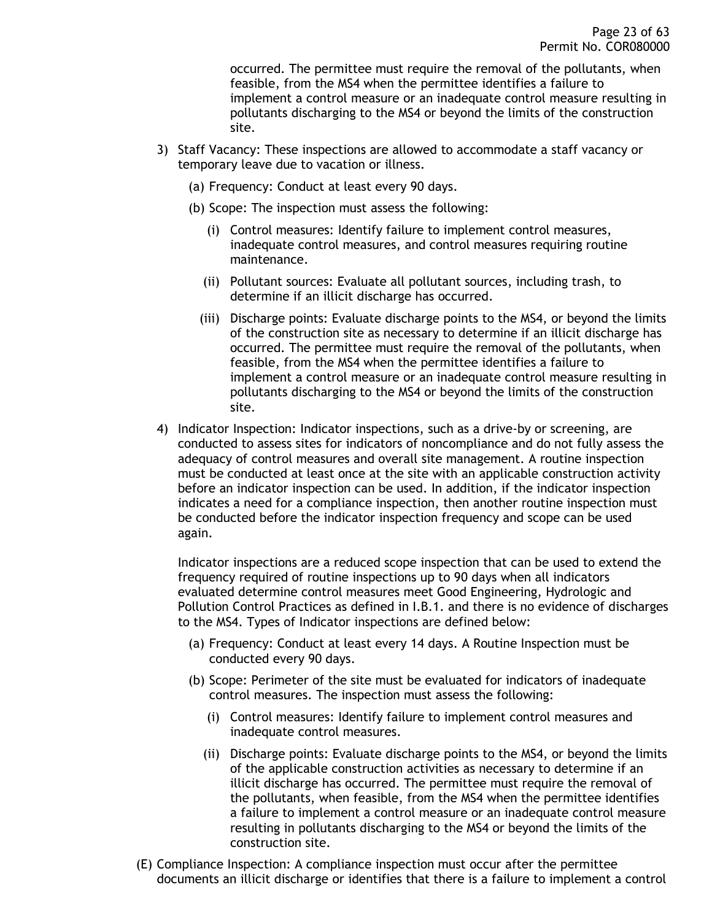occurred. The permittee must require the removal of the pollutants, when feasible, from the MS4 when the permittee identifies a failure to implement a control measure or an inadequate control measure resulting in pollutants discharging to the MS4 or beyond the limits of the construction site.

3) Staff Vacancy: These inspections are allowed to accommodate a staff vacancy or temporary leave due to vacation or illness.

   (a) Frequency: Conduct at least every 90 days.

   (b) Scope: The inspection must assess the following:

      (i) Control measures: Identify failure to implement control measures, inadequate control measures, and control measures requiring routine maintenance.

      (ii) Pollutant sources: Evaluate all pollutant sources, including trash, to determine if an illicit discharge has occurred.

      (iii) Discharge points: Evaluate discharge points to the MS4, or beyond the limits of the construction site as necessary to determine if an illicit discharge has occurred. The permittee must require the removal of the pollutants, when feasible, from the MS4 when the permittee identifies a failure to implement a control measure or an inadequate control measure resulting in pollutants discharging to the MS4 or beyond the limits of the construction site.

4) Indicator Inspection: Indicator inspections, such as a drive-by or screening, are conducted to assess sites for indicators of noncompliance and do not fully assess the adequacy of control measures and overall site management. A routine inspection must be conducted at least once at the site with an applicable construction activity before an indicator inspection can be used. In addition, if the indicator inspection indicates a need for a compliance inspection, then another routine inspection must be conducted before the indicator inspection frequency and scope can be used again.

   Indicator inspections are a reduced scope inspection that can be used to extend the frequency required of routine inspections up to 90 days when all indicators evaluated determine control measures meet Good Engineering, Hydrologic and Pollution Control Practices as defined in I.B.1. and there is no evidence of discharges to the MS4. Types of Indicator inspections are defined below:

   (a) Frequency: Conduct at least every 14 days. A Routine Inspection must be conducted every 90 days.

   (b) Scope: Perimeter of the site must be evaluated for indicators of inadequate control measures. The inspection must assess the following:

      (i) Control measures: Identify failure to implement control measures and inadequate control measures.

      (ii) Discharge points: Evaluate discharge points to the MS4, or beyond the limits of the applicable construction activities as necessary to determine if an illicit discharge has occurred. The permittee must require the removal of the pollutants, when feasible, from the MS4 when the permittee identifies a failure to implement a control measure or an inadequate control measure resulting in pollutants discharging to the MS4 or beyond the limits of the construction site.

(E) Compliance Inspection: A compliance inspection must occur after the permittee documents an illicit discharge or identifies that there is a failure to implement a control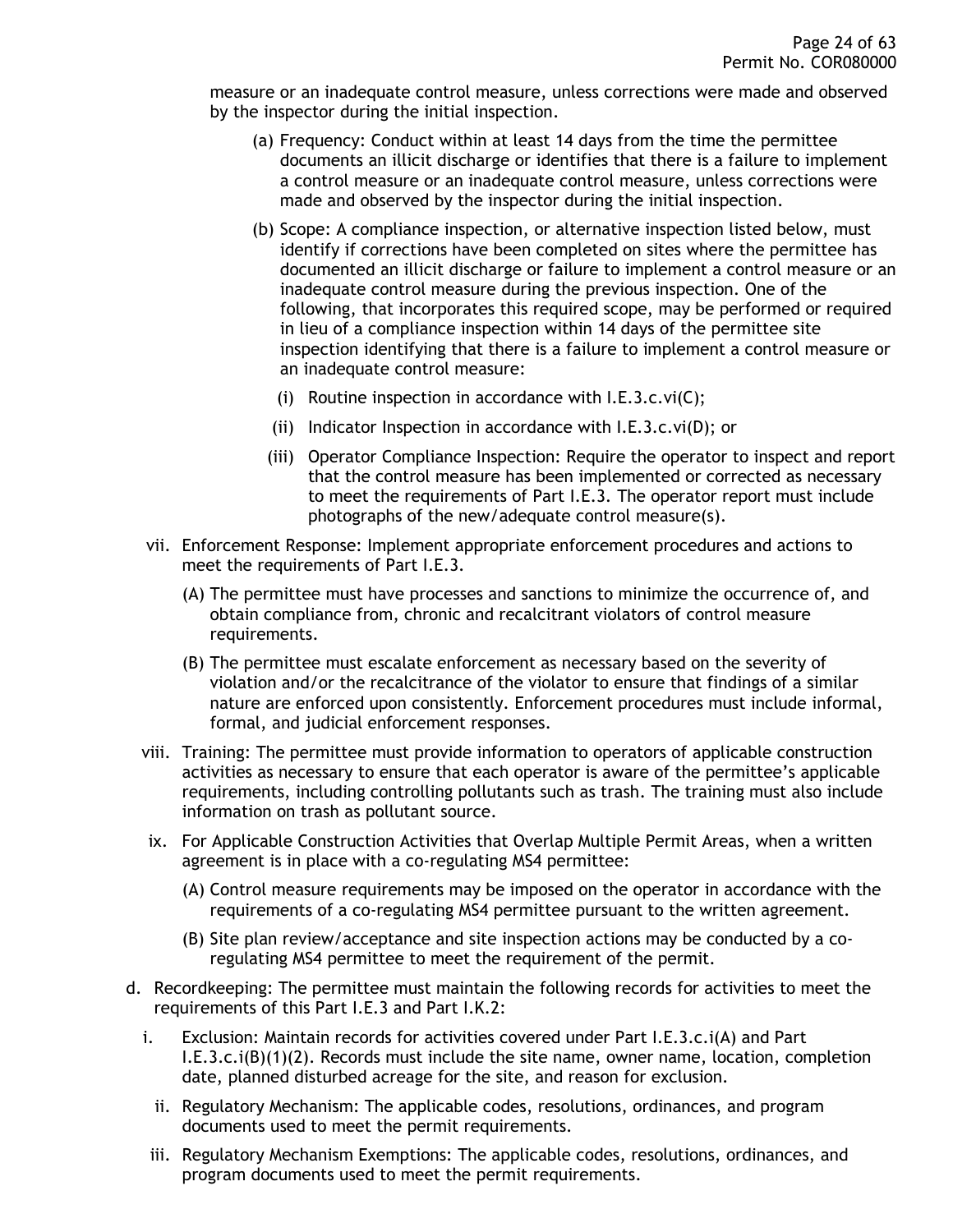measure or an inadequate control measure, unless corrections were made and observed by the inspector during the initial inspection.

(a) Frequency: Conduct within at least 14 days from the time the permittee documents an illicit discharge or identifies that there is a failure to implement a control measure or an inadequate control measure, unless corrections were made and observed by the inspector during the initial inspection.

(b) Scope: A compliance inspection, or alternative inspection listed below, must identify if corrections have been completed on sites where the permittee has documented an illicit discharge or failure to implement a control measure or an inadequate control measure during the previous inspection. One of the following, that incorporates this required scope, may be performed or required in lieu of a compliance inspection within 14 days of the permittee site inspection identifying that there is a failure to implement a control measure or an inadequate control measure:

(i) Routine inspection in accordance with I.E.3.c.vi(C);

(ii) Indicator Inspection in accordance with I.E.3.c.vi(D); or

(iii) Operator Compliance Inspection: Require the operator to inspect and report that the control measure has been implemented or corrected as necessary to meet the requirements of Part I.E.3. The operator report must include photographs of the new/adequate control measure(s).

vii. Enforcement Response: Implement appropriate enforcement procedures and actions to meet the requirements of Part I.E.3.

(A) The permittee must have processes and sanctions to minimize the occurrence of, and obtain compliance from, chronic and recalcitrant violators of control measure requirements.

(B) The permittee must escalate enforcement as necessary based on the severity of violation and/or the recalcitrance of the violator to ensure that findings of a similar nature are enforced upon consistently. Enforcement procedures must include informal, formal, and judicial enforcement responses.

viii. Training: The permittee must provide information to operators of applicable construction activities as necessary to ensure that each operator is aware of the permittee's applicable requirements, including controlling pollutants such as trash. The training must also include information on trash as pollutant source.

ix. For Applicable Construction Activities that Overlap Multiple Permit Areas, when a written agreement is in place with a co-regulating MS4 permittee:

(A) Control measure requirements may be imposed on the operator in accordance with the requirements of a co-regulating MS4 permittee pursuant to the written agreement.

(B) Site plan review/acceptance and site inspection actions may be conducted by a co-regulating MS4 permittee to meet the requirement of the permit.

d. Recordkeeping: The permittee must maintain the following records for activities to meet the requirements of this Part I.E.3 and Part I.K.2:

i. Exclusion: Maintain records for activities covered under Part I.E.3.c.i(A) and Part I.E.3.c.i(B)(1)(2). Records must include the site name, owner name, location, completion date, planned disturbed acreage for the site, and reason for exclusion.

ii. Regulatory Mechanism: The applicable codes, resolutions, ordinances, and program documents used to meet the permit requirements.

iii. Regulatory Mechanism Exemptions: The applicable codes, resolutions, ordinances, and program documents used to meet the permit requirements.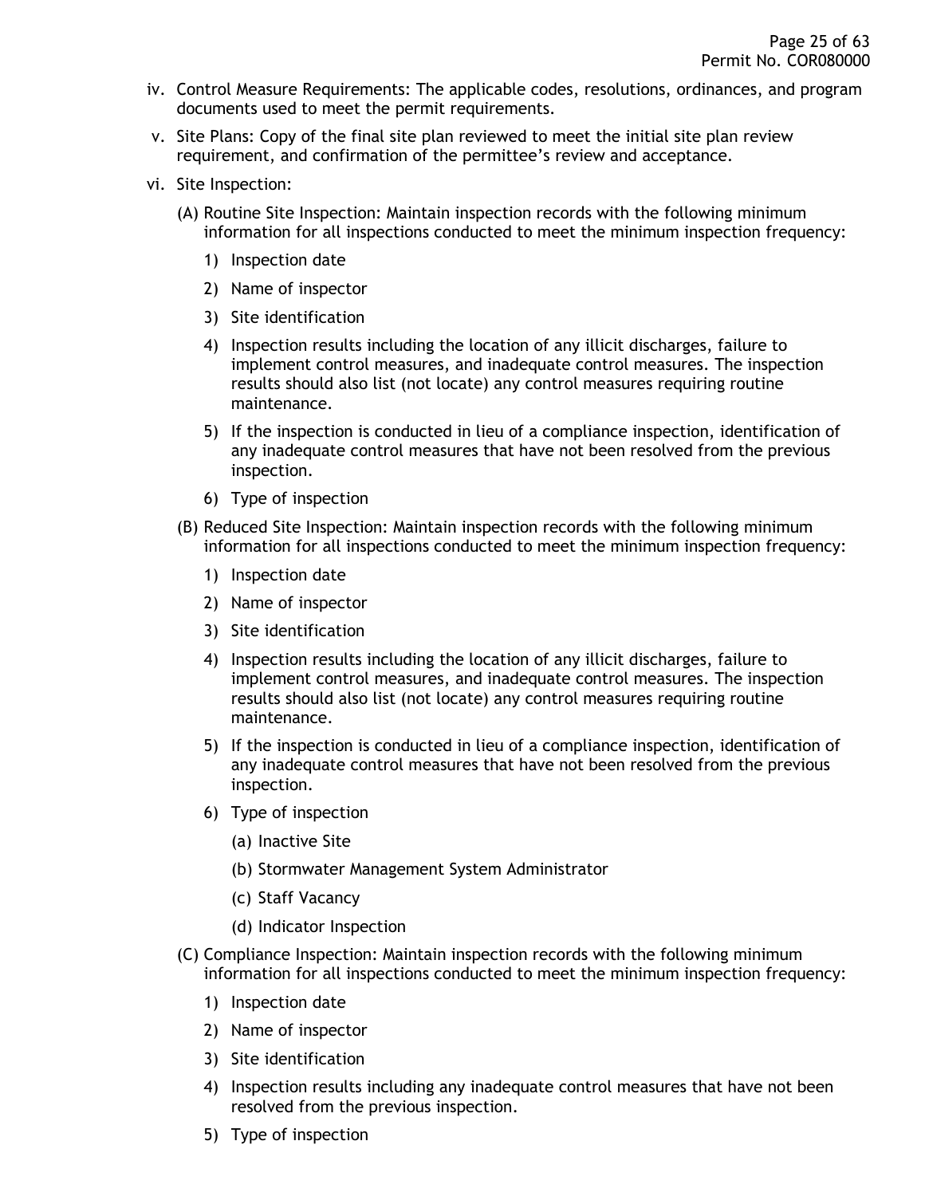iv. Control Measure Requirements: The applicable codes, resolutions, ordinances, and program documents used to meet the permit requirements.

v. Site Plans: Copy of the final site plan reviewed to meet the initial site plan review requirement, and confirmation of the permittee's review and acceptance.

vi. Site Inspection:

(A) Routine Site Inspection: Maintain inspection records with the following minimum information for all inspections conducted to meet the minimum inspection frequency:

1) Inspection date

2) Name of inspector

3) Site identification

4) Inspection results including the location of any illicit discharges, failure to implement control measures, and inadequate control measures. The inspection results should also list (not locate) any control measures requiring routine maintenance.

5) If the inspection is conducted in lieu of a compliance inspection, identification of any inadequate control measures that have not been resolved from the previous inspection.

6) Type of inspection

(B) Reduced Site Inspection: Maintain inspection records with the following minimum information for all inspections conducted to meet the minimum inspection frequency:

1) Inspection date

2) Name of inspector

3) Site identification

4) Inspection results including the location of any illicit discharges, failure to implement control measures, and inadequate control measures. The inspection results should also list (not locate) any control measures requiring routine maintenance.

5) If the inspection is conducted in lieu of a compliance inspection, identification of any inadequate control measures that have not been resolved from the previous inspection.

6) Type of inspection

(a) Inactive Site

(b) Stormwater Management System Administrator

(c) Staff Vacancy

(d) Indicator Inspection

(C) Compliance Inspection: Maintain inspection records with the following minimum information for all inspections conducted to meet the minimum inspection frequency:

1) Inspection date

2) Name of inspector

3) Site identification

4) Inspection results including any inadequate control measures that have not been resolved from the previous inspection.

5) Type of inspection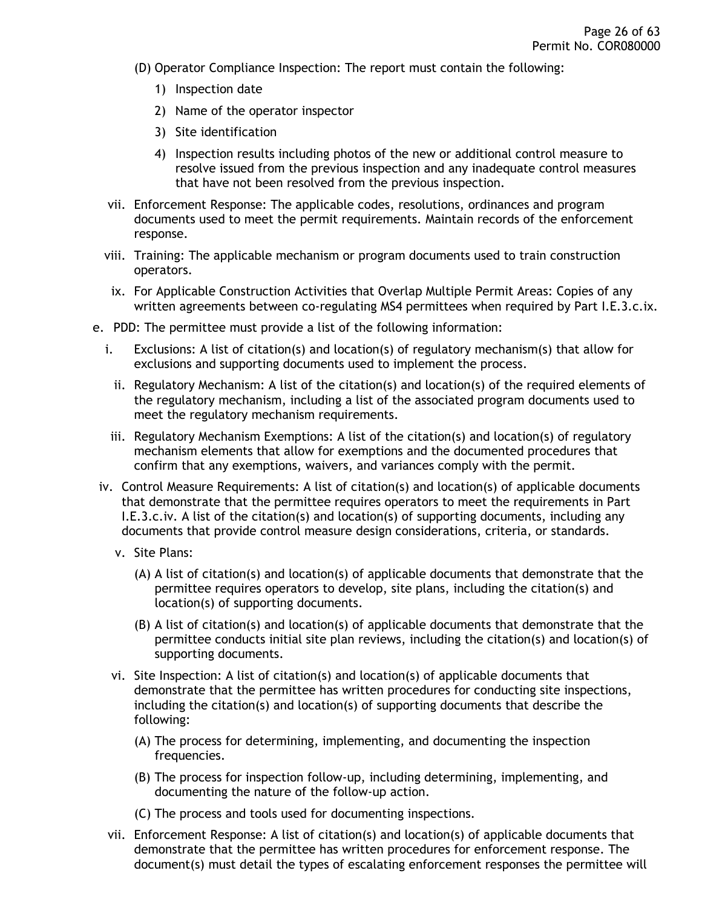(D) Operator Compliance Inspection: The report must contain the following:

1) Inspection date
2) Name of the operator inspector
3) Site identification
4) Inspection results including photos of the new or additional control measure to resolve issued from the previous inspection and any inadequate control measures that have not been resolved from the previous inspection.

vii. Enforcement Response: The applicable codes, resolutions, ordinances and program documents used to meet the permit requirements. Maintain records of the enforcement response.

viii. Training: The applicable mechanism or program documents used to train construction operators.

ix. For Applicable Construction Activities that Overlap Multiple Permit Areas: Copies of any written agreements between co-regulating MS4 permittees when required by Part I.E.3.c.ix.

e. PDD: The permittee must provide a list of the following information:

i. Exclusions: A list of citation(s) and location(s) of regulatory mechanism(s) that allow for exclusions and supporting documents used to implement the process.

ii. Regulatory Mechanism: A list of the citation(s) and location(s) of the required elements of the regulatory mechanism, including a list of the associated program documents used to meet the regulatory mechanism requirements.

iii. Regulatory Mechanism Exemptions: A list of the citation(s) and location(s) of regulatory mechanism elements that allow for exemptions and the documented procedures that confirm that any exemptions, waivers, and variances comply with the permit.

iv. Control Measure Requirements: A list of citation(s) and location(s) of applicable documents that demonstrate that the permittee requires operators to meet the requirements in Part I.E.3.c.iv. A list of the citation(s) and location(s) of supporting documents, including any documents that provide control measure design considerations, criteria, or standards.

v. Site Plans:

(A) A list of citation(s) and location(s) of applicable documents that demonstrate that the permittee requires operators to develop, site plans, including the citation(s) and location(s) of supporting documents.

(B) A list of citation(s) and location(s) of applicable documents that demonstrate that the permittee conducts initial site plan reviews, including the citation(s) and location(s) of supporting documents.

vi. Site Inspection: A list of citation(s) and location(s) of applicable documents that demonstrate that the permittee has written procedures for conducting site inspections, including the citation(s) and location(s) of supporting documents that describe the following:

(A) The process for determining, implementing, and documenting the inspection frequencies.

(B) The process for inspection follow-up, including determining, implementing, and documenting the nature of the follow-up action.

(C) The process and tools used for documenting inspections.

vii. Enforcement Response: A list of citation(s) and location(s) of applicable documents that demonstrate that the permittee has written procedures for enforcement response. The document(s) must detail the types of escalating enforcement responses the permittee will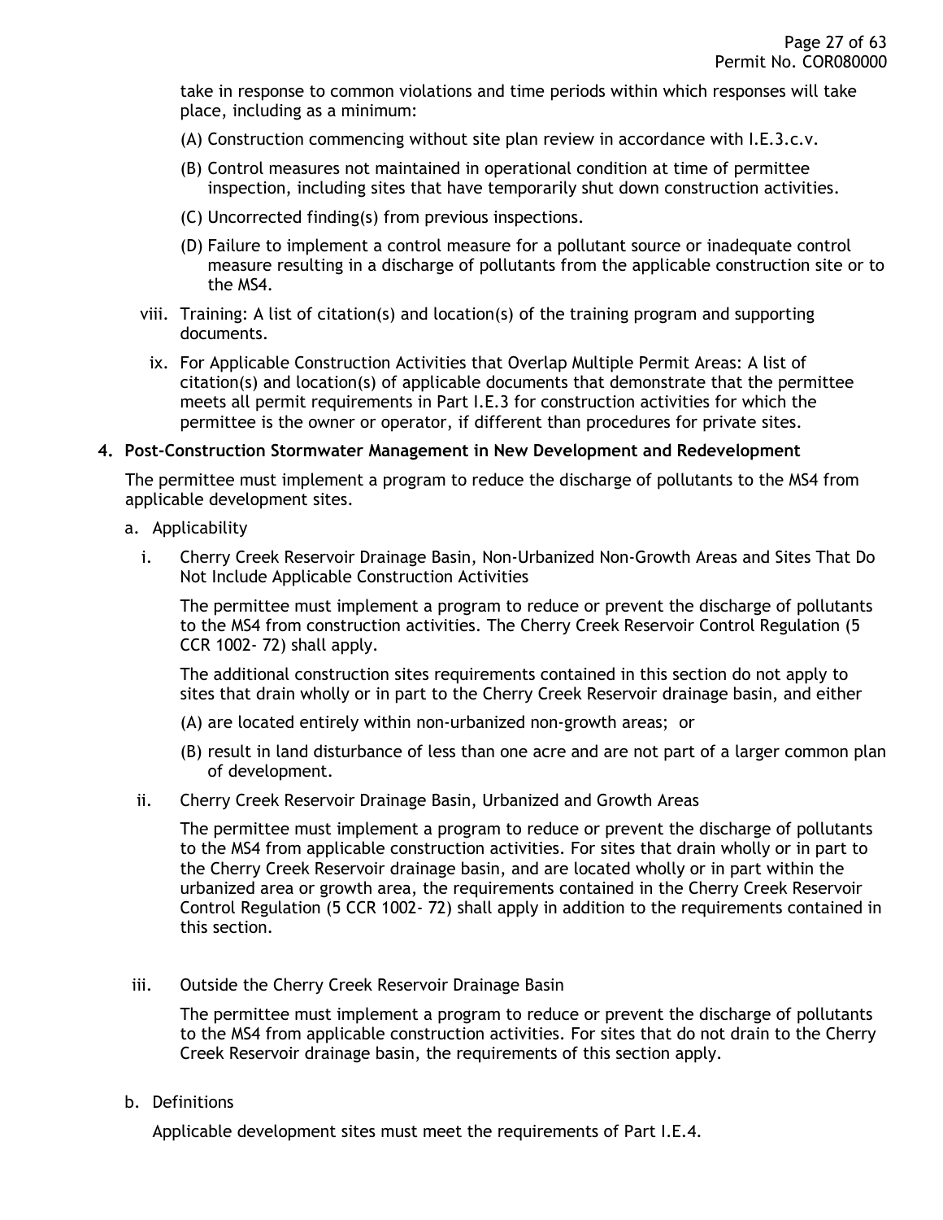take in response to common violations and time periods within which responses will take place, including as a minimum:

(A) Construction commencing without site plan review in accordance with I.E.3.c.v.

(B) Control measures not maintained in operational condition at time of permittee inspection, including sites that have temporarily shut down construction activities.

(C) Uncorrected finding(s) from previous inspections.

(D) Failure to implement a control measure for a pollutant source or inadequate control measure resulting in a discharge of pollutants from the applicable construction site or to the MS4.

viii. Training: A list of citation(s) and location(s) of the training program and supporting documents.

ix. For Applicable Construction Activities that Overlap Multiple Permit Areas: A list of citation(s) and location(s) of applicable documents that demonstrate that the permittee meets all permit requirements in Part I.E.3 for construction activities for which the permittee is the owner or operator, if different than procedures for private sites.

**4. Post-Construction Stormwater Management in New Development and Redevelopment**

The permittee must implement a program to reduce the discharge of pollutants to the MS4 from applicable development sites.

a. Applicability

i. Cherry Creek Reservoir Drainage Basin, Non-Urbanized Non-Growth Areas and Sites That Do Not Include Applicable Construction Activities

The permittee must implement a program to reduce or prevent the discharge of pollutants to the MS4 from construction activities. The Cherry Creek Reservoir Control Regulation (5 CCR 1002- 72) shall apply.

The additional construction sites requirements contained in this section do not apply to sites that drain wholly or in part to the Cherry Creek Reservoir drainage basin, and either

(A) are located entirely within non-urbanized non-growth areas; or

(B) result in land disturbance of less than one acre and are not part of a larger common plan of development.

ii. Cherry Creek Reservoir Drainage Basin, Urbanized and Growth Areas

The permittee must implement a program to reduce or prevent the discharge of pollutants to the MS4 from applicable construction activities. For sites that drain wholly or in part to the Cherry Creek Reservoir drainage basin, and are located wholly or in part within the urbanized area or growth area, the requirements contained in the Cherry Creek Reservoir Control Regulation (5 CCR 1002- 72) shall apply in addition to the requirements contained in this section.

iii. Outside the Cherry Creek Reservoir Drainage Basin

The permittee must implement a program to reduce or prevent the discharge of pollutants to the MS4 from applicable construction activities. For sites that do not drain to the Cherry Creek Reservoir drainage basin, the requirements of this section apply.

b. Definitions

Applicable development sites must meet the requirements of Part I.E.4.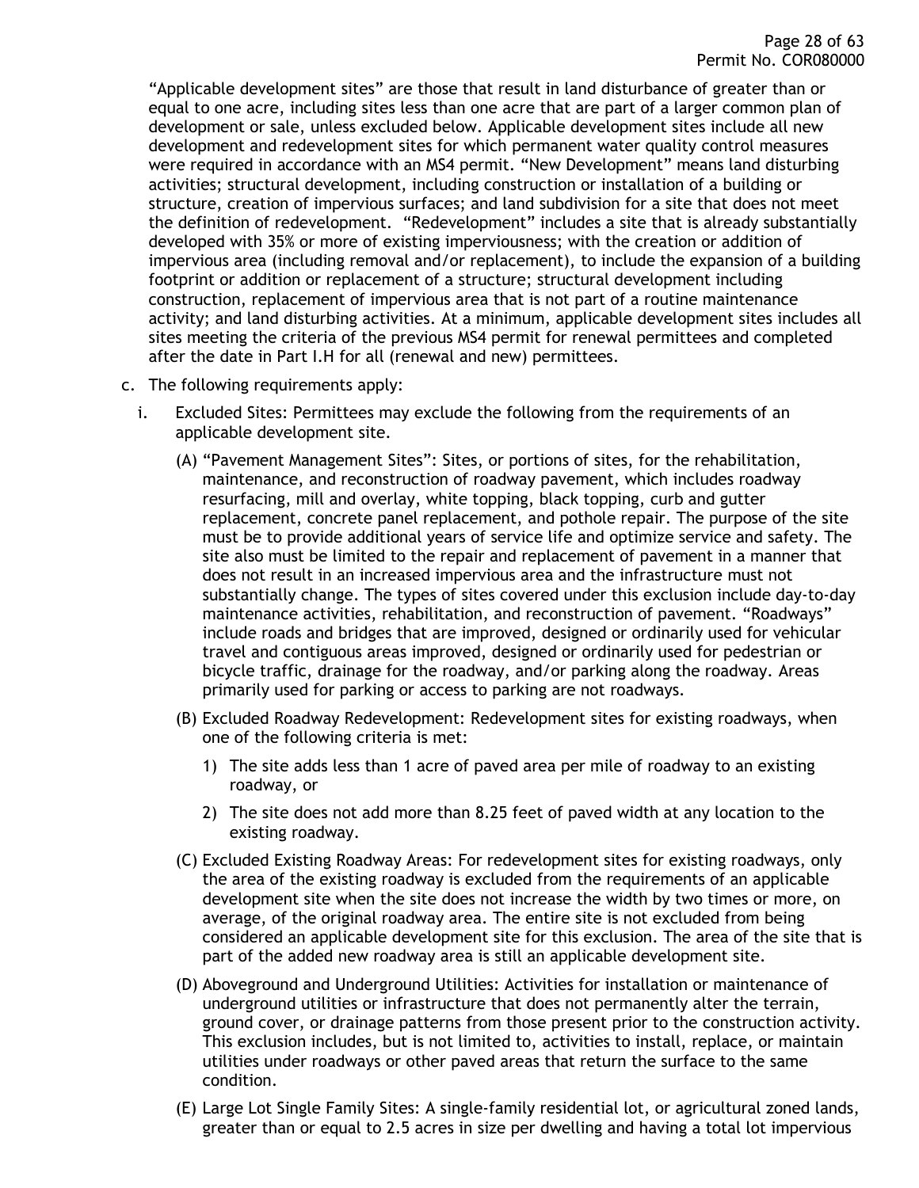"Applicable development sites" are those that result in land disturbance of greater than or equal to one acre, including sites less than one acre that are part of a larger common plan of development or sale, unless excluded below. Applicable development sites include all new development and redevelopment sites for which permanent water quality control measures were required in accordance with an MS4 permit. "New Development" means land disturbing activities; structural development, including construction or installation of a building or structure, creation of impervious surfaces; and land subdivision for a site that does not meet the definition of redevelopment. "Redevelopment" includes a site that is already substantially developed with 35% or more of existing imperviousness; with the creation or addition of impervious area (including removal and/or replacement), to include the expansion of a building footprint or addition or replacement of a structure; structural development including construction, replacement of impervious area that is not part of a routine maintenance activity; and land disturbing activities. At a minimum, applicable development sites includes all sites meeting the criteria of the previous MS4 permit for renewal permittees and completed after the date in Part I.H for all (renewal and new) permittees.

c. The following requirements apply:

   i. Excluded Sites: Permittees may exclude the following from the requirements of an applicable development site.

      (A) "Pavement Management Sites": Sites, or portions of sites, for the rehabilitation, maintenance, and reconstruction of roadway pavement, which includes roadway resurfacing, mill and overlay, white topping, black topping, curb and gutter replacement, concrete panel replacement, and pothole repair. The purpose of the site must be to provide additional years of service life and optimize service and safety. The site also must be limited to the repair and replacement of pavement in a manner that does not result in an increased impervious area and the infrastructure must not substantially change. The types of sites covered under this exclusion include day-to-day maintenance activities, rehabilitation, and reconstruction of pavement. "Roadways" include roads and bridges that are improved, designed or ordinarily used for vehicular travel and contiguous areas improved, designed or ordinarily used for pedestrian or bicycle traffic, drainage for the roadway, and/or parking along the roadway. Areas primarily used for parking or access to parking are not roadways.

      (B) Excluded Roadway Redevelopment: Redevelopment sites for existing roadways, when one of the following criteria is met:

         1) The site adds less than 1 acre of paved area per mile of roadway to an existing roadway, or

         2) The site does not add more than 8.25 feet of paved width at any location to the existing roadway.

      (C) Excluded Existing Roadway Areas: For redevelopment sites for existing roadways, only the area of the existing roadway is excluded from the requirements of an applicable development site when the site does not increase the width by two times or more, on average, of the original roadway area. The entire site is not excluded from being considered an applicable development site for this exclusion. The area of the site that is part of the added new roadway area is still an applicable development site.

      (D) Aboveground and Underground Utilities: Activities for installation or maintenance of underground utilities or infrastructure that does not permanently alter the terrain, ground cover, or drainage patterns from those present prior to the construction activity. This exclusion includes, but is not limited to, activities to install, replace, or maintain utilities under roadways or other paved areas that return the surface to the same condition.

      (E) Large Lot Single Family Sites: A single-family residential lot, or agricultural zoned lands, greater than or equal to 2.5 acres in size per dwelling and having a total lot impervious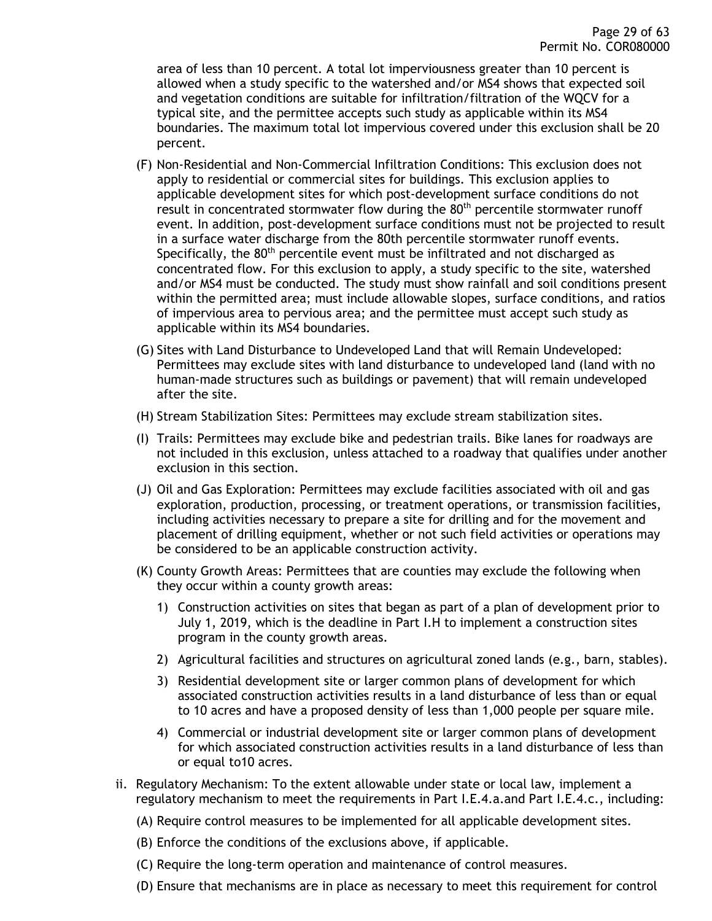area of less than 10 percent. A total lot imperviousness greater than 10 percent is allowed when a study specific to the watershed and/or MS4 shows that expected soil and vegetation conditions are suitable for infiltration/filtration of the WQCV for a typical site, and the permittee accepts such study as applicable within its MS4 boundaries. The maximum total lot impervious covered under this exclusion shall be 20 percent.

(F) Non-Residential and Non-Commercial Infiltration Conditions: This exclusion does not apply to residential or commercial sites for buildings. This exclusion applies to applicable development sites for which post-development surface conditions do not result in concentrated stormwater flow during the 80$^{th}$ percentile stormwater runoff event. In addition, post-development surface conditions must not be projected to result in a surface water discharge from the 80th percentile stormwater runoff events. Specifically, the 80$^{th}$ percentile event must be infiltrated and not discharged as concentrated flow. For this exclusion to apply, a study specific to the site, watershed and/or MS4 must be conducted. The study must show rainfall and soil conditions present within the permitted area; must include allowable slopes, surface conditions, and ratios of impervious area to pervious area; and the permittee must accept such study as applicable within its MS4 boundaries.

(G) Sites with Land Disturbance to Undeveloped Land that will Remain Undeveloped: Permittees may exclude sites with land disturbance to undeveloped land (land with no human-made structures such as buildings or pavement) that will remain undeveloped after the site.

(H) Stream Stabilization Sites: Permittees may exclude stream stabilization sites.

(I) Trails: Permittees may exclude bike and pedestrian trails. Bike lanes for roadways are not included in this exclusion, unless attached to a roadway that qualifies under another exclusion in this section.

(J) Oil and Gas Exploration: Permittees may exclude facilities associated with oil and gas exploration, production, processing, or treatment operations, or transmission facilities, including activities necessary to prepare a site for drilling and for the movement and placement of drilling equipment, whether or not such field activities or operations may be considered to be an applicable construction activity.

(K) County Growth Areas: Permittees that are counties may exclude the following when they occur within a county growth areas:

1) Construction activities on sites that began as part of a plan of development prior to July 1, 2019, which is the deadline in Part I.H to implement a construction sites program in the county growth areas.

2) Agricultural facilities and structures on agricultural zoned lands (e.g., barn, stables).

3) Residential development site or larger common plans of development for which associated construction activities results in a land disturbance of less than or equal to 10 acres and have a proposed density of less than 1,000 people per square mile.

4) Commercial or industrial development site or larger common plans of development for which associated construction activities results in a land disturbance of less than or equal to10 acres.

ii. Regulatory Mechanism: To the extent allowable under state or local law, implement a regulatory mechanism to meet the requirements in Part I.E.4.a.and Part I.E.4.c., including:

(A) Require control measures to be implemented for all applicable development sites.

(B) Enforce the conditions of the exclusions above, if applicable.

(C) Require the long-term operation and maintenance of control measures.

(D) Ensure that mechanisms are in place as necessary to meet this requirement for control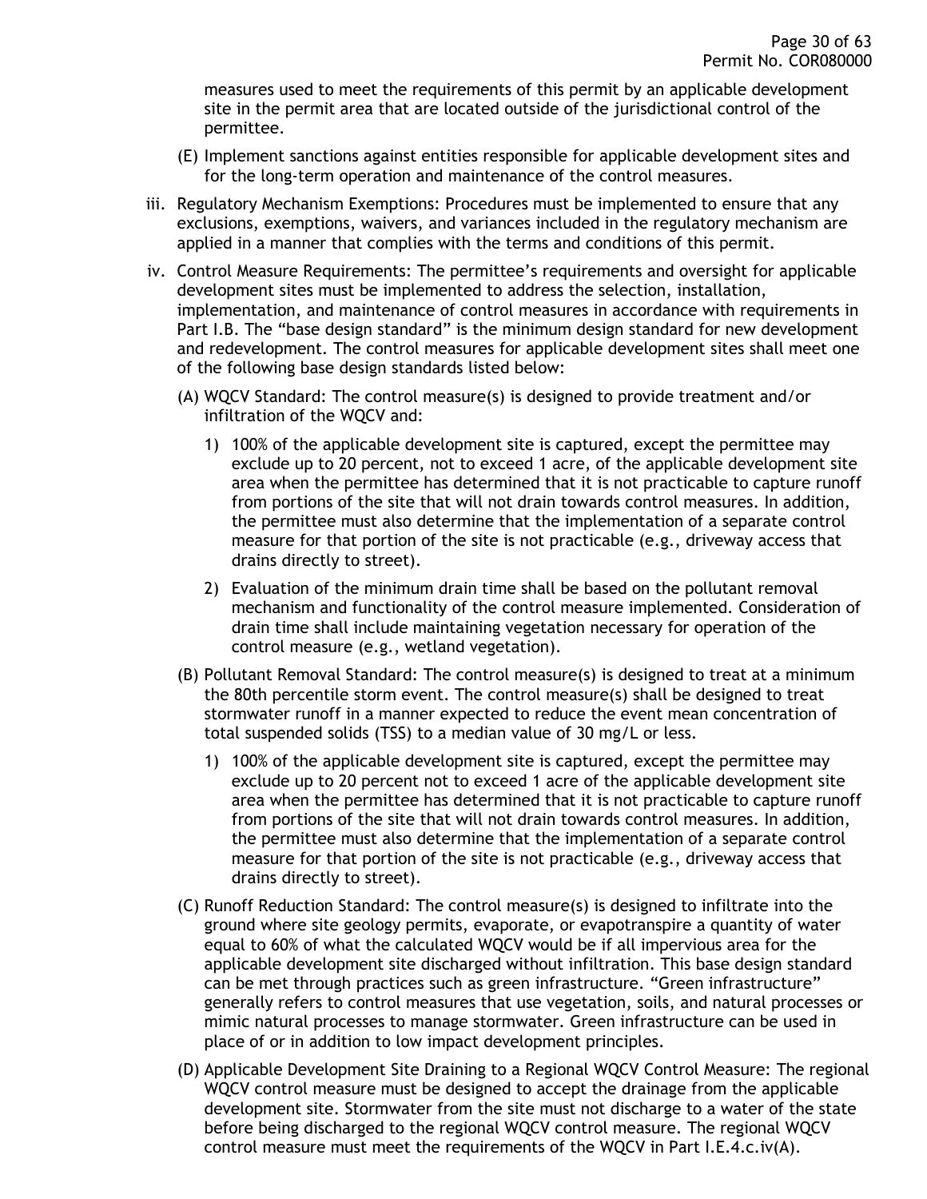measures used to meet the requirements of this permit by an applicable development site in the permit area that are located outside of the jurisdictional control of the permittee.

(E) Implement sanctions against entities responsible for applicable development sites and for the long-term operation and maintenance of the control measures.

iii. Regulatory Mechanism Exemptions: Procedures must be implemented to ensure that any exclusions, exemptions, waivers, and variances included in the regulatory mechanism are applied in a manner that complies with the terms and conditions of this permit.

iv. Control Measure Requirements: The permittee's requirements and oversight for applicable development sites must be implemented to address the selection, installation, implementation, and maintenance of control measures in accordance with requirements in Part I.B. The "base design standard" is the minimum design standard for new development and redevelopment. The control measures for applicable development sites shall meet one of the following base design standards listed below:

(A) WQCV Standard: The control measure(s) is designed to provide treatment and/or infiltration of the WQCV and:

1) 100% of the applicable development site is captured, except the permittee may exclude up to 20 percent, not to exceed 1 acre, of the applicable development site area when the permittee has determined that it is not practicable to capture runoff from portions of the site that will not drain towards control measures. In addition, the permittee must also determine that the implementation of a separate control measure for that portion of the site is not practicable (e.g., driveway access that drains directly to street).

2) Evaluation of the minimum drain time shall be based on the pollutant removal mechanism and functionality of the control measure implemented. Consideration of drain time shall include maintaining vegetation necessary for operation of the control measure (e.g., wetland vegetation).

(B) Pollutant Removal Standard: The control measure(s) is designed to treat at a minimum the 80th percentile storm event. The control measure(s) shall be designed to treat stormwater runoff in a manner expected to reduce the event mean concentration of total suspended solids (TSS) to a median value of 30 mg/L or less.

1) 100% of the applicable development site is captured, except the permittee may exclude up to 20 percent not to exceed 1 acre of the applicable development site area when the permittee has determined that it is not practicable to capture runoff from portions of the site that will not drain towards control measures. In addition, the permittee must also determine that the implementation of a separate control measure for that portion of the site is not practicable (e.g., driveway access that drains directly to street).

(C) Runoff Reduction Standard: The control measure(s) is designed to infiltrate into the ground where site geology permits, evaporate, or evapotranspire a quantity of water equal to 60% of what the calculated WQCV would be if all impervious area for the applicable development site discharged without infiltration. This base design standard can be met through practices such as green infrastructure. "Green infrastructure" generally refers to control measures that use vegetation, soils, and natural processes or mimic natural processes to manage stormwater. Green infrastructure can be used in place of or in addition to low impact development principles.

(D) Applicable Development Site Draining to a Regional WQCV Control Measure: The regional WQCV control measure must be designed to accept the drainage from the applicable development site. Stormwater from the site must not discharge to a water of the state before being discharged to the regional WQCV control measure. The regional WQCV control measure must meet the requirements of the WQCV in Part I.E.4.c.iv(A).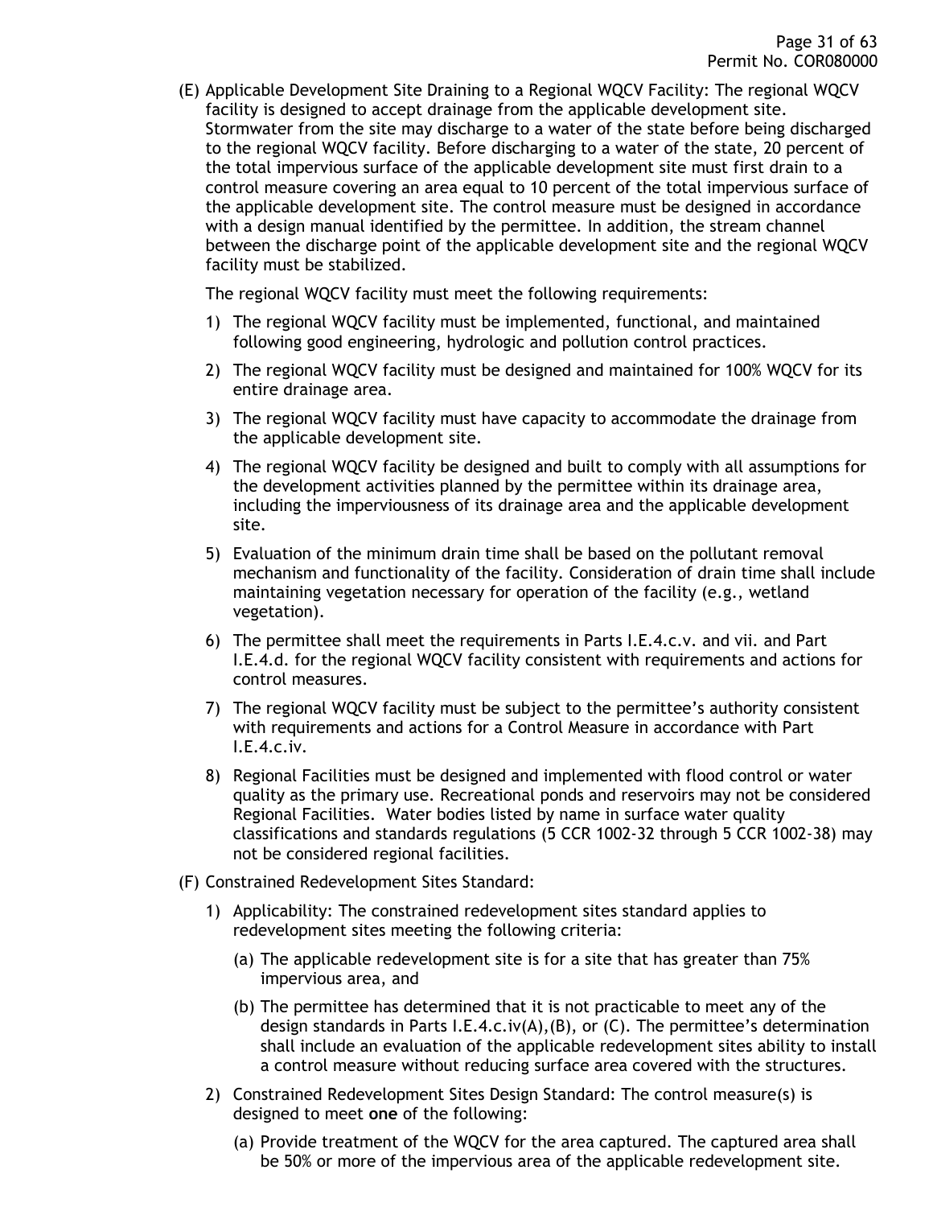(E) Applicable Development Site Draining to a Regional WQCV Facility: The regional WQCV facility is designed to accept drainage from the applicable development site. Stormwater from the site may discharge to a water of the state before being discharged to the regional WQCV facility. Before discharging to a water of the state, 20 percent of the total impervious surface of the applicable development site must first drain to a control measure covering an area equal to 10 percent of the total impervious surface of the applicable development site. The control measure must be designed in accordance with a design manual identified by the permittee. In addition, the stream channel between the discharge point of the applicable development site and the regional WQCV facility must be stabilized.

The regional WQCV facility must meet the following requirements:

1) The regional WQCV facility must be implemented, functional, and maintained following good engineering, hydrologic and pollution control practices.
2) The regional WQCV facility must be designed and maintained for 100% WQCV for its entire drainage area.
3) The regional WQCV facility must have capacity to accommodate the drainage from the applicable development site.
4) The regional WQCV facility be designed and built to comply with all assumptions for the development activities planned by the permittee within its drainage area, including the imperviousness of its drainage area and the applicable development site.
5) Evaluation of the minimum drain time shall be based on the pollutant removal mechanism and functionality of the facility. Consideration of drain time shall include maintaining vegetation necessary for operation of the facility (e.g., wetland vegetation).
6) The permittee shall meet the requirements in Parts I.E.4.c.v. and vii. and Part I.E.4.d. for the regional WQCV facility consistent with requirements and actions for control measures.
7) The regional WQCV facility must be subject to the permittee's authority consistent with requirements and actions for a Control Measure in accordance with Part I.E.4.c.iv.
8) Regional Facilities must be designed and implemented with flood control or water quality as the primary use. Recreational ponds and reservoirs may not be considered Regional Facilities. Water bodies listed by name in surface water quality classifications and standards regulations (5 CCR 1002-32 through 5 CCR 1002-38) may not be considered regional facilities.

(F) Constrained Redevelopment Sites Standard:

1) Applicability: The constrained redevelopment sites standard applies to redevelopment sites meeting the following criteria:
   (a) The applicable redevelopment site is for a site that has greater than 75% impervious area, and
   (b) The permittee has determined that it is not practicable to meet any of the design standards in Parts I.E.4.c.iv(A),(B), or (C). The permittee's determination shall include an evaluation of the applicable redevelopment sites ability to install a control measure without reducing surface area covered with the structures.
2) Constrained Redevelopment Sites Design Standard: The control measure(s) is designed to meet **one** of the following:
   (a) Provide treatment of the WQCV for the area captured. The captured area shall be 50% or more of the impervious area of the applicable redevelopment site.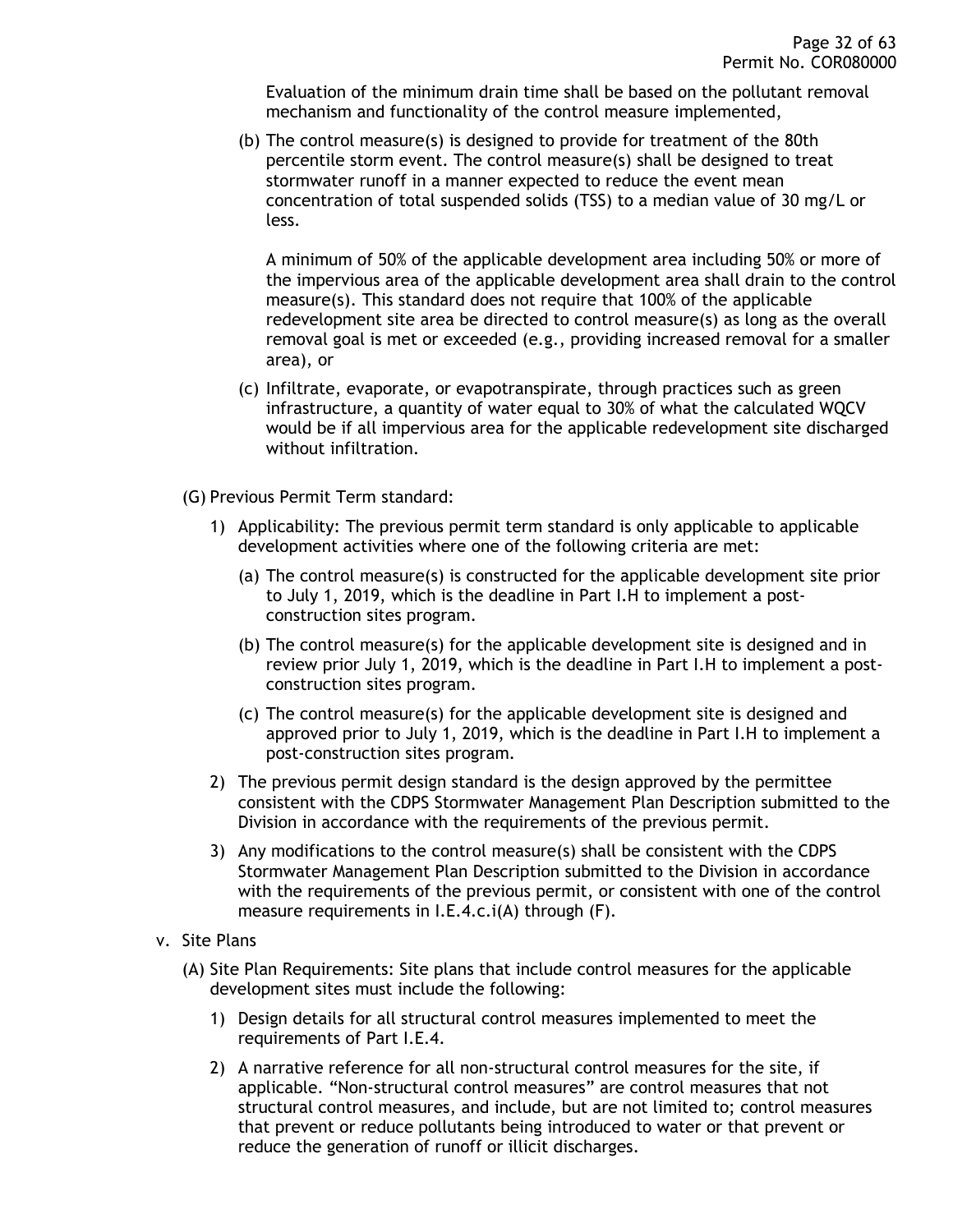Evaluation of the minimum drain time shall be based on the pollutant removal mechanism and functionality of the control measure implemented,

(b) The control measure(s) is designed to provide for treatment of the 80th percentile storm event. The control measure(s) shall be designed to treat stormwater runoff in a manner expected to reduce the event mean concentration of total suspended solids (TSS) to a median value of 30 mg/L or less.

A minimum of 50% of the applicable development area including 50% or more of the impervious area of the applicable development area shall drain to the control measure(s). This standard does not require that 100% of the applicable redevelopment site area be directed to control measure(s) as long as the overall removal goal is met or exceeded (e.g., providing increased removal for a smaller area), or

(c) Infiltrate, evaporate, or evapotranspirate, through practices such as green infrastructure, a quantity of water equal to 30% of what the calculated WQCV would be if all impervious area for the applicable redevelopment site discharged without infiltration.

(G) Previous Permit Term standard:

1) Applicability: The previous permit term standard is only applicable to applicable development activities where one of the following criteria are met:

   (a) The control measure(s) is constructed for the applicable development site prior to July 1, 2019, which is the deadline in Part I.H to implement a post-construction sites program.

   (b) The control measure(s) for the applicable development site is designed and in review prior July 1, 2019, which is the deadline in Part I.H to implement a post-construction sites program.

   (c) The control measure(s) for the applicable development site is designed and approved prior to July 1, 2019, which is the deadline in Part I.H to implement a post-construction sites program.

2) The previous permit design standard is the design approved by the permittee consistent with the CDPS Stormwater Management Plan Description submitted to the Division in accordance with the requirements of the previous permit.

3) Any modifications to the control measure(s) shall be consistent with the CDPS Stormwater Management Plan Description submitted to the Division in accordance with the requirements of the previous permit, or consistent with one of the control measure requirements in I.E.4.c.i(A) through (F).

v. Site Plans

(A) Site Plan Requirements: Site plans that include control measures for the applicable development sites must include the following:

1) Design details for all structural control measures implemented to meet the requirements of Part I.E.4.

2) A narrative reference for all non-structural control measures for the site, if applicable. “Non-structural control measures” are control measures that not structural control measures, and include, but are not limited to; control measures that prevent or reduce pollutants being introduced to water or that prevent or reduce the generation of runoff or illicit discharges.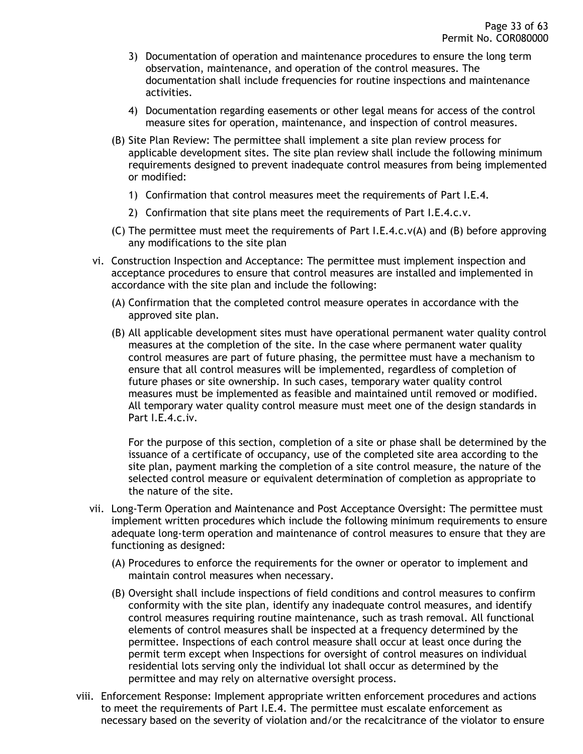3) Documentation of operation and maintenance procedures to ensure the long term observation, maintenance, and operation of the control measures. The documentation shall include frequencies for routine inspections and maintenance activities.

4) Documentation regarding easements or other legal means for access of the control measure sites for operation, maintenance, and inspection of control measures.

(B) Site Plan Review: The permittee shall implement a site plan review process for applicable development sites. The site plan review shall include the following minimum requirements designed to prevent inadequate control measures from being implemented or modified:

1) Confirmation that control measures meet the requirements of Part I.E.4.

2) Confirmation that site plans meet the requirements of Part I.E.4.c.v.

(C) The permittee must meet the requirements of Part I.E.4.c.v(A) and (B) before approving any modifications to the site plan

vi. Construction Inspection and Acceptance: The permittee must implement inspection and acceptance procedures to ensure that control measures are installed and implemented in accordance with the site plan and include the following:

(A) Confirmation that the completed control measure operates in accordance with the approved site plan.

(B) All applicable development sites must have operational permanent water quality control measures at the completion of the site. In the case where permanent water quality control measures are part of future phasing, the permittee must have a mechanism to ensure that all control measures will be implemented, regardless of completion of future phases or site ownership. In such cases, temporary water quality control measures must be implemented as feasible and maintained until removed or modified. All temporary water quality control measure must meet one of the design standards in Part I.E.4.c.iv.

For the purpose of this section, completion of a site or phase shall be determined by the issuance of a certificate of occupancy, use of the completed site area according to the site plan, payment marking the completion of a site control measure, the nature of the selected control measure or equivalent determination of completion as appropriate to the nature of the site.

vii. Long-Term Operation and Maintenance and Post Acceptance Oversight: The permittee must implement written procedures which include the following minimum requirements to ensure adequate long-term operation and maintenance of control measures to ensure that they are functioning as designed:

(A) Procedures to enforce the requirements for the owner or operator to implement and maintain control measures when necessary.

(B) Oversight shall include inspections of field conditions and control measures to confirm conformity with the site plan, identify any inadequate control measures, and identify control measures requiring routine maintenance, such as trash removal. All functional elements of control measures shall be inspected at a frequency determined by the permittee. Inspections of each control measure shall occur at least once during the permit term except when Inspections for oversight of control measures on individual residential lots serving only the individual lot shall occur as determined by the permittee and may rely on alternative oversight process.

viii. Enforcement Response: Implement appropriate written enforcement procedures and actions to meet the requirements of Part I.E.4. The permittee must escalate enforcement as necessary based on the severity of violation and/or the recalcitrance of the violator to ensure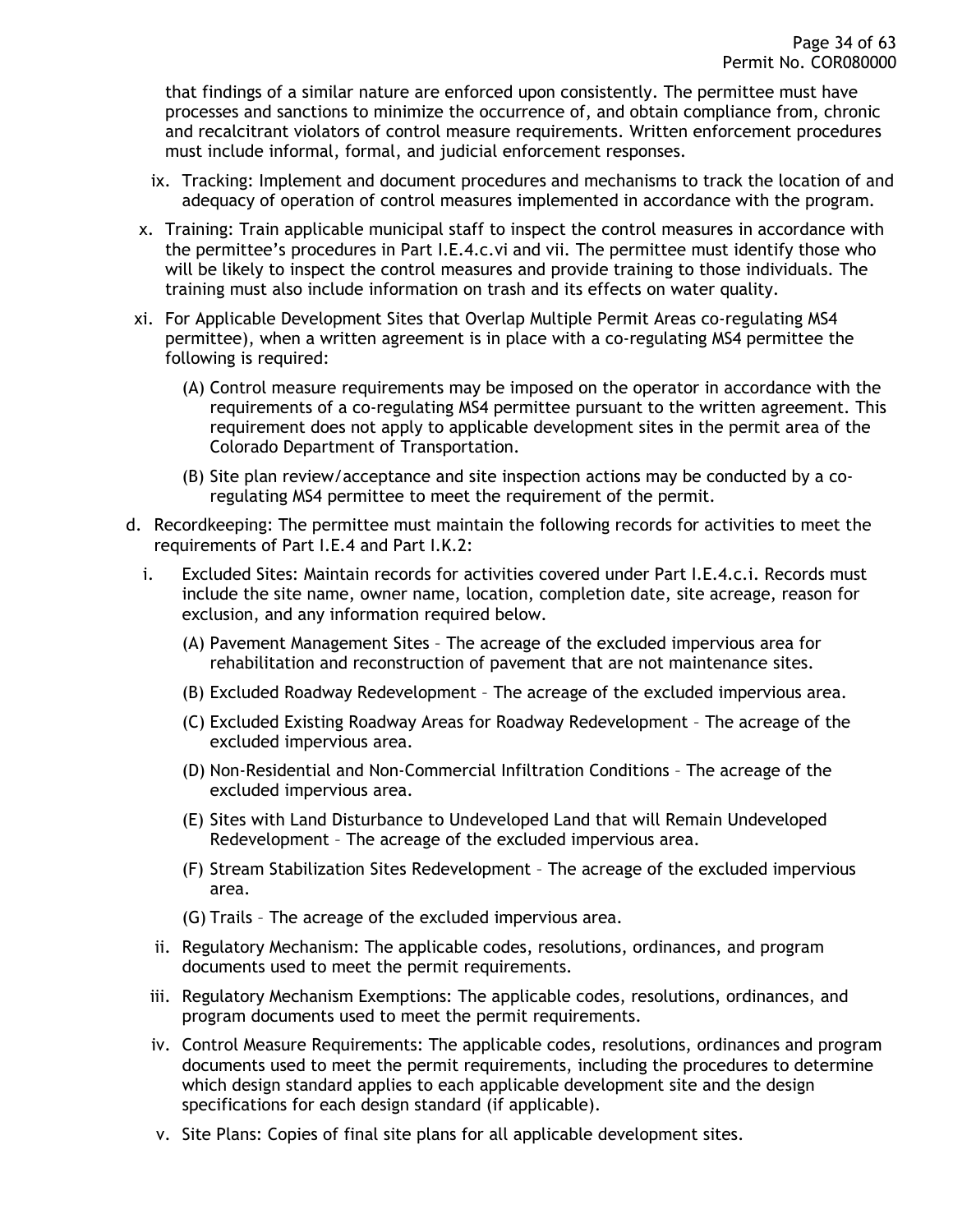that findings of a similar nature are enforced upon consistently. The permittee must have processes and sanctions to minimize the occurrence of, and obtain compliance from, chronic and recalcitrant violators of control measure requirements. Written enforcement procedures must include informal, formal, and judicial enforcement responses.

ix. Tracking: Implement and document procedures and mechanisms to track the location of and adequacy of operation of control measures implemented in accordance with the program.

x. Training: Train applicable municipal staff to inspect the control measures in accordance with the permittee's procedures in Part I.E.4.c.vi and vii. The permittee must identify those who will be likely to inspect the control measures and provide training to those individuals. The training must also include information on trash and its effects on water quality.

xi. For Applicable Development Sites that Overlap Multiple Permit Areas co-regulating MS4 permittee), when a written agreement is in place with a co-regulating MS4 permittee the following is required:

(A) Control measure requirements may be imposed on the operator in accordance with the requirements of a co-regulating MS4 permittee pursuant to the written agreement. This requirement does not apply to applicable development sites in the permit area of the Colorado Department of Transportation.

(B) Site plan review/acceptance and site inspection actions may be conducted by a co-regulating MS4 permittee to meet the requirement of the permit.

d. Recordkeeping: The permittee must maintain the following records for activities to meet the requirements of Part I.E.4 and Part I.K.2:

i. Excluded Sites: Maintain records for activities covered under Part I.E.4.c.i. Records must include the site name, owner name, location, completion date, site acreage, reason for exclusion, and any information required below.

(A) Pavement Management Sites – The acreage of the excluded impervious area for rehabilitation and reconstruction of pavement that are not maintenance sites.

(B) Excluded Roadway Redevelopment – The acreage of the excluded impervious area.

(C) Excluded Existing Roadway Areas for Roadway Redevelopment – The acreage of the excluded impervious area.

(D) Non-Residential and Non-Commercial Infiltration Conditions – The acreage of the excluded impervious area.

(E) Sites with Land Disturbance to Undeveloped Land that will Remain Undeveloped Redevelopment – The acreage of the excluded impervious area.

(F) Stream Stabilization Sites Redevelopment – The acreage of the excluded impervious area.

(G) Trails – The acreage of the excluded impervious area.

ii. Regulatory Mechanism: The applicable codes, resolutions, ordinances, and program documents used to meet the permit requirements.

iii. Regulatory Mechanism Exemptions: The applicable codes, resolutions, ordinances, and program documents used to meet the permit requirements.

iv. Control Measure Requirements: The applicable codes, resolutions, ordinances and program documents used to meet the permit requirements, including the procedures to determine which design standard applies to each applicable development site and the design specifications for each design standard (if applicable).

v. Site Plans: Copies of final site plans for all applicable development sites.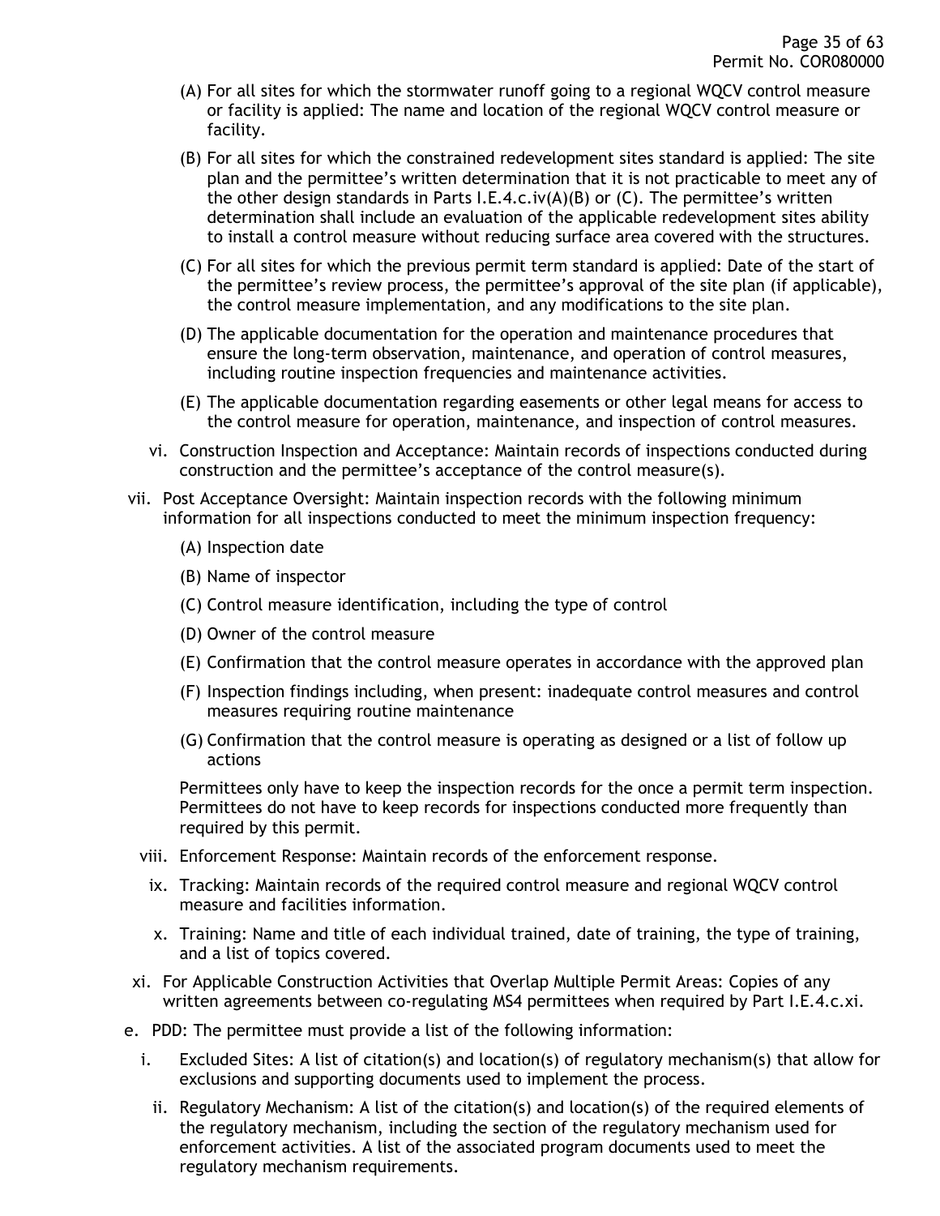(A) For all sites for which the stormwater runoff going to a regional WQCV control measure or facility is applied: The name and location of the regional WQCV control measure or facility.

(B) For all sites for which the constrained redevelopment sites standard is applied: The site plan and the permittee's written determination that it is not practicable to meet any of the other design standards in Parts I.E.4.c.iv(A)(B) or (C). The permittee's written determination shall include an evaluation of the applicable redevelopment sites ability to install a control measure without reducing surface area covered with the structures.

(C) For all sites for which the previous permit term standard is applied: Date of the start of the permittee's review process, the permittee's approval of the site plan (if applicable), the control measure implementation, and any modifications to the site plan.

(D) The applicable documentation for the operation and maintenance procedures that ensure the long-term observation, maintenance, and operation of control measures, including routine inspection frequencies and maintenance activities.

(E) The applicable documentation regarding easements or other legal means for access to the control measure for operation, maintenance, and inspection of control measures.

vi. Construction Inspection and Acceptance: Maintain records of inspections conducted during construction and the permittee's acceptance of the control measure(s).

vii. Post Acceptance Oversight: Maintain inspection records with the following minimum information for all inspections conducted to meet the minimum inspection frequency:

(A) Inspection date

(B) Name of inspector

(C) Control measure identification, including the type of control

(D) Owner of the control measure

(E) Confirmation that the control measure operates in accordance with the approved plan

(F) Inspection findings including, when present: inadequate control measures and control measures requiring routine maintenance

(G) Confirmation that the control measure is operating as designed or a list of follow up actions

Permittees only have to keep the inspection records for the once a permit term inspection. Permittees do not have to keep records for inspections conducted more frequently than required by this permit.

viii. Enforcement Response: Maintain records of the enforcement response.

ix. Tracking: Maintain records of the required control measure and regional WQCV control measure and facilities information.

x. Training: Name and title of each individual trained, date of training, the type of training, and a list of topics covered.

xi. For Applicable Construction Activities that Overlap Multiple Permit Areas: Copies of any written agreements between co-regulating MS4 permittees when required by Part I.E.4.c.xi.

e. PDD: The permittee must provide a list of the following information:

i. Excluded Sites: A list of citation(s) and location(s) of regulatory mechanism(s) that allow for exclusions and supporting documents used to implement the process.

ii. Regulatory Mechanism: A list of the citation(s) and location(s) of the required elements of the regulatory mechanism, including the section of the regulatory mechanism used for enforcement activities. A list of the associated program documents used to meet the regulatory mechanism requirements.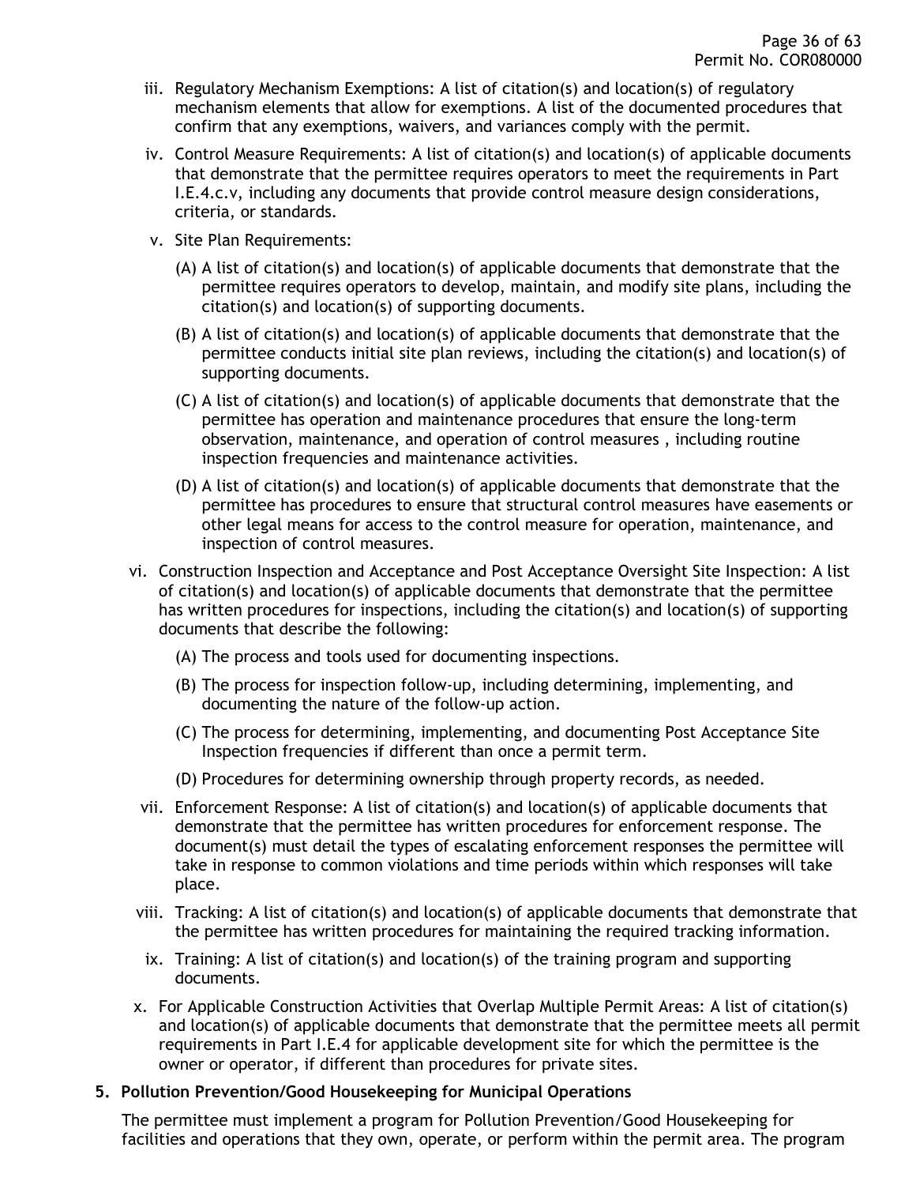iii. Regulatory Mechanism Exemptions: A list of citation(s) and location(s) of regulatory mechanism elements that allow for exemptions. A list of the documented procedures that confirm that any exemptions, waivers, and variances comply with the permit.

iv. Control Measure Requirements: A list of citation(s) and location(s) of applicable documents that demonstrate that the permittee requires operators to meet the requirements in Part I.E.4.c.v, including any documents that provide control measure design considerations, criteria, or standards.

v. Site Plan Requirements:

(A) A list of citation(s) and location(s) of applicable documents that demonstrate that the permittee requires operators to develop, maintain, and modify site plans, including the citation(s) and location(s) of supporting documents.

(B) A list of citation(s) and location(s) of applicable documents that demonstrate that the permittee conducts initial site plan reviews, including the citation(s) and location(s) of supporting documents.

(C) A list of citation(s) and location(s) of applicable documents that demonstrate that the permittee has operation and maintenance procedures that ensure the long-term observation, maintenance, and operation of control measures , including routine inspection frequencies and maintenance activities.

(D) A list of citation(s) and location(s) of applicable documents that demonstrate that the permittee has procedures to ensure that structural control measures have easements or other legal means for access to the control measure for operation, maintenance, and inspection of control measures.

vi. Construction Inspection and Acceptance and Post Acceptance Oversight Site Inspection: A list of citation(s) and location(s) of applicable documents that demonstrate that the permittee has written procedures for inspections, including the citation(s) and location(s) of supporting documents that describe the following:

(A) The process and tools used for documenting inspections.

(B) The process for inspection follow-up, including determining, implementing, and documenting the nature of the follow-up action.

(C) The process for determining, implementing, and documenting Post Acceptance Site Inspection frequencies if different than once a permit term.

(D) Procedures for determining ownership through property records, as needed.

vii. Enforcement Response: A list of citation(s) and location(s) of applicable documents that demonstrate that the permittee has written procedures for enforcement response. The document(s) must detail the types of escalating enforcement responses the permittee will take in response to common violations and time periods within which responses will take place.

viii. Tracking: A list of citation(s) and location(s) of applicable documents that demonstrate that the permittee has written procedures for maintaining the required tracking information.

ix. Training: A list of citation(s) and location(s) of the training program and supporting documents.

x. For Applicable Construction Activities that Overlap Multiple Permit Areas: A list of citation(s) and location(s) of applicable documents that demonstrate that the permittee meets all permit requirements in Part I.E.4 for applicable development site for which the permittee is the owner or operator, if different than procedures for private sites.

**5. Pollution Prevention/Good Housekeeping for Municipal Operations**

The permittee must implement a program for Pollution Prevention/Good Housekeeping for facilities and operations that they own, operate, or perform within the permit area. The program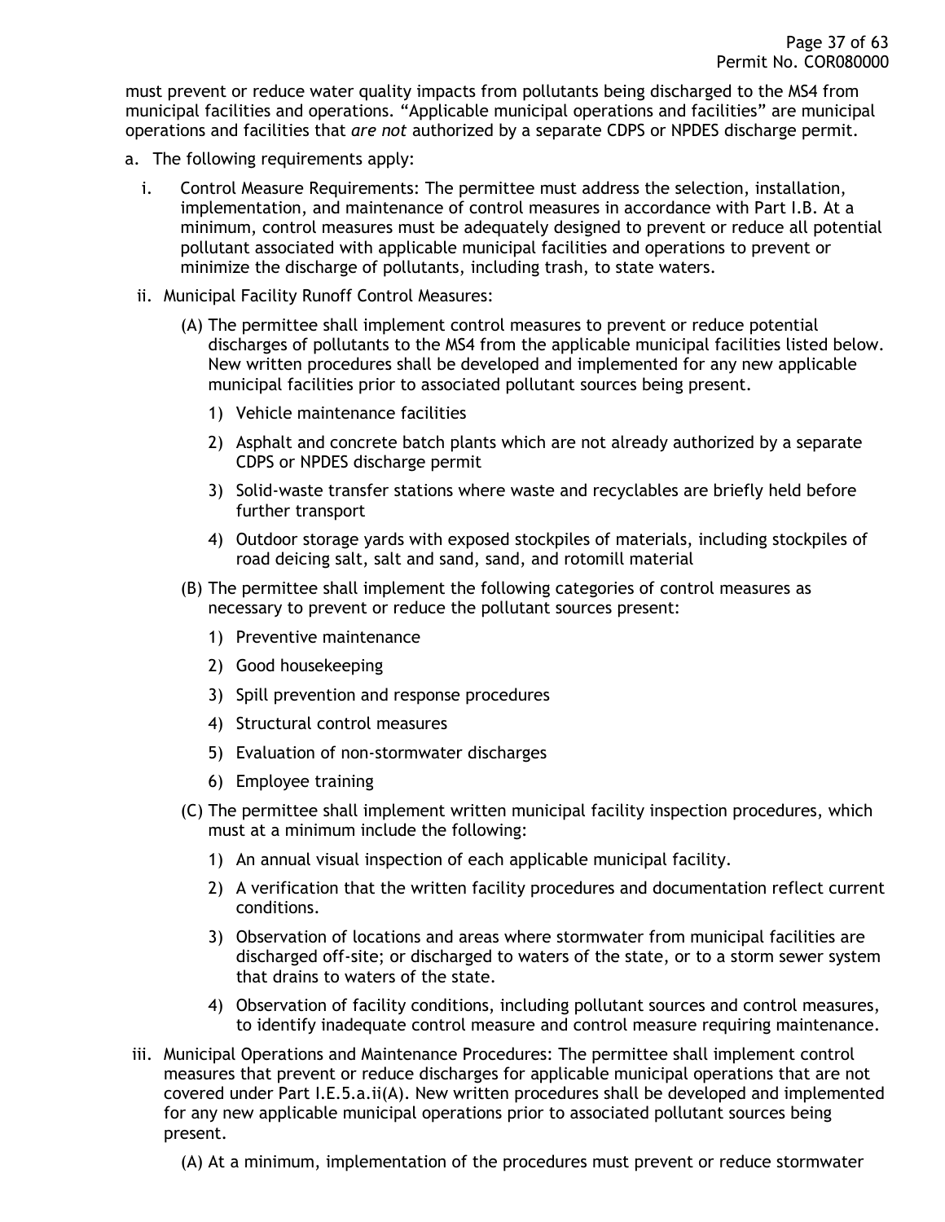must prevent or reduce water quality impacts from pollutants being discharged to the MS4 from municipal facilities and operations. "Applicable municipal operations and facilities" are municipal operations and facilities that *are not* authorized by a separate CDPS or NPDES discharge permit.

a. The following requirements apply:

   i. Control Measure Requirements: The permittee must address the selection, installation, implementation, and maintenance of control measures in accordance with Part I.B. At a minimum, control measures must be adequately designed to prevent or reduce all potential pollutant associated with applicable municipal facilities and operations to prevent or minimize the discharge of pollutants, including trash, to state waters.

   ii. Municipal Facility Runoff Control Measures:

      (A) The permittee shall implement control measures to prevent or reduce potential discharges of pollutants to the MS4 from the applicable municipal facilities listed below. New written procedures shall be developed and implemented for any new applicable municipal facilities prior to associated pollutant sources being present.

         1) Vehicle maintenance facilities

         2) Asphalt and concrete batch plants which are not already authorized by a separate CDPS or NPDES discharge permit

         3) Solid-waste transfer stations where waste and recyclables are briefly held before further transport

         4) Outdoor storage yards with exposed stockpiles of materials, including stockpiles of road deicing salt, salt and sand, sand, and rotomill material

      (B) The permittee shall implement the following categories of control measures as necessary to prevent or reduce the pollutant sources present:

         1) Preventive maintenance

         2) Good housekeeping

         3) Spill prevention and response procedures

         4) Structural control measures

         5) Evaluation of non-stormwater discharges

         6) Employee training

      (C) The permittee shall implement written municipal facility inspection procedures, which must at a minimum include the following:

         1) An annual visual inspection of each applicable municipal facility.

         2) A verification that the written facility procedures and documentation reflect current conditions.

         3) Observation of locations and areas where stormwater from municipal facilities are discharged off-site; or discharged to waters of the state, or to a storm sewer system that drains to waters of the state.

         4) Observation of facility conditions, including pollutant sources and control measures, to identify inadequate control measure and control measure requiring maintenance.

   iii. Municipal Operations and Maintenance Procedures: The permittee shall implement control measures that prevent or reduce discharges for applicable municipal operations that are not covered under Part I.E.5.a.ii(A). New written procedures shall be developed and implemented for any new applicable municipal operations prior to associated pollutant sources being present.

      (A) At a minimum, implementation of the procedures must prevent or reduce stormwater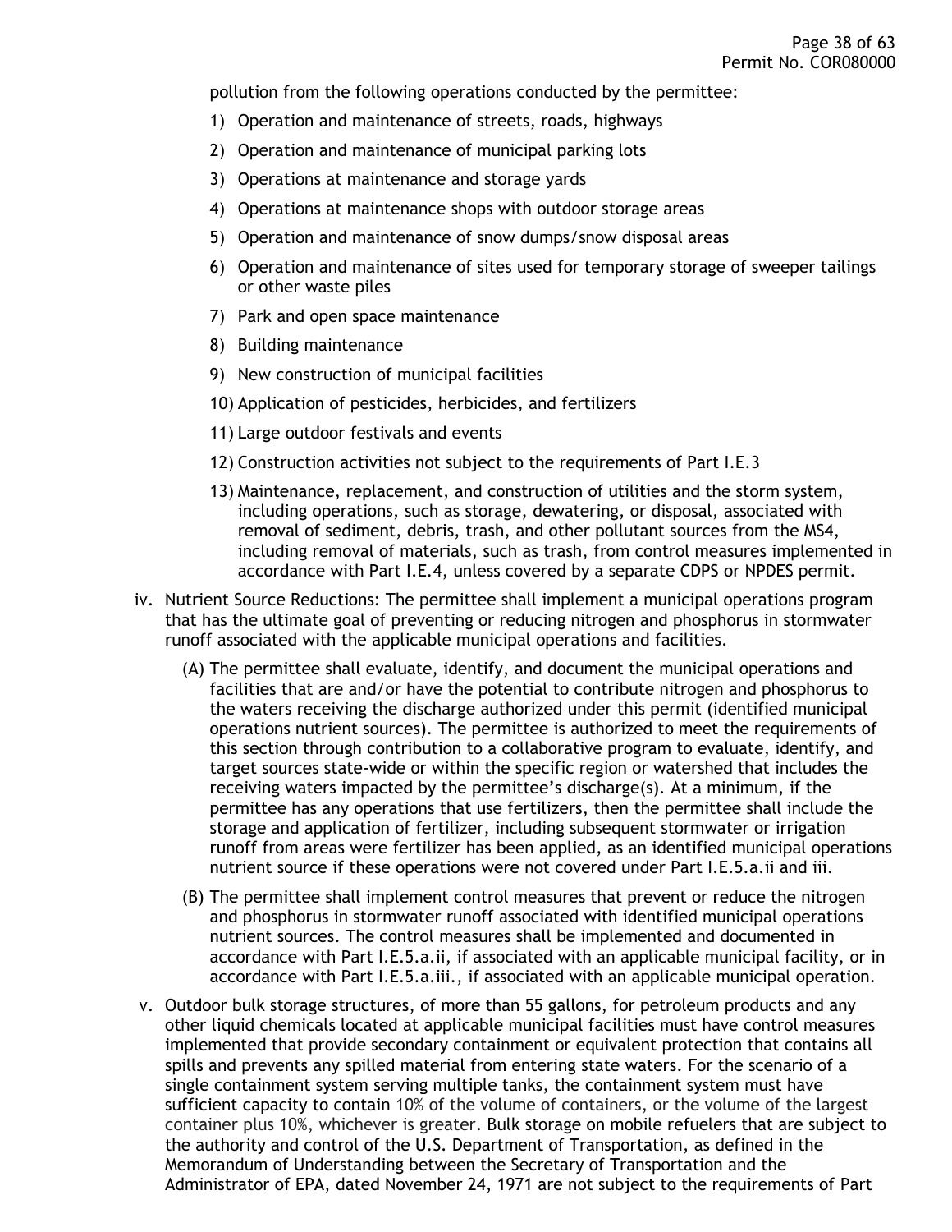pollution from the following operations conducted by the permittee:

1) Operation and maintenance of streets, roads, highways
2) Operation and maintenance of municipal parking lots
3) Operations at maintenance and storage yards
4) Operations at maintenance shops with outdoor storage areas
5) Operation and maintenance of snow dumps/snow disposal areas
6) Operation and maintenance of sites used for temporary storage of sweeper tailings or other waste piles
7) Park and open space maintenance
8) Building maintenance
9) New construction of municipal facilities
10) Application of pesticides, herbicides, and fertilizers
11) Large outdoor festivals and events
12) Construction activities not subject to the requirements of Part I.E.3
13) Maintenance, replacement, and construction of utilities and the storm system, including operations, such as storage, dewatering, or disposal, associated with removal of sediment, debris, trash, and other pollutant sources from the MS4, including removal of materials, such as trash, from control measures implemented in accordance with Part I.E.4, unless covered by a separate CDPS or NPDES permit.

iv. Nutrient Source Reductions: The permittee shall implement a municipal operations program that has the ultimate goal of preventing or reducing nitrogen and phosphorus in stormwater runoff associated with the applicable municipal operations and facilities.

(A) The permittee shall evaluate, identify, and document the municipal operations and facilities that are and/or have the potential to contribute nitrogen and phosphorus to the waters receiving the discharge authorized under this permit (identified municipal operations nutrient sources). The permittee is authorized to meet the requirements of this section through contribution to a collaborative program to evaluate, identify, and target sources state-wide or within the specific region or watershed that includes the receiving waters impacted by the permittee's discharge(s). At a minimum, if the permittee has any operations that use fertilizers, then the permittee shall include the storage and application of fertilizer, including subsequent stormwater or irrigation runoff from areas were fertilizer has been applied, as an identified municipal operations nutrient source if these operations were not covered under Part I.E.5.a.ii and iii.

(B) The permittee shall implement control measures that prevent or reduce the nitrogen and phosphorus in stormwater runoff associated with identified municipal operations nutrient sources. The control measures shall be implemented and documented in accordance with Part I.E.5.a.ii, if associated with an applicable municipal facility, or in accordance with Part I.E.5.a.iii., if associated with an applicable municipal operation.

v. Outdoor bulk storage structures, of more than 55 gallons, for petroleum products and any other liquid chemicals located at applicable municipal facilities must have control measures implemented that provide secondary containment or equivalent protection that contains all spills and prevents any spilled material from entering state waters. For the scenario of a single containment system serving multiple tanks, the containment system must have sufficient capacity to contain 10% of the volume of containers, or the volume of the largest container plus 10%, whichever is greater. Bulk storage on mobile refuelers that are subject to the authority and control of the U.S. Department of Transportation, as defined in the Memorandum of Understanding between the Secretary of Transportation and the Administrator of EPA, dated November 24, 1971 are not subject to the requirements of Part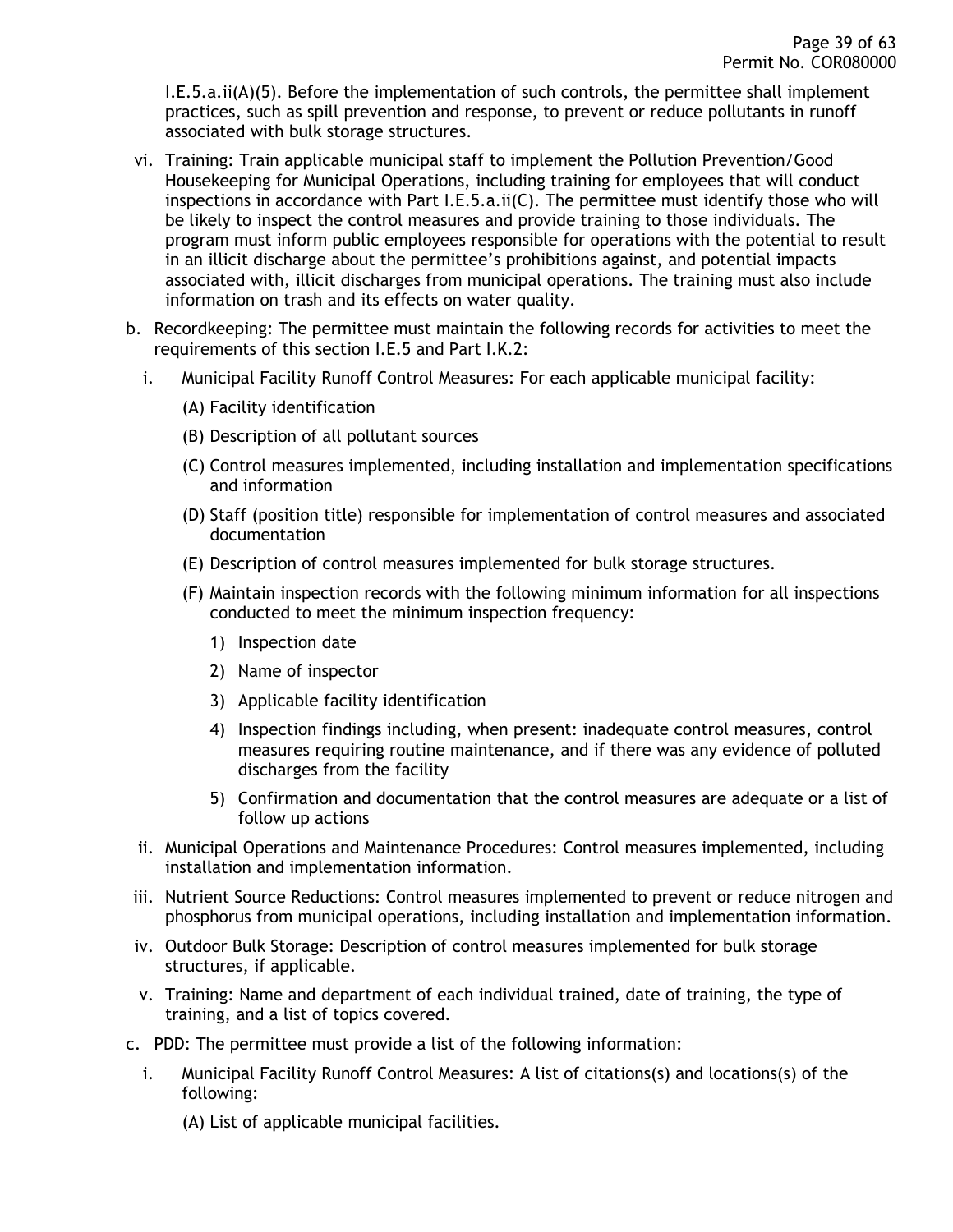I.E.5.a.ii(A)(5). Before the implementation of such controls, the permittee shall implement practices, such as spill prevention and response, to prevent or reduce pollutants in runoff associated with bulk storage structures.

vi. Training: Train applicable municipal staff to implement the Pollution Prevention/Good Housekeeping for Municipal Operations, including training for employees that will conduct inspections in accordance with Part I.E.5.a.ii(C). The permittee must identify those who will be likely to inspect the control measures and provide training to those individuals. The program must inform public employees responsible for operations with the potential to result in an illicit discharge about the permittee's prohibitions against, and potential impacts associated with, illicit discharges from municipal operations. The training must also include information on trash and its effects on water quality.

b. Recordkeeping: The permittee must maintain the following records for activities to meet the requirements of this section I.E.5 and Part I.K.2:

   i. Municipal Facility Runoff Control Measures: For each applicable municipal facility:

      (A) Facility identification

      (B) Description of all pollutant sources

      (C) Control measures implemented, including installation and implementation specifications and information

      (D) Staff (position title) responsible for implementation of control measures and associated documentation

      (E) Description of control measures implemented for bulk storage structures.

      (F) Maintain inspection records with the following minimum information for all inspections conducted to meet the minimum inspection frequency:

         1) Inspection date

         2) Name of inspector

         3) Applicable facility identification

         4) Inspection findings including, when present: inadequate control measures, control measures requiring routine maintenance, and if there was any evidence of polluted discharges from the facility

         5) Confirmation and documentation that the control measures are adequate or a list of follow up actions

   ii. Municipal Operations and Maintenance Procedures: Control measures implemented, including installation and implementation information.

   iii. Nutrient Source Reductions: Control measures implemented to prevent or reduce nitrogen and phosphorus from municipal operations, including installation and implementation information.

   iv. Outdoor Bulk Storage: Description of control measures implemented for bulk storage structures, if applicable.

   v. Training: Name and department of each individual trained, date of training, the type of training, and a list of topics covered.

c. PDD: The permittee must provide a list of the following information:

   i. Municipal Facility Runoff Control Measures: A list of citations(s) and locations(s) of the following:

      (A) List of applicable municipal facilities.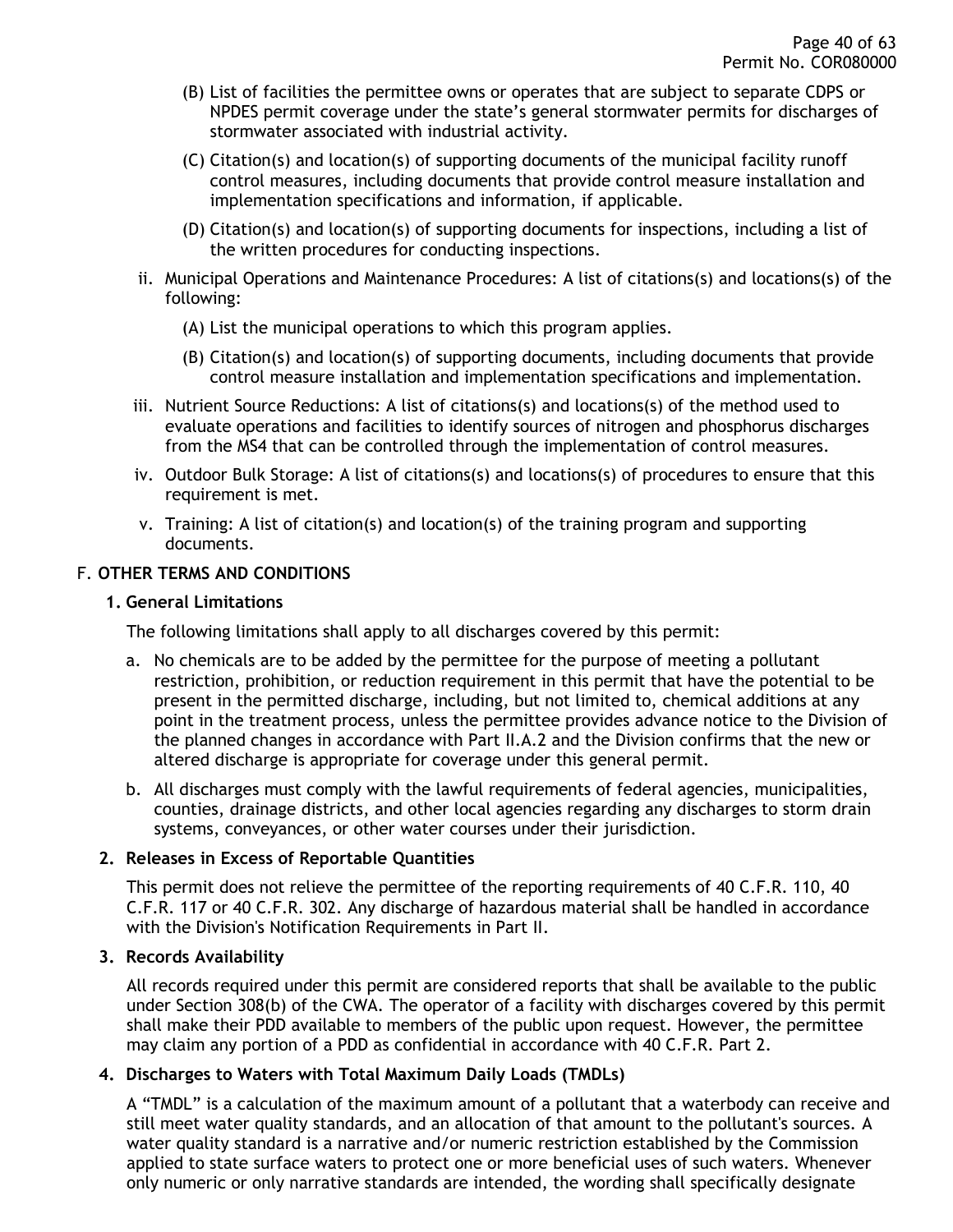(B) List of facilities the permittee owns or operates that are subject to separate CDPS or NPDES permit coverage under the state's general stormwater permits for discharges of stormwater associated with industrial activity.

(C) Citation(s) and location(s) of supporting documents of the municipal facility runoff control measures, including documents that provide control measure installation and implementation specifications and information, if applicable.

(D) Citation(s) and location(s) of supporting documents for inspections, including a list of the written procedures for conducting inspections.

ii. Municipal Operations and Maintenance Procedures: A list of citations(s) and locations(s) of the following:

(A) List the municipal operations to which this program applies.

(B) Citation(s) and location(s) of supporting documents, including documents that provide control measure installation and implementation specifications and implementation.

iii. Nutrient Source Reductions: A list of citations(s) and locations(s) of the method used to evaluate operations and facilities to identify sources of nitrogen and phosphorus discharges from the MS4 that can be controlled through the implementation of control measures.

iv. Outdoor Bulk Storage: A list of citations(s) and locations(s) of procedures to ensure that this requirement is met.

v. Training: A list of citation(s) and location(s) of the training program and supporting documents.

## F. OTHER TERMS AND CONDITIONS

### 1. General Limitations

The following limitations shall apply to all discharges covered by this permit:

a. No chemicals are to be added by the permittee for the purpose of meeting a pollutant restriction, prohibition, or reduction requirement in this permit that have the potential to be present in the permitted discharge, including, but not limited to, chemical additions at any point in the treatment process, unless the permittee provides advance notice to the Division of the planned changes in accordance with Part II.A.2 and the Division confirms that the new or altered discharge is appropriate for coverage under this general permit.

b. All discharges must comply with the lawful requirements of federal agencies, municipalities, counties, drainage districts, and other local agencies regarding any discharges to storm drain systems, conveyances, or other water courses under their jurisdiction.

### 2. Releases in Excess of Reportable Quantities

This permit does not relieve the permittee of the reporting requirements of 40 C.F.R. 110, 40 C.F.R. 117 or 40 C.F.R. 302. Any discharge of hazardous material shall be handled in accordance with the Division's Notification Requirements in Part II.

### 3. Records Availability

All records required under this permit are considered reports that shall be available to the public under Section 308(b) of the CWA. The operator of a facility with discharges covered by this permit shall make their PDD available to members of the public upon request. However, the permittee may claim any portion of a PDD as confidential in accordance with 40 C.F.R. Part 2.

### 4. Discharges to Waters with Total Maximum Daily Loads (TMDLs)

A "TMDL" is a calculation of the maximum amount of a pollutant that a waterbody can receive and still meet water quality standards, and an allocation of that amount to the pollutant's sources. A water quality standard is a narrative and/or numeric restriction established by the Commission applied to state surface waters to protect one or more beneficial uses of such waters. Whenever only numeric or only narrative standards are intended, the wording shall specifically designate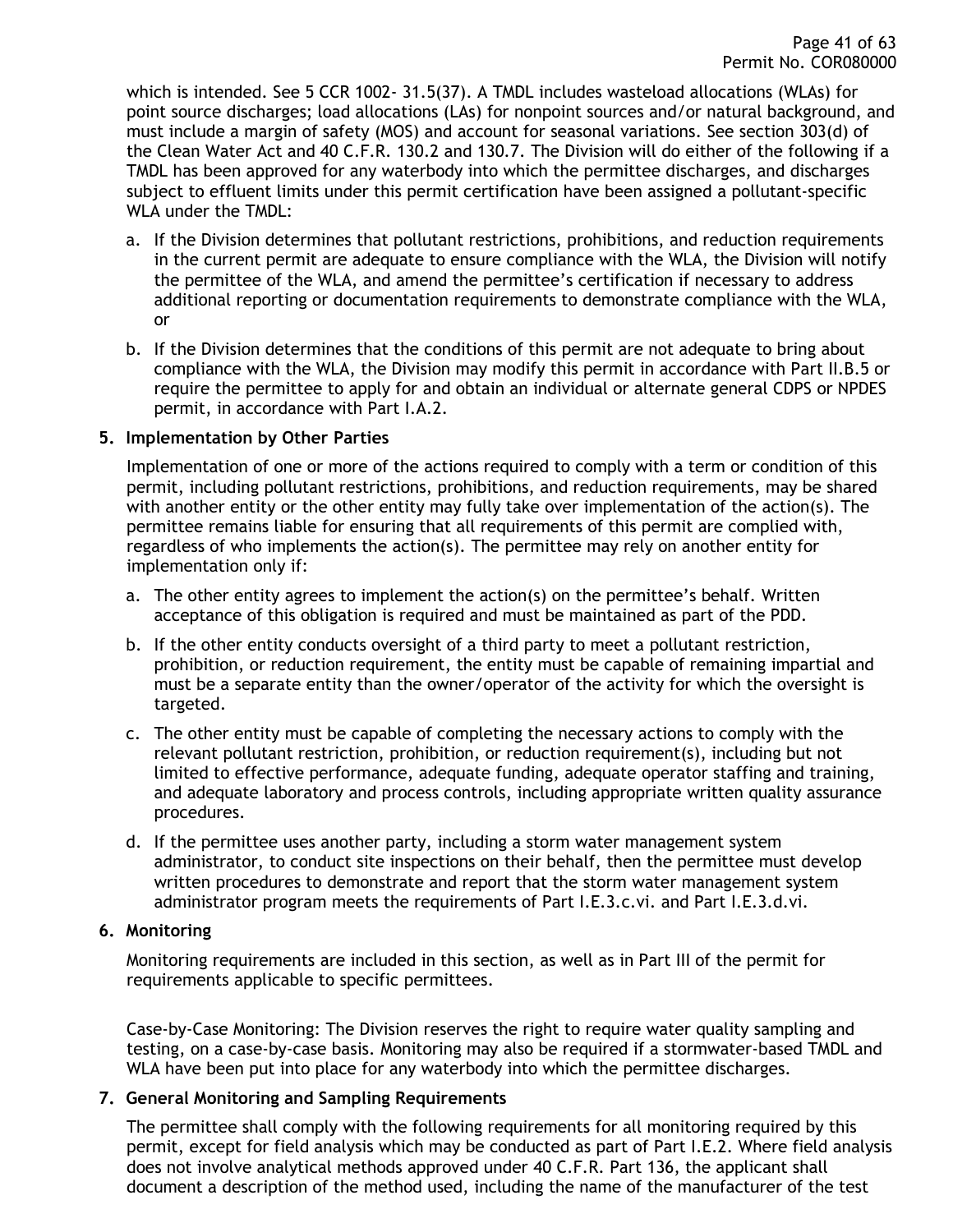which is intended. See 5 CCR 1002- 31.5(37). A TMDL includes wasteload allocations (WLAs) for point source discharges; load allocations (LAs) for nonpoint sources and/or natural background, and must include a margin of safety (MOS) and account for seasonal variations. See section 303(d) of the Clean Water Act and 40 C.F.R. 130.2 and 130.7. The Division will do either of the following if a TMDL has been approved for any waterbody into which the permittee discharges, and discharges subject to effluent limits under this permit certification have been assigned a pollutant-specific WLA under the TMDL:

a. If the Division determines that pollutant restrictions, prohibitions, and reduction requirements in the current permit are adequate to ensure compliance with the WLA, the Division will notify the permittee of the WLA, and amend the permittee's certification if necessary to address additional reporting or documentation requirements to demonstrate compliance with the WLA, or

b. If the Division determines that the conditions of this permit are not adequate to bring about compliance with the WLA, the Division may modify this permit in accordance with Part II.B.5 or require the permittee to apply for and obtain an individual or alternate general CDPS or NPDES permit, in accordance with Part I.A.2.

**5. Implementation by Other Parties**

Implementation of one or more of the actions required to comply with a term or condition of this permit, including pollutant restrictions, prohibitions, and reduction requirements, may be shared with another entity or the other entity may fully take over implementation of the action(s). The permittee remains liable for ensuring that all requirements of this permit are complied with, regardless of who implements the action(s). The permittee may rely on another entity for implementation only if:

a. The other entity agrees to implement the action(s) on the permittee's behalf. Written acceptance of this obligation is required and must be maintained as part of the PDD.

b. If the other entity conducts oversight of a third party to meet a pollutant restriction, prohibition, or reduction requirement, the entity must be capable of remaining impartial and must be a separate entity than the owner/operator of the activity for which the oversight is targeted.

c. The other entity must be capable of completing the necessary actions to comply with the relevant pollutant restriction, prohibition, or reduction requirement(s), including but not limited to effective performance, adequate funding, adequate operator staffing and training, and adequate laboratory and process controls, including appropriate written quality assurance procedures.

d. If the permittee uses another party, including a storm water management system administrator, to conduct site inspections on their behalf, then the permittee must develop written procedures to demonstrate and report that the storm water management system administrator program meets the requirements of Part I.E.3.c.vi. and Part I.E.3.d.vi.

**6. Monitoring**

Monitoring requirements are included in this section, as well as in Part III of the permit for requirements applicable to specific permittees.

Case-by-Case Monitoring: The Division reserves the right to require water quality sampling and testing, on a case-by-case basis. Monitoring may also be required if a stormwater-based TMDL and WLA have been put into place for any waterbody into which the permittee discharges.

**7. General Monitoring and Sampling Requirements**

The permittee shall comply with the following requirements for all monitoring required by this permit, except for field analysis which may be conducted as part of Part I.E.2. Where field analysis does not involve analytical methods approved under 40 C.F.R. Part 136, the applicant shall document a description of the method used, including the name of the manufacturer of the test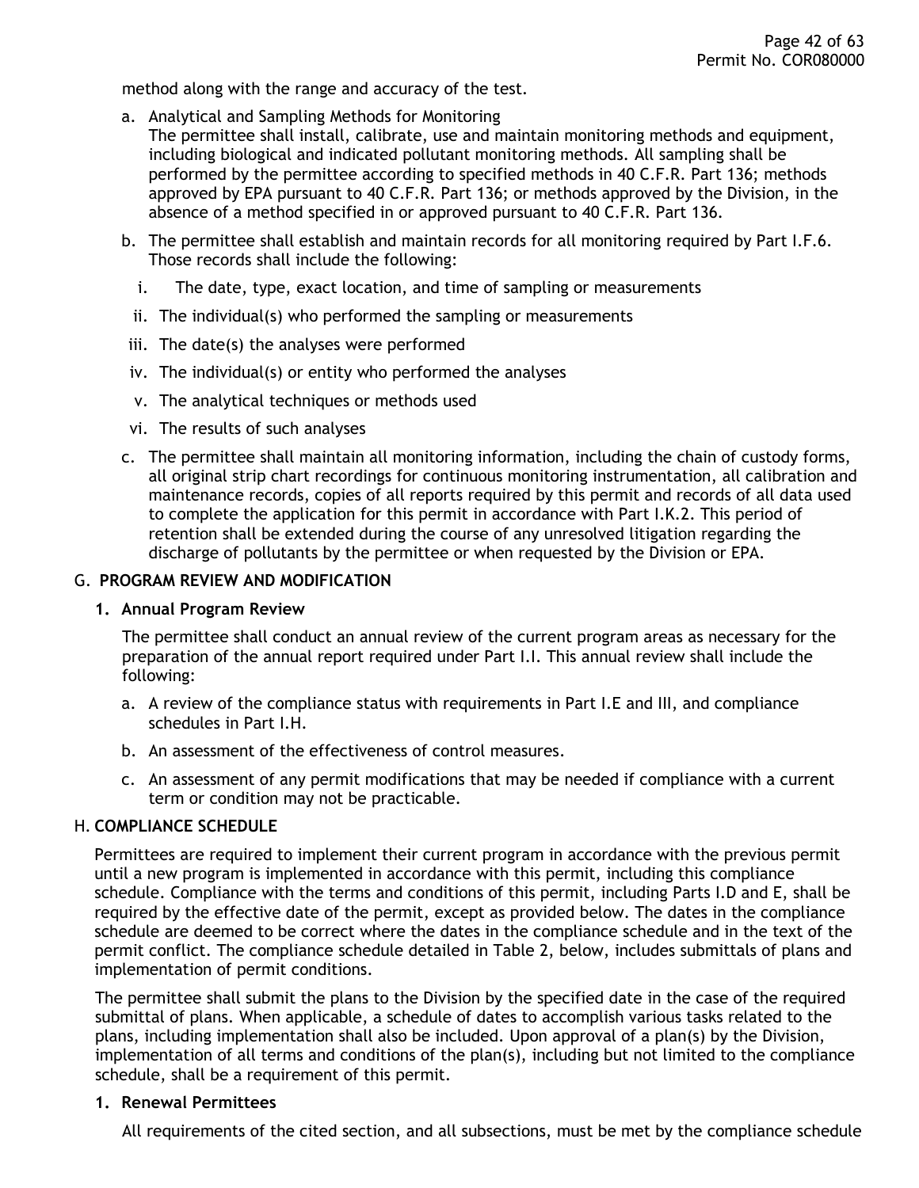method along with the range and accuracy of the test.

a. Analytical and Sampling Methods for Monitoring
   The permittee shall install, calibrate, use and maintain monitoring methods and equipment, including biological and indicated pollutant monitoring methods. All sampling shall be performed by the permittee according to specified methods in 40 C.F.R. Part 136; methods approved by EPA pursuant to 40 C.F.R. Part 136; or methods approved by the Division, in the absence of a method specified in or approved pursuant to 40 C.F.R. Part 136.

b. The permittee shall establish and maintain records for all monitoring required by Part I.F.6. Those records shall include the following:

   i. The date, type, exact location, and time of sampling or measurements
   ii. The individual(s) who performed the sampling or measurements
   iii. The date(s) the analyses were performed
   iv. The individual(s) or entity who performed the analyses
   v. The analytical techniques or methods used
   vi. The results of such analyses

c. The permittee shall maintain all monitoring information, including the chain of custody forms, all original strip chart recordings for continuous monitoring instrumentation, all calibration and maintenance records, copies of all reports required by this permit and records of all data used to complete the application for this permit in accordance with Part I.K.2. This period of retention shall be extended during the course of any unresolved litigation regarding the discharge of pollutants by the permittee or when requested by the Division or EPA.

## G. PROGRAM REVIEW AND MODIFICATION

### 1. Annual Program Review

The permittee shall conduct an annual review of the current program areas as necessary for the preparation of the annual report required under Part I.I. This annual review shall include the following:

a. A review of the compliance status with requirements in Part I.E and III, and compliance schedules in Part I.H.

b. An assessment of the effectiveness of control measures.

c. An assessment of any permit modifications that may be needed if compliance with a current term or condition may not be practicable.

## H. COMPLIANCE SCHEDULE

Permittees are required to implement their current program in accordance with the previous permit until a new program is implemented in accordance with this permit, including this compliance schedule. Compliance with the terms and conditions of this permit, including Parts I.D and E, shall be required by the effective date of the permit, except as provided below. The dates in the compliance schedule are deemed to be correct where the dates in the compliance schedule and in the text of the permit conflict. The compliance schedule detailed in Table 2, below, includes submittals of plans and implementation of permit conditions.

The permittee shall submit the plans to the Division by the specified date in the case of the required submittal of plans. When applicable, a schedule of dates to accomplish various tasks related to the plans, including implementation shall also be included. Upon approval of a plan(s) by the Division, implementation of all terms and conditions of the plan(s), including but not limited to the compliance schedule, shall be a requirement of this permit.

### 1. Renewal Permittees

All requirements of the cited section, and all subsections, must be met by the compliance schedule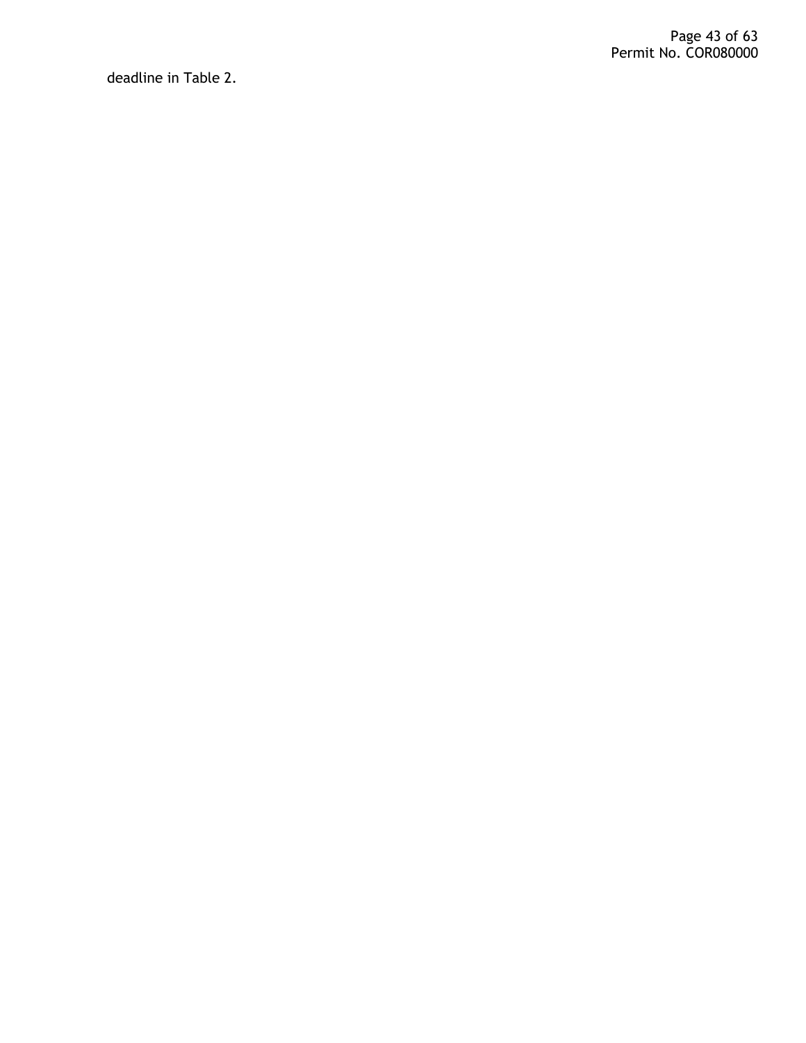deadline in Table 2.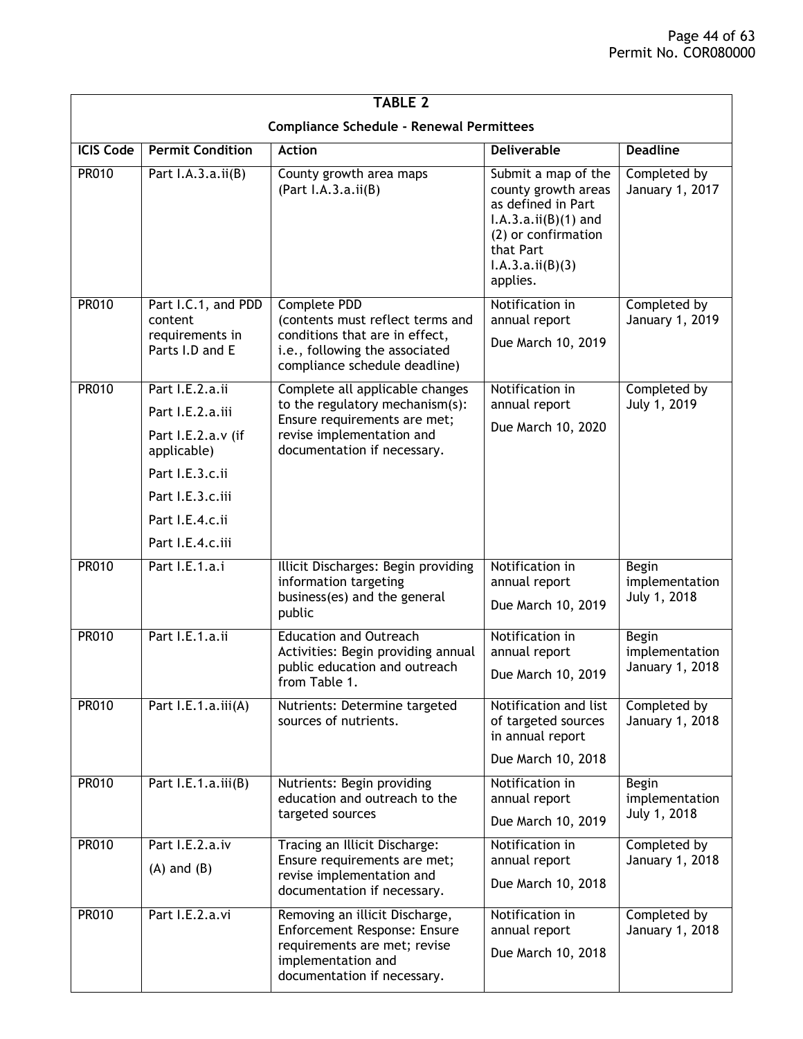| TABLE 2 | | | | |
|---|---|---|---|---|
| **Compliance Schedule - Renewal Permittees** | | | | |
| **ICIS Code** | **Permit Condition** | **Action** | **Deliverable** | **Deadline** |
| PR010 | Part I.A.3.a.ii(B) | County growth area maps (Part I.A.3.a.ii(B) | Submit a map of the county growth areas as defined in Part I.A.3.a.ii(B)(1) and (2) or confirmation that Part I.A.3.a.ii(B)(3) applies. | Completed by January 1, 2017 |
| PR010 | Part I.C.1, and PDD content requirements in Parts I.D and E | Complete PDD (contents must reflect terms and conditions that are in effect, i.e., following the associated compliance schedule deadline) | Notification in annual report<br>Due March 10, 2019 | Completed by January 1, 2019 |
| PR010 | Part I.E.2.a.ii<br>Part I.E.2.a.iii<br>Part I.E.2.a.v (if applicable)<br>Part I.E.3.c.ii<br>Part I.E.3.c.iii<br>Part I.E.4.c.ii<br>Part I.E.4.c.iii | Complete all applicable changes to the regulatory mechanism(s): Ensure requirements are met; revise implementation and documentation if necessary. | Notification in annual report<br>Due March 10, 2020 | Completed by July 1, 2019 |
| PR010 | Part I.E.1.a.i | Illicit Discharges: Begin providing information targeting business(es) and the general public | Notification in annual report<br>Due March 10, 2019 | Begin implementation July 1, 2018 |
| PR010 | Part I.E.1.a.ii | Education and Outreach Activities: Begin providing annual public education and outreach from Table 1. | Notification in annual report<br>Due March 10, 2019 | Begin implementation January 1, 2018 |
| PR010 | Part I.E.1.a.iii(A) | Nutrients: Determine targeted sources of nutrients. | Notification and list of targeted sources in annual report<br>Due March 10, 2018 | Completed by January 1, 2018 |
| PR010 | Part I.E.1.a.iii(B) | Nutrients: Begin providing education and outreach to the targeted sources | Notification in annual report<br>Due March 10, 2019 | Begin implementation July 1, 2018 |
| PR010 | Part I.E.2.a.iv<br>(A) and (B) | Tracing an Illicit Discharge: Ensure requirements are met; revise implementation and documentation if necessary. | Notification in annual report<br>Due March 10, 2018 | Completed by January 1, 2018 |
| PR010 | Part I.E.2.a.vi | Removing an illicit Discharge, Enforcement Response: Ensure requirements are met; revise implementation and documentation if necessary. | Notification in annual report<br>Due March 10, 2018 | Completed by January 1, 2018 |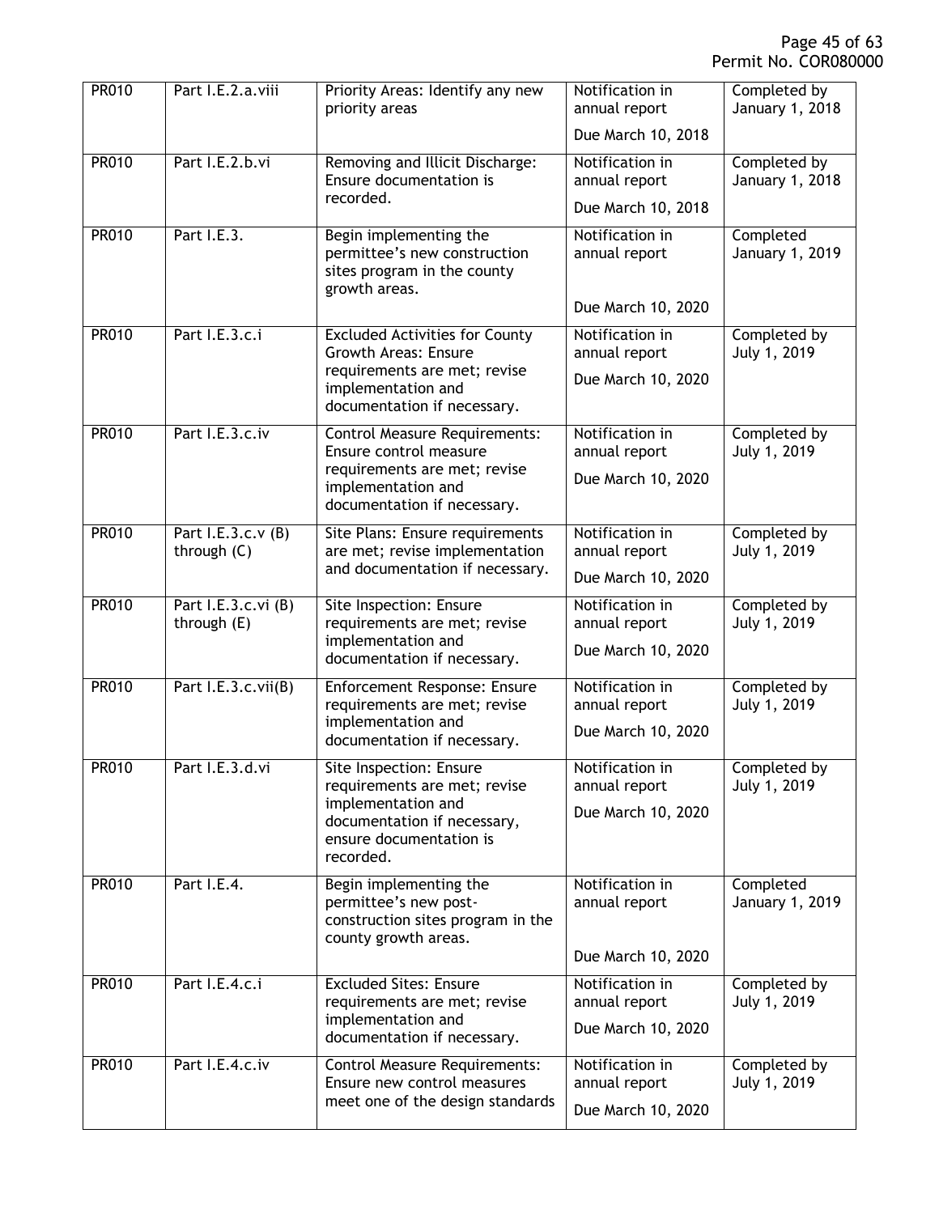| PR010 | Part I.E.2.a.viii | Priority Areas: Identify any new priority areas | Notification in annual report<br>Due March 10, 2018 | Completed by January 1, 2018 |
|---|---|---|---|---|
| PR010 | Part I.E.2.b.vi | Removing and Illicit Discharge: Ensure documentation is recorded. | Notification in annual report<br>Due March 10, 2018 | Completed by January 1, 2018 |
| PR010 | Part I.E.3. | Begin implementing the permittee's new construction sites program in the county growth areas. | Notification in annual report<br>Due March 10, 2020 | Completed January 1, 2019 |
| PR010 | Part I.E.3.c.i | Excluded Activities for County Growth Areas: Ensure requirements are met; revise implementation and documentation if necessary. | Notification in annual report<br>Due March 10, 2020 | Completed by July 1, 2019 |
| PR010 | Part I.E.3.c.iv | Control Measure Requirements: Ensure control measure requirements are met; revise implementation and documentation if necessary. | Notification in annual report<br>Due March 10, 2020 | Completed by July 1, 2019 |
| PR010 | Part I.E.3.c.v (B) through (C) | Site Plans: Ensure requirements are met; revise implementation and documentation if necessary. | Notification in annual report<br>Due March 10, 2020 | Completed by July 1, 2019 |
| PR010 | Part I.E.3.c.vi (B) through (E) | Site Inspection: Ensure requirements are met; revise implementation and documentation if necessary. | Notification in annual report<br>Due March 10, 2020 | Completed by July 1, 2019 |
| PR010 | Part I.E.3.c.vii(B) | Enforcement Response: Ensure requirements are met; revise implementation and documentation if necessary. | Notification in annual report<br>Due March 10, 2020 | Completed by July 1, 2019 |
| PR010 | Part I.E.3.d.vi | Site Inspection: Ensure requirements are met; revise implementation and documentation if necessary, ensure documentation is recorded. | Notification in annual report<br>Due March 10, 2020 | Completed by July 1, 2019 |
| PR010 | Part I.E.4. | Begin implementing the permittee's new post-construction sites program in the county growth areas. | Notification in annual report<br>Due March 10, 2020 | Completed January 1, 2019 |
| PR010 | Part I.E.4.c.i | Excluded Sites: Ensure requirements are met; revise implementation and documentation if necessary. | Notification in annual report<br>Due March 10, 2020 | Completed by July 1, 2019 |
| PR010 | Part I.E.4.c.iv | Control Measure Requirements: Ensure new control measures meet one of the design standards | Notification in annual report<br>Due March 10, 2020 | Completed by July 1, 2019 |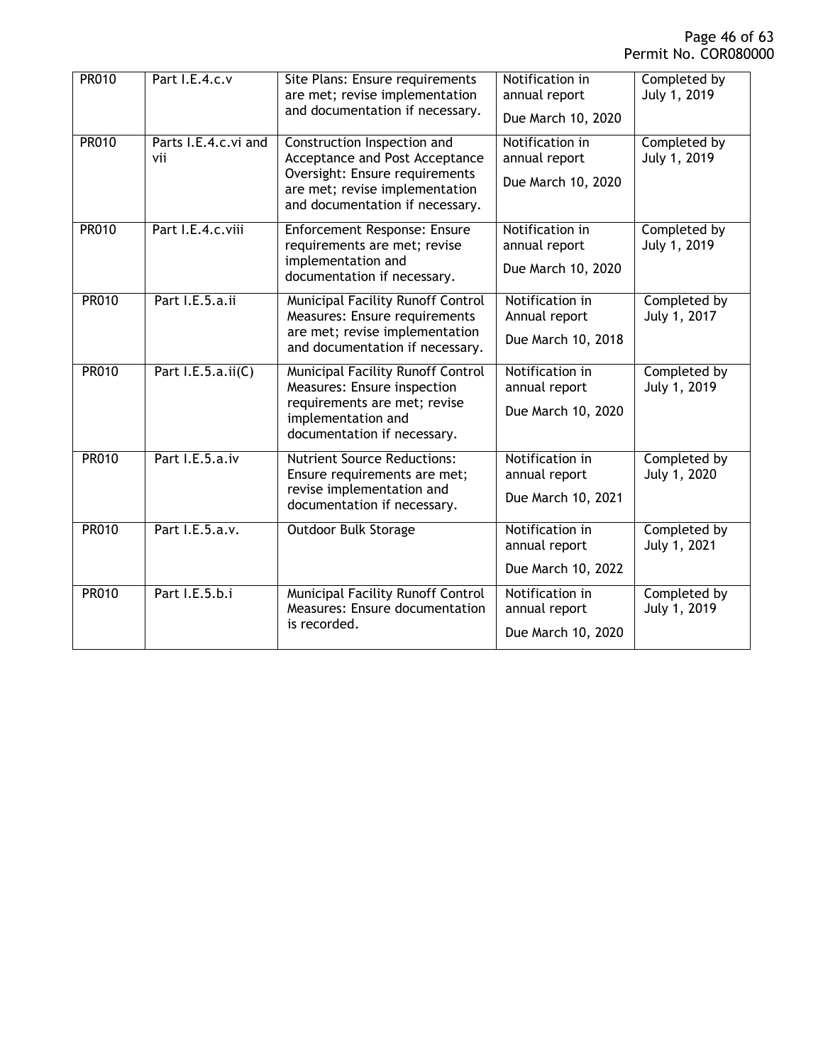| PR010 | Part I.E.4.c.v | Site Plans: Ensure requirements are met; revise implementation and documentation if necessary. | Notification in annual report<br>Due March 10, 2020 | Completed by July 1, 2019 |
|---|---|---|---|---|
| PR010 | Parts I.E.4.c.vi and vii | Construction Inspection and Acceptance and Post Acceptance Oversight: Ensure requirements are met; revise implementation and documentation if necessary. | Notification in annual report<br>Due March 10, 2020 | Completed by July 1, 2019 |
| PR010 | Part I.E.4.c.viii | Enforcement Response: Ensure requirements are met; revise implementation and documentation if necessary. | Notification in annual report<br>Due March 10, 2020 | Completed by July 1, 2019 |
| PR010 | Part I.E.5.a.ii | Municipal Facility Runoff Control Measures: Ensure requirements are met; revise implementation and documentation if necessary. | Notification in Annual report<br>Due March 10, 2018 | Completed by July 1, 2017 |
| PR010 | Part I.E.5.a.ii(C) | Municipal Facility Runoff Control Measures: Ensure inspection requirements are met; revise implementation and documentation if necessary. | Notification in annual report<br>Due March 10, 2020 | Completed by July 1, 2019 |
| PR010 | Part I.E.5.a.iv | Nutrient Source Reductions: Ensure requirements are met; revise implementation and documentation if necessary. | Notification in annual report<br>Due March 10, 2021 | Completed by July 1, 2020 |
| PR010 | Part I.E.5.a.v. | Outdoor Bulk Storage | Notification in annual report<br>Due March 10, 2022 | Completed by July 1, 2021 |
| PR010 | Part I.E.5.b.i | Municipal Facility Runoff Control Measures: Ensure documentation is recorded. | Notification in annual report<br>Due March 10, 2020 | Completed by July 1, 2019 |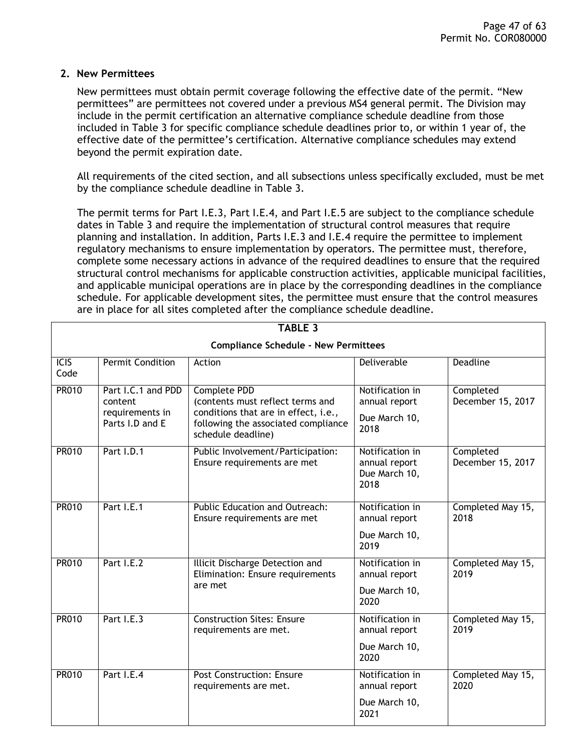## 2. New Permittees

New permittees must obtain permit coverage following the effective date of the permit. "New permittees" are permittees not covered under a previous MS4 general permit. The Division may include in the permit certification an alternative compliance schedule deadline from those included in Table 3 for specific compliance schedule deadlines prior to, or within 1 year of, the effective date of the permittee's certification. Alternative compliance schedules may extend beyond the permit expiration date.

All requirements of the cited section, and all subsections unless specifically excluded, must be met by the compliance schedule deadline in Table 3.

The permit terms for Part I.E.3, Part I.E.4, and Part I.E.5 are subject to the compliance schedule dates in Table 3 and require the implementation of structural control measures that require planning and installation. In addition, Parts I.E.3 and I.E.4 require the permittee to implement regulatory mechanisms to ensure implementation by operators. The permittee must, therefore, complete some necessary actions in advance of the required deadlines to ensure that the required structural control mechanisms for applicable construction activities, applicable municipal facilities, and applicable municipal operations are in place by the corresponding deadlines in the compliance schedule. For applicable development sites, the permittee must ensure that the control measures are in place for all sites completed after the compliance schedule deadline.

**TABLE 3**

**Compliance Schedule - New Permittees**

| ICIS Code | Permit Condition | Action | Deliverable | Deadline |
|---|---|---|---|---|
| PR010 | Part I.C.1 and PDD content requirements in Parts I.D and E | Complete PDD (contents must reflect terms and conditions that are in effect, i.e., following the associated compliance schedule deadline) | Notification in annual report<br>Due March 10, 2018 | Completed December 15, 2017 |
| PR010 | Part I.D.1 | Public Involvement/Participation: Ensure requirements are met | Notification in annual report Due March 10, 2018 | Completed December 15, 2017 |
| PR010 | Part I.E.1 | Public Education and Outreach: Ensure requirements are met | Notification in annual report<br>Due March 10, 2019 | Completed May 15, 2018 |
| PR010 | Part I.E.2 | Illicit Discharge Detection and Elimination: Ensure requirements are met | Notification in annual report<br>Due March 10, 2020 | Completed May 15, 2019 |
| PR010 | Part I.E.3 | Construction Sites: Ensure requirements are met. | Notification in annual report<br>Due March 10, 2020 | Completed May 15, 2019 |
| PR010 | Part I.E.4 | Post Construction: Ensure requirements are met. | Notification in annual report<br>Due March 10, 2021 | Completed May 15, 2020 |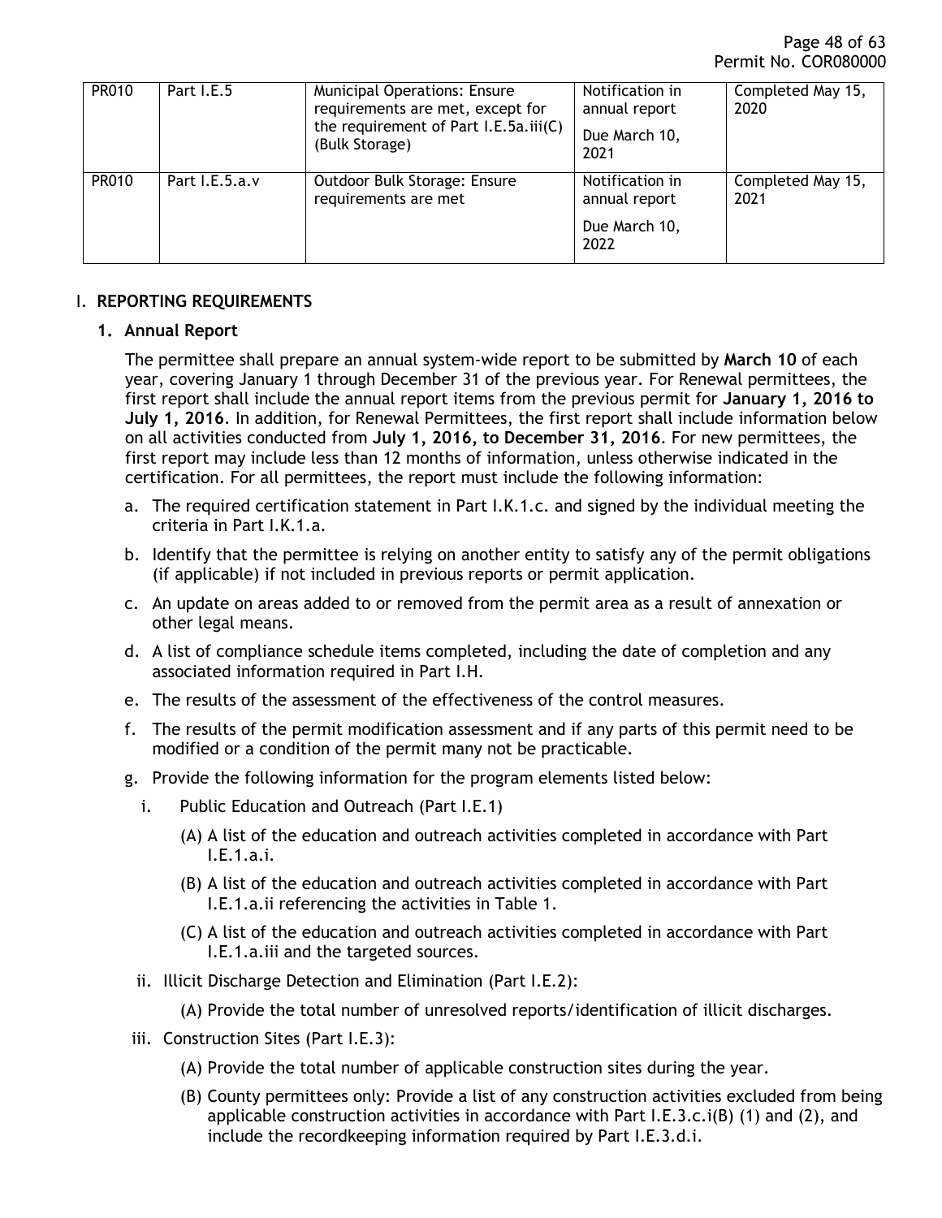| PR010 | Part I.E.5 | Municipal Operations: Ensure requirements are met, except for the requirement of Part I.E.5a.iii(C) (Bulk Storage) | Notification in annual report<br><br>Due March 10, 2021 | Completed May 15, 2020 |
|---|---|---|---|---|
| PR010 | Part I.E.5.a.v | Outdoor Bulk Storage: Ensure requirements are met | Notification in annual report<br><br>Due March 10, 2022 | Completed May 15, 2021 |

## I. REPORTING REQUIREMENTS

### 1. Annual Report

The permittee shall prepare an annual system-wide report to be submitted by **March 10** of each year, covering January 1 through December 31 of the previous year. For Renewal permittees, the first report shall include the annual report items from the previous permit for **January 1, 2016 to July 1, 2016**. In addition, for Renewal Permittees, the first report shall include information below on all activities conducted from **July 1, 2016, to December 31, 2016**. For new permittees, the first report may include less than 12 months of information, unless otherwise indicated in the certification. For all permittees, the report must include the following information:

a. The required certification statement in Part I.K.1.c. and signed by the individual meeting the criteria in Part I.K.1.a.

b. Identify that the permittee is relying on another entity to satisfy any of the permit obligations (if applicable) if not included in previous reports or permit application.

c. An update on areas added to or removed from the permit area as a result of annexation or other legal means.

d. A list of compliance schedule items completed, including the date of completion and any associated information required in Part I.H.

e. The results of the assessment of the effectiveness of the control measures.

f. The results of the permit modification assessment and if any parts of this permit need to be modified or a condition of the permit many not be practicable.

g. Provide the following information for the program elements listed below:

i. Public Education and Outreach (Part I.E.1)

(A) A list of the education and outreach activities completed in accordance with Part I.E.1.a.i.

(B) A list of the education and outreach activities completed in accordance with Part I.E.1.a.ii referencing the activities in Table 1.

(C) A list of the education and outreach activities completed in accordance with Part I.E.1.a.iii and the targeted sources.

ii. Illicit Discharge Detection and Elimination (Part I.E.2):

(A) Provide the total number of unresolved reports/identification of illicit discharges.

iii. Construction Sites (Part I.E.3):

(A) Provide the total number of applicable construction sites during the year.

(B) County permittees only: Provide a list of any construction activities excluded from being applicable construction activities in accordance with Part I.E.3.c.i(B) (1) and (2), and include the recordkeeping information required by Part I.E.3.d.i.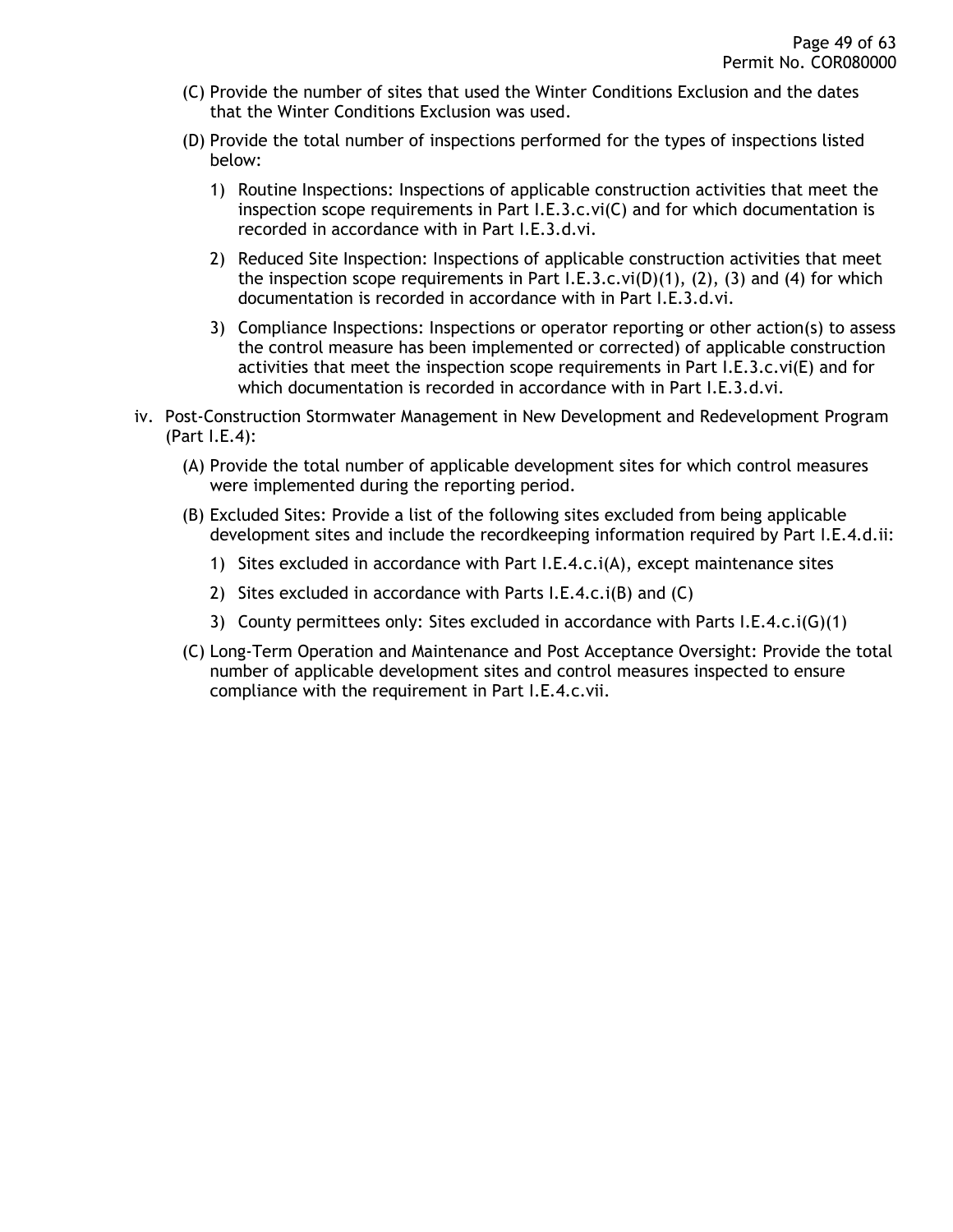(C) Provide the number of sites that used the Winter Conditions Exclusion and the dates that the Winter Conditions Exclusion was used.

(D) Provide the total number of inspections performed for the types of inspections listed below:

1) Routine Inspections: Inspections of applicable construction activities that meet the inspection scope requirements in Part I.E.3.c.vi(C) and for which documentation is recorded in accordance with in Part I.E.3.d.vi.

2) Reduced Site Inspection: Inspections of applicable construction activities that meet the inspection scope requirements in Part I.E.3.c.vi(D)(1), (2), (3) and (4) for which documentation is recorded in accordance with in Part I.E.3.d.vi.

3) Compliance Inspections: Inspections or operator reporting or other action(s) to assess the control measure has been implemented or corrected) of applicable construction activities that meet the inspection scope requirements in Part I.E.3.c.vi(E) and for which documentation is recorded in accordance with in Part I.E.3.d.vi.

iv. Post-Construction Stormwater Management in New Development and Redevelopment Program (Part I.E.4):

(A) Provide the total number of applicable development sites for which control measures were implemented during the reporting period.

(B) Excluded Sites: Provide a list of the following sites excluded from being applicable development sites and include the recordkeeping information required by Part I.E.4.d.ii:

1) Sites excluded in accordance with Part I.E.4.c.i(A), except maintenance sites

2) Sites excluded in accordance with Parts I.E.4.c.i(B) and (C)

3) County permittees only: Sites excluded in accordance with Parts I.E.4.c.i(G)(1)

(C) Long-Term Operation and Maintenance and Post Acceptance Oversight: Provide the total number of applicable development sites and control measures inspected to ensure compliance with the requirement in Part I.E.4.c.vii.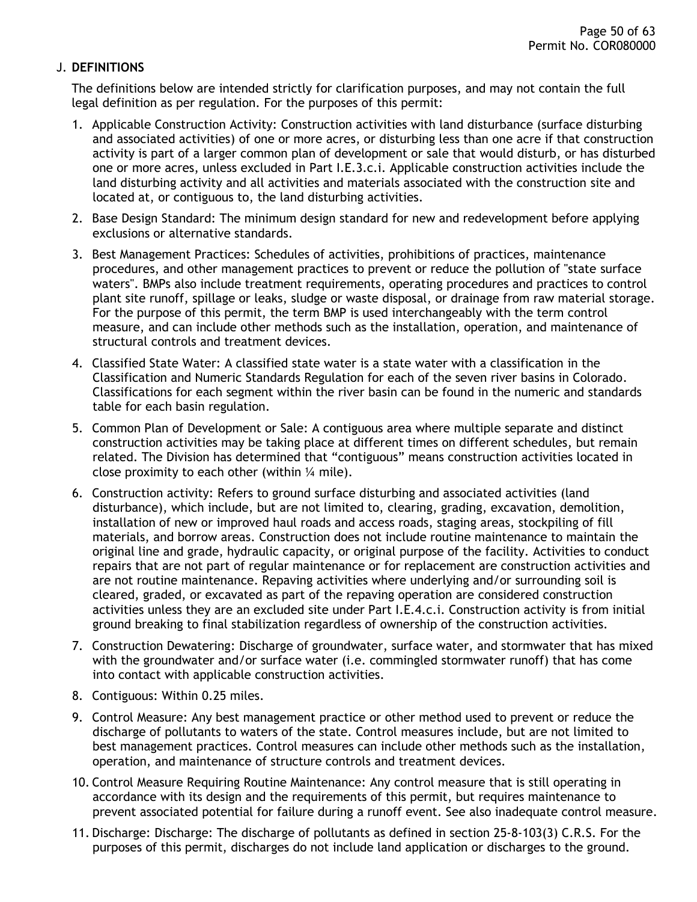## J. DEFINITIONS

The definitions below are intended strictly for clarification purposes, and may not contain the full legal definition as per regulation. For the purposes of this permit:

1. Applicable Construction Activity: Construction activities with land disturbance (surface disturbing and associated activities) of one or more acres, or disturbing less than one acre if that construction activity is part of a larger common plan of development or sale that would disturb, or has disturbed one or more acres, unless excluded in Part I.E.3.c.i. Applicable construction activities include the land disturbing activity and all activities and materials associated with the construction site and located at, or contiguous to, the land disturbing activities.
2. Base Design Standard: The minimum design standard for new and redevelopment before applying exclusions or alternative standards.
3. Best Management Practices: Schedules of activities, prohibitions of practices, maintenance procedures, and other management practices to prevent or reduce the pollution of "state surface waters". BMPs also include treatment requirements, operating procedures and practices to control plant site runoff, spillage or leaks, sludge or waste disposal, or drainage from raw material storage. For the purpose of this permit, the term BMP is used interchangeably with the term control measure, and can include other methods such as the installation, operation, and maintenance of structural controls and treatment devices.
4. Classified State Water: A classified state water is a state water with a classification in the Classification and Numeric Standards Regulation for each of the seven river basins in Colorado. Classifications for each segment within the river basin can be found in the numeric and standards table for each basin regulation.
5. Common Plan of Development or Sale: A contiguous area where multiple separate and distinct construction activities may be taking place at different times on different schedules, but remain related. The Division has determined that "contiguous" means construction activities located in close proximity to each other (within ¼ mile).
6. Construction activity: Refers to ground surface disturbing and associated activities (land disturbance), which include, but are not limited to, clearing, grading, excavation, demolition, installation of new or improved haul roads and access roads, staging areas, stockpiling of fill materials, and borrow areas. Construction does not include routine maintenance to maintain the original line and grade, hydraulic capacity, or original purpose of the facility. Activities to conduct repairs that are not part of regular maintenance or for replacement are construction activities and are not routine maintenance. Repaving activities where underlying and/or surrounding soil is cleared, graded, or excavated as part of the repaving operation are considered construction activities unless they are an excluded site under Part I.E.4.c.i. Construction activity is from initial ground breaking to final stabilization regardless of ownership of the construction activities.
7. Construction Dewatering: Discharge of groundwater, surface water, and stormwater that has mixed with the groundwater and/or surface water (i.e. commingled stormwater runoff) that has come into contact with applicable construction activities.
8. Contiguous: Within 0.25 miles.
9. Control Measure: Any best management practice or other method used to prevent or reduce the discharge of pollutants to waters of the state. Control measures include, but are not limited to best management practices. Control measures can include other methods such as the installation, operation, and maintenance of structure controls and treatment devices.
10. Control Measure Requiring Routine Maintenance: Any control measure that is still operating in accordance with its design and the requirements of this permit, but requires maintenance to prevent associated potential for failure during a runoff event. See also inadequate control measure.
11. Discharge: Discharge: The discharge of pollutants as defined in section 25-8-103(3) C.R.S. For the purposes of this permit, discharges do not include land application or discharges to the ground.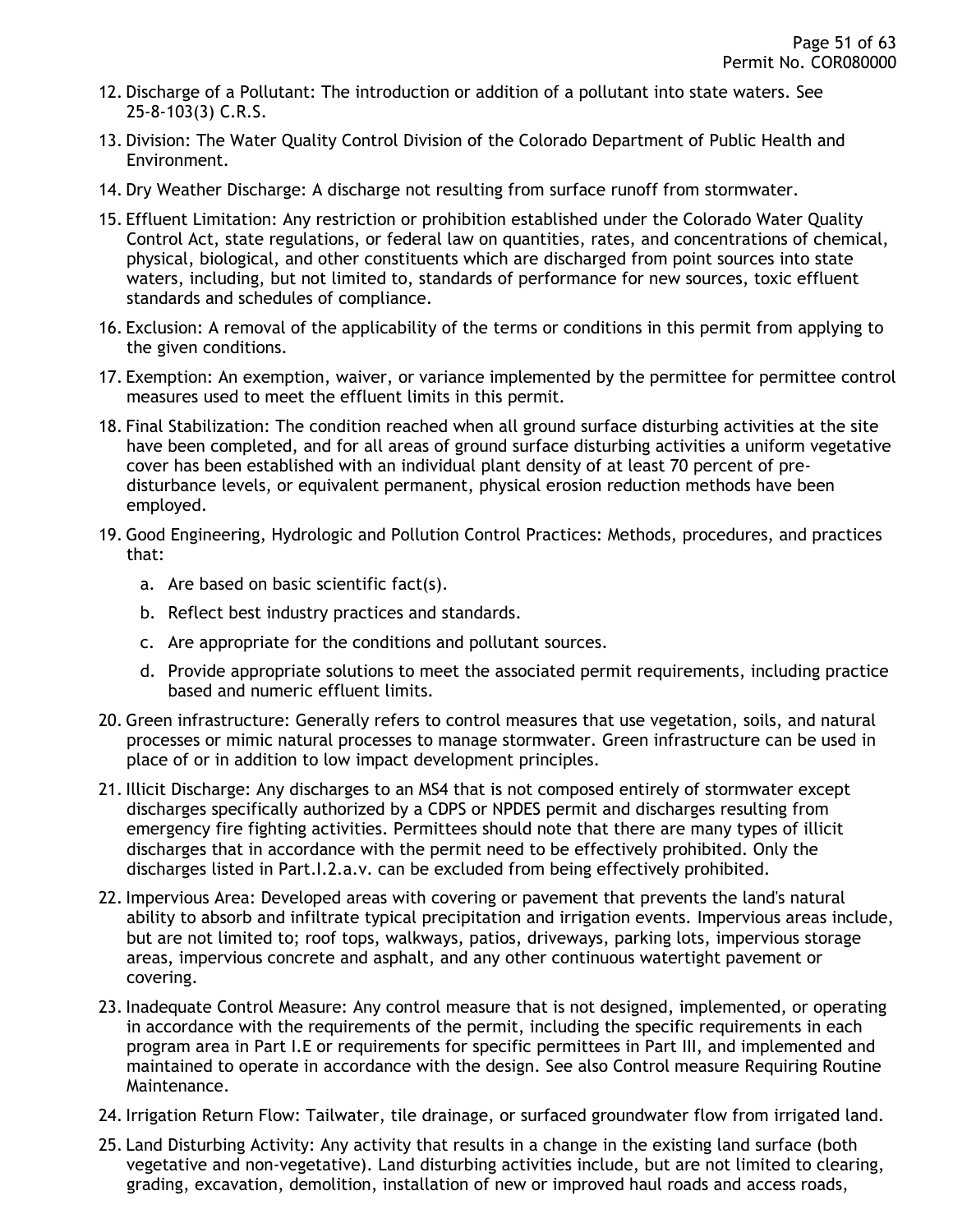12. Discharge of a Pollutant: The introduction or addition of a pollutant into state waters. See 25-8-103(3) C.R.S.

13. Division: The Water Quality Control Division of the Colorado Department of Public Health and Environment.

14. Dry Weather Discharge: A discharge not resulting from surface runoff from stormwater.

15. Effluent Limitation: Any restriction or prohibition established under the Colorado Water Quality Control Act, state regulations, or federal law on quantities, rates, and concentrations of chemical, physical, biological, and other constituents which are discharged from point sources into state waters, including, but not limited to, standards of performance for new sources, toxic effluent standards and schedules of compliance.

16. Exclusion: A removal of the applicability of the terms or conditions in this permit from applying to the given conditions.

17. Exemption: An exemption, waiver, or variance implemented by the permittee for permittee control measures used to meet the effluent limits in this permit.

18. Final Stabilization: The condition reached when all ground surface disturbing activities at the site have been completed, and for all areas of ground surface disturbing activities a uniform vegetative cover has been established with an individual plant density of at least 70 percent of pre-disturbance levels, or equivalent permanent, physical erosion reduction methods have been employed.

19. Good Engineering, Hydrologic and Pollution Control Practices: Methods, procedures, and practices that:

    a. Are based on basic scientific fact(s).

    b. Reflect best industry practices and standards.

    c. Are appropriate for the conditions and pollutant sources.

    d. Provide appropriate solutions to meet the associated permit requirements, including practice based and numeric effluent limits.

20. Green infrastructure: Generally refers to control measures that use vegetation, soils, and natural processes or mimic natural processes to manage stormwater. Green infrastructure can be used in place of or in addition to low impact development principles.

21. Illicit Discharge: Any discharges to an MS4 that is not composed entirely of stormwater except discharges specifically authorized by a CDPS or NPDES permit and discharges resulting from emergency fire fighting activities. Permittees should note that there are many types of illicit discharges that in accordance with the permit need to be effectively prohibited. Only the discharges listed in Part.I.2.a.v. can be excluded from being effectively prohibited.

22. Impervious Area: Developed areas with covering or pavement that prevents the land's natural ability to absorb and infiltrate typical precipitation and irrigation events. Impervious areas include, but are not limited to; roof tops, walkways, patios, driveways, parking lots, impervious storage areas, impervious concrete and asphalt, and any other continuous watertight pavement or covering.

23. Inadequate Control Measure: Any control measure that is not designed, implemented, or operating in accordance with the requirements of the permit, including the specific requirements in each program area in Part I.E or requirements for specific permittees in Part III, and implemented and maintained to operate in accordance with the design. See also Control measure Requiring Routine Maintenance.

24. Irrigation Return Flow: Tailwater, tile drainage, or surfaced groundwater flow from irrigated land.

25. Land Disturbing Activity: Any activity that results in a change in the existing land surface (both vegetative and non-vegetative). Land disturbing activities include, but are not limited to clearing, grading, excavation, demolition, installation of new or improved haul roads and access roads,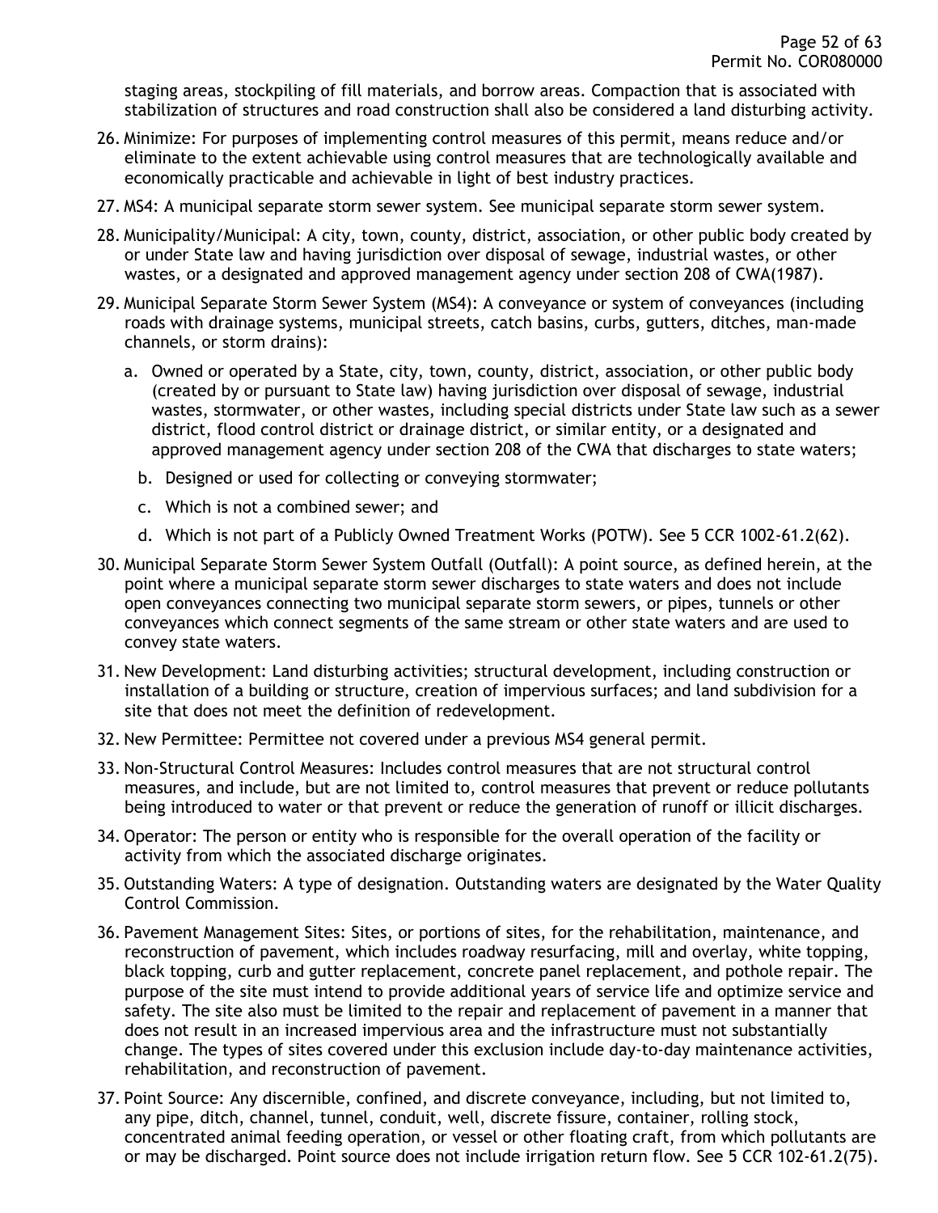staging areas, stockpiling of fill materials, and borrow areas. Compaction that is associated with stabilization of structures and road construction shall also be considered a land disturbing activity.

26. Minimize: For purposes of implementing control measures of this permit, means reduce and/or eliminate to the extent achievable using control measures that are technologically available and economically practicable and achievable in light of best industry practices.
27. MS4: A municipal separate storm sewer system. See municipal separate storm sewer system.
28. Municipality/Municipal: A city, town, county, district, association, or other public body created by or under State law and having jurisdiction over disposal of sewage, industrial wastes, or other wastes, or a designated and approved management agency under section 208 of CWA(1987).
29. Municipal Separate Storm Sewer System (MS4): A conveyance or system of conveyances (including roads with drainage systems, municipal streets, catch basins, curbs, gutters, ditches, man-made channels, or storm drains):
    a. Owned or operated by a State, city, town, county, district, association, or other public body (created by or pursuant to State law) having jurisdiction over disposal of sewage, industrial wastes, stormwater, or other wastes, including special districts under State law such as a sewer district, flood control district or drainage district, or similar entity, or a designated and approved management agency under section 208 of the CWA that discharges to state waters;
    b. Designed or used for collecting or conveying stormwater;
    c. Which is not a combined sewer; and
    d. Which is not part of a Publicly Owned Treatment Works (POTW). See 5 CCR 1002-61.2(62).
30. Municipal Separate Storm Sewer System Outfall (Outfall): A point source, as defined herein, at the point where a municipal separate storm sewer discharges to state waters and does not include open conveyances connecting two municipal separate storm sewers, or pipes, tunnels or other conveyances which connect segments of the same stream or other state waters and are used to convey state waters.
31. New Development: Land disturbing activities; structural development, including construction or installation of a building or structure, creation of impervious surfaces; and land subdivision for a site that does not meet the definition of redevelopment.
32. New Permittee: Permittee not covered under a previous MS4 general permit.
33. Non-Structural Control Measures: Includes control measures that are not structural control measures, and include, but are not limited to, control measures that prevent or reduce pollutants being introduced to water or that prevent or reduce the generation of runoff or illicit discharges.
34. Operator: The person or entity who is responsible for the overall operation of the facility or activity from which the associated discharge originates.
35. Outstanding Waters: A type of designation. Outstanding waters are designated by the Water Quality Control Commission.
36. Pavement Management Sites: Sites, or portions of sites, for the rehabilitation, maintenance, and reconstruction of pavement, which includes roadway resurfacing, mill and overlay, white topping, black topping, curb and gutter replacement, concrete panel replacement, and pothole repair. The purpose of the site must intend to provide additional years of service life and optimize service and safety. The site also must be limited to the repair and replacement of pavement in a manner that does not result in an increased impervious area and the infrastructure must not substantially change. The types of sites covered under this exclusion include day-to-day maintenance activities, rehabilitation, and reconstruction of pavement.
37. Point Source: Any discernible, confined, and discrete conveyance, including, but not limited to, any pipe, ditch, channel, tunnel, conduit, well, discrete fissure, container, rolling stock, concentrated animal feeding operation, or vessel or other floating craft, from which pollutants are or may be discharged. Point source does not include irrigation return flow. See 5 CCR 102-61.2(75).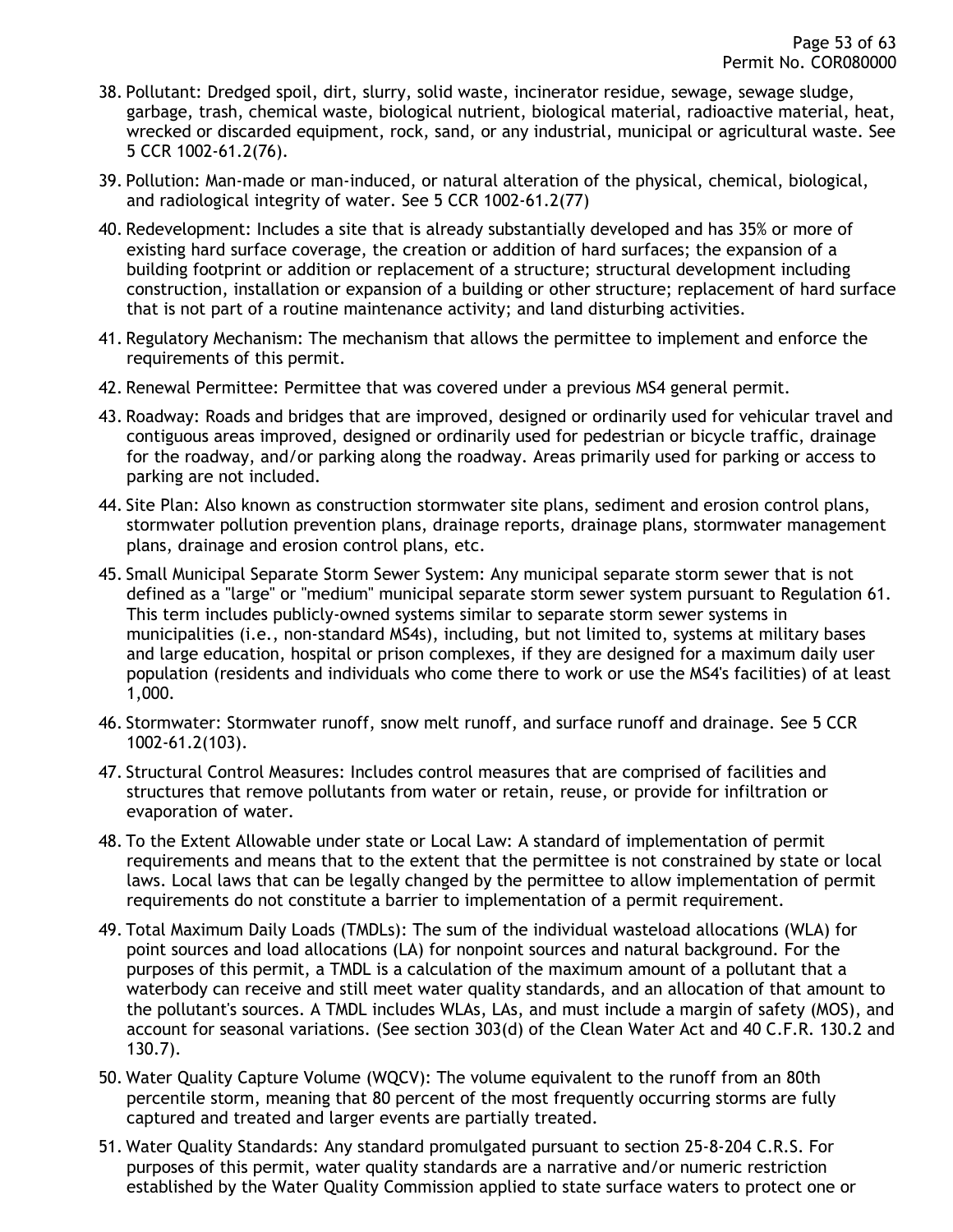38. Pollutant: Dredged spoil, dirt, slurry, solid waste, incinerator residue, sewage, sewage sludge, garbage, trash, chemical waste, biological nutrient, biological material, radioactive material, heat, wrecked or discarded equipment, rock, sand, or any industrial, municipal or agricultural waste. See 5 CCR 1002-61.2(76).
39. Pollution: Man-made or man-induced, or natural alteration of the physical, chemical, biological, and radiological integrity of water. See 5 CCR 1002-61.2(77)
40. Redevelopment: Includes a site that is already substantially developed and has 35% or more of existing hard surface coverage, the creation or addition of hard surfaces; the expansion of a building footprint or addition or replacement of a structure; structural development including construction, installation or expansion of a building or other structure; replacement of hard surface that is not part of a routine maintenance activity; and land disturbing activities.
41. Regulatory Mechanism: The mechanism that allows the permittee to implement and enforce the requirements of this permit.
42. Renewal Permittee: Permittee that was covered under a previous MS4 general permit.
43. Roadway: Roads and bridges that are improved, designed or ordinarily used for vehicular travel and contiguous areas improved, designed or ordinarily used for pedestrian or bicycle traffic, drainage for the roadway, and/or parking along the roadway. Areas primarily used for parking or access to parking are not included.
44. Site Plan: Also known as construction stormwater site plans, sediment and erosion control plans, stormwater pollution prevention plans, drainage reports, drainage plans, stormwater management plans, drainage and erosion control plans, etc.
45. Small Municipal Separate Storm Sewer System: Any municipal separate storm sewer that is not defined as a "large" or "medium" municipal separate storm sewer system pursuant to Regulation 61. This term includes publicly-owned systems similar to separate storm sewer systems in municipalities (i.e., non-standard MS4s), including, but not limited to, systems at military bases and large education, hospital or prison complexes, if they are designed for a maximum daily user population (residents and individuals who come there to work or use the MS4's facilities) of at least 1,000.
46. Stormwater: Stormwater runoff, snow melt runoff, and surface runoff and drainage. See 5 CCR 1002-61.2(103).
47. Structural Control Measures: Includes control measures that are comprised of facilities and structures that remove pollutants from water or retain, reuse, or provide for infiltration or evaporation of water.
48. To the Extent Allowable under state or Local Law: A standard of implementation of permit requirements and means that to the extent that the permittee is not constrained by state or local laws. Local laws that can be legally changed by the permittee to allow implementation of permit requirements do not constitute a barrier to implementation of a permit requirement.
49. Total Maximum Daily Loads (TMDLs): The sum of the individual wasteload allocations (WLA) for point sources and load allocations (LA) for nonpoint sources and natural background. For the purposes of this permit, a TMDL is a calculation of the maximum amount of a pollutant that a waterbody can receive and still meet water quality standards, and an allocation of that amount to the pollutant's sources. A TMDL includes WLAs, LAs, and must include a margin of safety (MOS), and account for seasonal variations. (See section 303(d) of the Clean Water Act and 40 C.F.R. 130.2 and 130.7).
50. Water Quality Capture Volume (WQCV): The volume equivalent to the runoff from an 80th percentile storm, meaning that 80 percent of the most frequently occurring storms are fully captured and treated and larger events are partially treated.
51. Water Quality Standards: Any standard promulgated pursuant to section 25-8-204 C.R.S. For purposes of this permit, water quality standards are a narrative and/or numeric restriction established by the Water Quality Commission applied to state surface waters to protect one or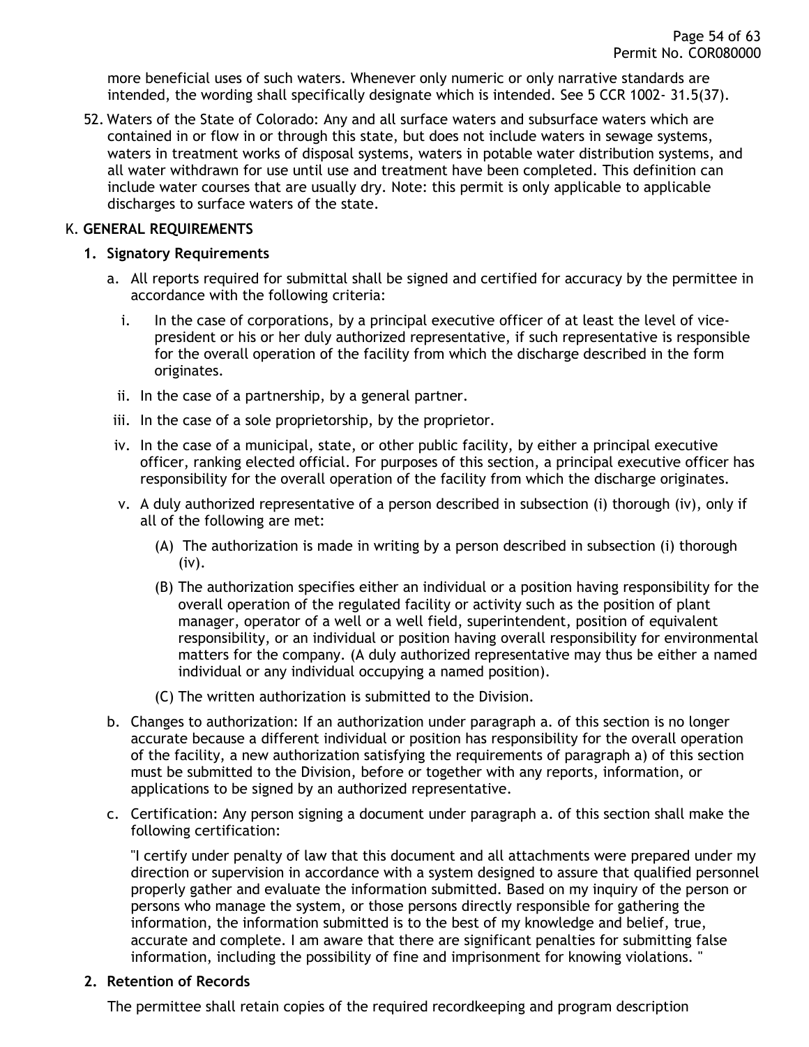more beneficial uses of such waters. Whenever only numeric or only narrative standards are intended, the wording shall specifically designate which is intended. See 5 CCR 1002- 31.5(37).

52. Waters of the State of Colorado: Any and all surface waters and subsurface waters which are contained in or flow in or through this state, but does not include waters in sewage systems, waters in treatment works of disposal systems, waters in potable water distribution systems, and all water withdrawn for use until use and treatment have been completed. This definition can include water courses that are usually dry. Note: this permit is only applicable to applicable discharges to surface waters of the state.

## K. GENERAL REQUIREMENTS

### 1. Signatory Requirements

a. All reports required for submittal shall be signed and certified for accuracy by the permittee in accordance with the following criteria:

   i. In the case of corporations, by a principal executive officer of at least the level of vice-president or his or her duly authorized representative, if such representative is responsible for the overall operation of the facility from which the discharge described in the form originates.

   ii. In the case of a partnership, by a general partner.

   iii. In the case of a sole proprietorship, by the proprietor.

   iv. In the case of a municipal, state, or other public facility, by either a principal executive officer, ranking elected official. For purposes of this section, a principal executive officer has responsibility for the overall operation of the facility from which the discharge originates.

   v. A duly authorized representative of a person described in subsection (i) thorough (iv), only if all of the following are met:

      (A) The authorization is made in writing by a person described in subsection (i) thorough (iv).

      (B) The authorization specifies either an individual or a position having responsibility for the overall operation of the regulated facility or activity such as the position of plant manager, operator of a well or a well field, superintendent, position of equivalent responsibility, or an individual or position having overall responsibility for environmental matters for the company. (A duly authorized representative may thus be either a named individual or any individual occupying a named position).

      (C) The written authorization is submitted to the Division.

b. Changes to authorization: If an authorization under paragraph a. of this section is no longer accurate because a different individual or position has responsibility for the overall operation of the facility, a new authorization satisfying the requirements of paragraph a) of this section must be submitted to the Division, before or together with any reports, information, or applications to be signed by an authorized representative.

c. Certification: Any person signing a document under paragraph a. of this section shall make the following certification:

   "I certify under penalty of law that this document and all attachments were prepared under my direction or supervision in accordance with a system designed to assure that qualified personnel properly gather and evaluate the information submitted. Based on my inquiry of the person or persons who manage the system, or those persons directly responsible for gathering the information, the information submitted is to the best of my knowledge and belief, true, accurate and complete. I am aware that there are significant penalties for submitting false information, including the possibility of fine and imprisonment for knowing violations. "

### 2. Retention of Records

The permittee shall retain copies of the required recordkeeping and program description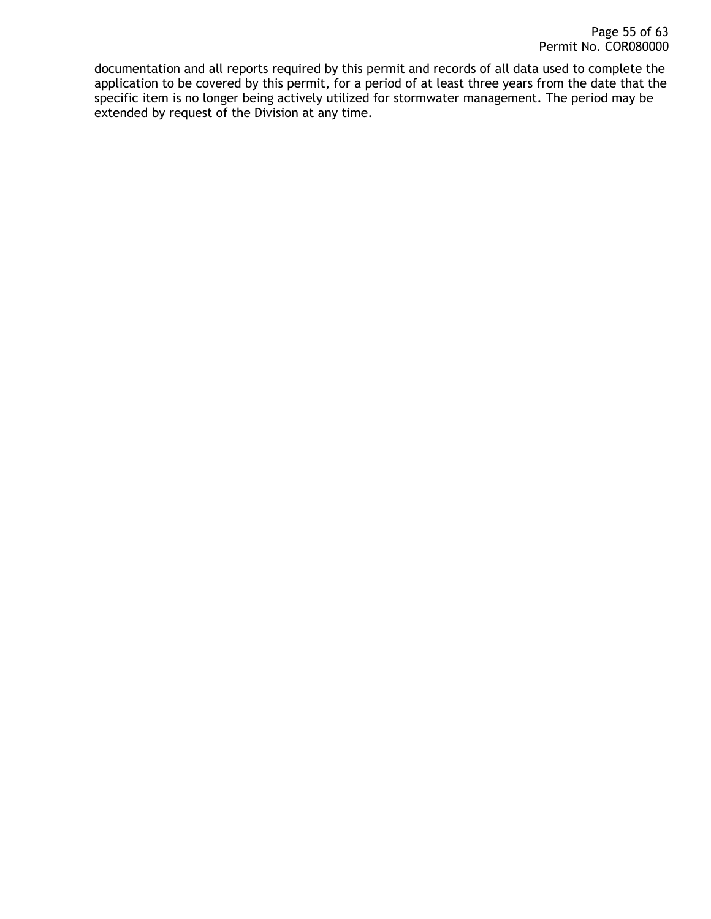documentation and all reports required by this permit and records of all data used to complete the application to be covered by this permit, for a period of at least three years from the date that the specific item is no longer being actively utilized for stormwater management. The period may be extended by request of the Division at any time.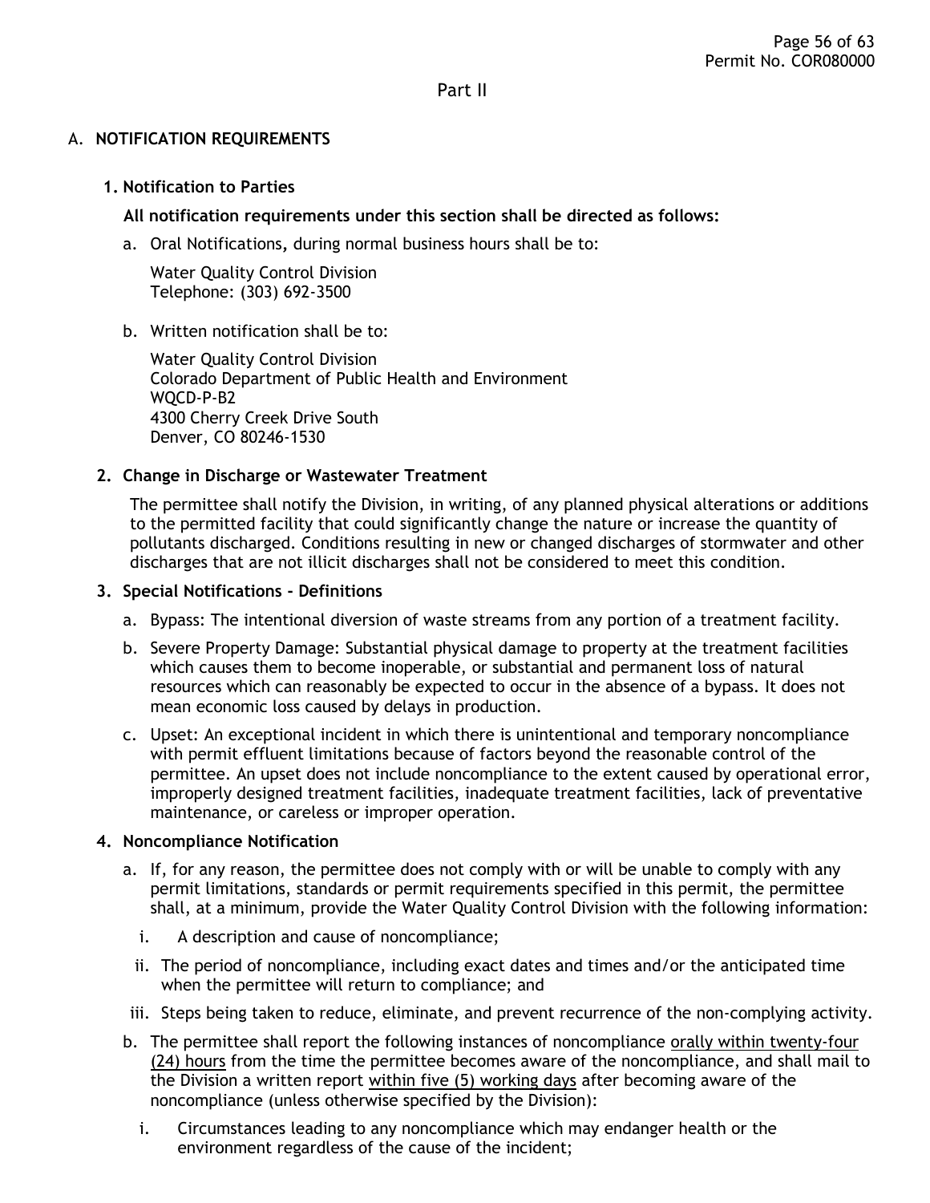Part II

## A. NOTIFICATION REQUIREMENTS

### 1. Notification to Parties

**All notification requirements under this section shall be directed as follows:**

a. Oral Notifications, during normal business hours shall be to:

   Water Quality Control Division
   Telephone: (303) 692-3500

b. Written notification shall be to:

   Water Quality Control Division
   Colorado Department of Public Health and Environment
   WQCD-P-B2
   4300 Cherry Creek Drive South
   Denver, CO 80246-1530

### 2. Change in Discharge or Wastewater Treatment

The permittee shall notify the Division, in writing, of any planned physical alterations or additions to the permitted facility that could significantly change the nature or increase the quantity of pollutants discharged. Conditions resulting in new or changed discharges of stormwater and other discharges that are not illicit discharges shall not be considered to meet this condition.

### 3. Special Notifications - Definitions

a. Bypass: The intentional diversion of waste streams from any portion of a treatment facility.

b. Severe Property Damage: Substantial physical damage to property at the treatment facilities which causes them to become inoperable, or substantial and permanent loss of natural resources which can reasonably be expected to occur in the absence of a bypass. It does not mean economic loss caused by delays in production.

c. Upset: An exceptional incident in which there is unintentional and temporary noncompliance with permit effluent limitations because of factors beyond the reasonable control of the permittee. An upset does not include noncompliance to the extent caused by operational error, improperly designed treatment facilities, inadequate treatment facilities, lack of preventative maintenance, or careless or improper operation.

### 4. Noncompliance Notification

a. If, for any reason, the permittee does not comply with or will be unable to comply with any permit limitations, standards or permit requirements specified in this permit, the permittee shall, at a minimum, provide the Water Quality Control Division with the following information:

   i. A description and cause of noncompliance;

   ii. The period of noncompliance, including exact dates and times and/or the anticipated time when the permittee will return to compliance; and

   iii. Steps being taken to reduce, eliminate, and prevent recurrence of the non-complying activity.

b. The permittee shall report the following instances of noncompliance orally within twenty-four (24) hours from the time the permittee becomes aware of the noncompliance, and shall mail to the Division a written report within five (5) working days after becoming aware of the noncompliance (unless otherwise specified by the Division):

   i. Circumstances leading to any noncompliance which may endanger health or the environment regardless of the cause of the incident;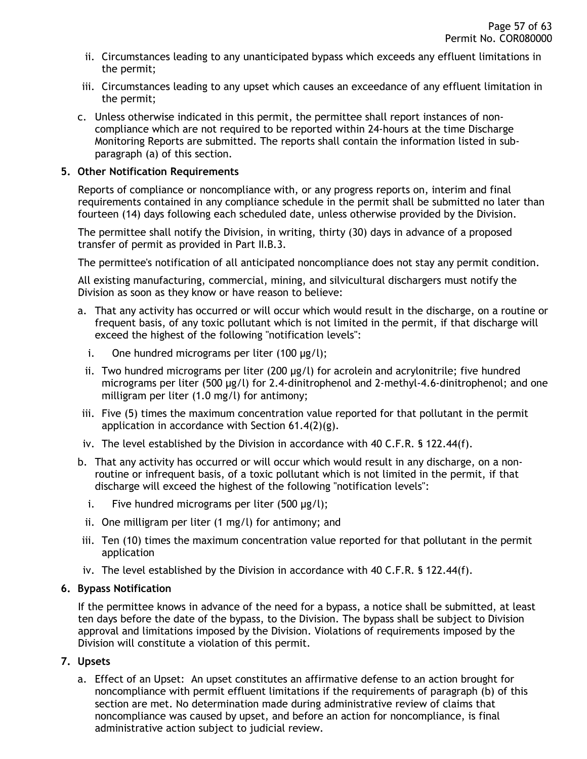ii. Circumstances leading to any unanticipated bypass which exceeds any effluent limitations in the permit;

iii. Circumstances leading to any upset which causes an exceedance of any effluent limitation in the permit;

c. Unless otherwise indicated in this permit, the permittee shall report instances of non-compliance which are not required to be reported within 24-hours at the time Discharge Monitoring Reports are submitted. The reports shall contain the information listed in sub-paragraph (a) of this section.

**5. Other Notification Requirements**

Reports of compliance or noncompliance with, or any progress reports on, interim and final requirements contained in any compliance schedule in the permit shall be submitted no later than fourteen (14) days following each scheduled date, unless otherwise provided by the Division.

The permittee shall notify the Division, in writing, thirty (30) days in advance of a proposed transfer of permit as provided in Part II.B.3.

The permittee's notification of all anticipated noncompliance does not stay any permit condition.

All existing manufacturing, commercial, mining, and silvicultural dischargers must notify the Division as soon as they know or have reason to believe:

a. That any activity has occurred or will occur which would result in the discharge, on a routine or frequent basis, of any toxic pollutant which is not limited in the permit, if that discharge will exceed the highest of the following "notification levels":

   i. One hundred micrograms per liter (100 µg/l);

   ii. Two hundred micrograms per liter (200 µg/l) for acrolein and acrylonitrile; five hundred micrograms per liter (500 µg/l) for 2.4-dinitrophenol and 2-methyl-4.6-dinitrophenol; and one milligram per liter (1.0 mg/l) for antimony;

   iii. Five (5) times the maximum concentration value reported for that pollutant in the permit application in accordance with Section 61.4(2)(g).

   iv. The level established by the Division in accordance with 40 C.F.R. § 122.44(f).

b. That any activity has occurred or will occur which would result in any discharge, on a non-routine or infrequent basis, of a toxic pollutant which is not limited in the permit, if that discharge will exceed the highest of the following "notification levels":

   i. Five hundred micrograms per liter (500 µg/l);

   ii. One milligram per liter (1 mg/l) for antimony; and

   iii. Ten (10) times the maximum concentration value reported for that pollutant in the permit application

   iv. The level established by the Division in accordance with 40 C.F.R. § 122.44(f).

**6. Bypass Notification**

If the permittee knows in advance of the need for a bypass, a notice shall be submitted, at least ten days before the date of the bypass, to the Division. The bypass shall be subject to Division approval and limitations imposed by the Division. Violations of requirements imposed by the Division will constitute a violation of this permit.

**7. Upsets**

a. Effect of an Upset: An upset constitutes an affirmative defense to an action brought for noncompliance with permit effluent limitations if the requirements of paragraph (b) of this section are met. No determination made during administrative review of claims that noncompliance was caused by upset, and before an action for noncompliance, is final administrative action subject to judicial review.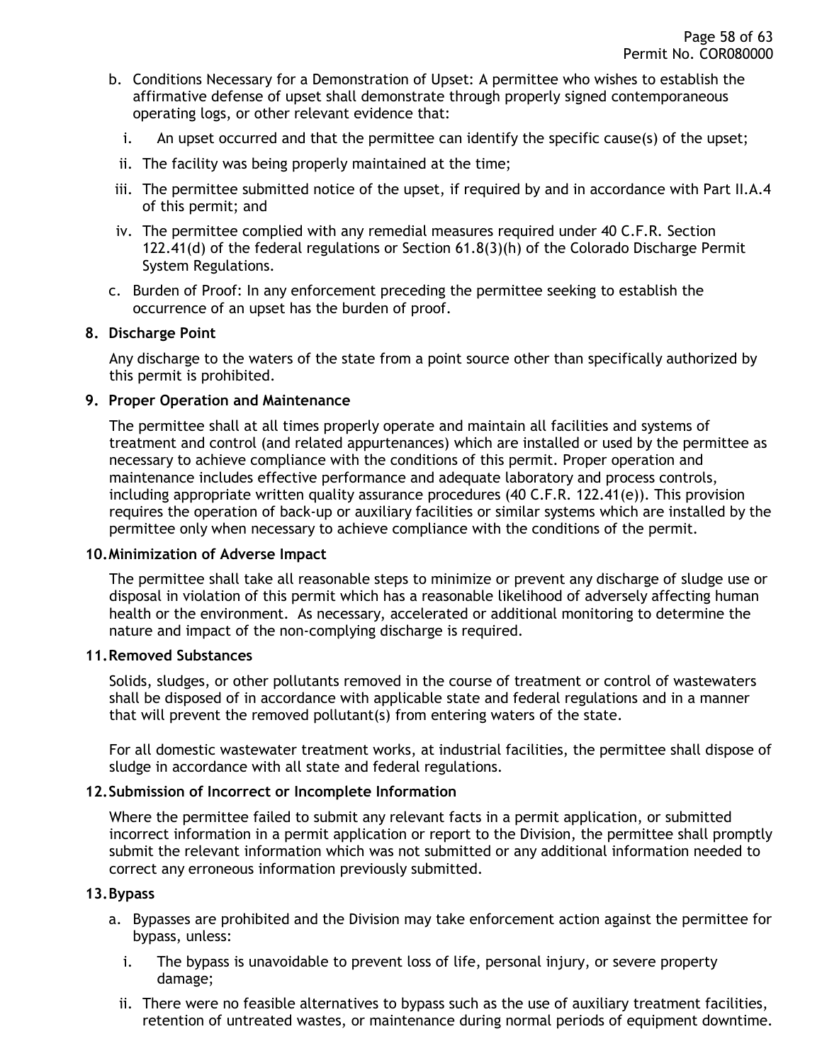b. Conditions Necessary for a Demonstration of Upset: A permittee who wishes to establish the affirmative defense of upset shall demonstrate through properly signed contemporaneous operating logs, or other relevant evidence that:

   i. An upset occurred and that the permittee can identify the specific cause(s) of the upset;

   ii. The facility was being properly maintained at the time;

   iii. The permittee submitted notice of the upset, if required by and in accordance with Part II.A.4 of this permit; and

   iv. The permittee complied with any remedial measures required under 40 C.F.R. Section 122.41(d) of the federal regulations or Section 61.8(3)(h) of the Colorado Discharge Permit System Regulations.

c. Burden of Proof: In any enforcement preceding the permittee seeking to establish the occurrence of an upset has the burden of proof.

**8. Discharge Point**

Any discharge to the waters of the state from a point source other than specifically authorized by this permit is prohibited.

**9. Proper Operation and Maintenance**

The permittee shall at all times properly operate and maintain all facilities and systems of treatment and control (and related appurtenances) which are installed or used by the permittee as necessary to achieve compliance with the conditions of this permit. Proper operation and maintenance includes effective performance and adequate laboratory and process controls, including appropriate written quality assurance procedures (40 C.F.R. 122.41(e)). This provision requires the operation of back-up or auxiliary facilities or similar systems which are installed by the permittee only when necessary to achieve compliance with the conditions of the permit.

**10. Minimization of Adverse Impact**

The permittee shall take all reasonable steps to minimize or prevent any discharge of sludge use or disposal in violation of this permit which has a reasonable likelihood of adversely affecting human health or the environment. As necessary, accelerated or additional monitoring to determine the nature and impact of the non-complying discharge is required.

**11. Removed Substances**

Solids, sludges, or other pollutants removed in the course of treatment or control of wastewaters shall be disposed of in accordance with applicable state and federal regulations and in a manner that will prevent the removed pollutant(s) from entering waters of the state.

For all domestic wastewater treatment works, at industrial facilities, the permittee shall dispose of sludge in accordance with all state and federal regulations.

**12. Submission of Incorrect or Incomplete Information**

Where the permittee failed to submit any relevant facts in a permit application, or submitted incorrect information in a permit application or report to the Division, the permittee shall promptly submit the relevant information which was not submitted or any additional information needed to correct any erroneous information previously submitted.

**13. Bypass**

a. Bypasses are prohibited and the Division may take enforcement action against the permittee for bypass, unless:

   i. The bypass is unavoidable to prevent loss of life, personal injury, or severe property damage;

   ii. There were no feasible alternatives to bypass such as the use of auxiliary treatment facilities, retention of untreated wastes, or maintenance during normal periods of equipment downtime.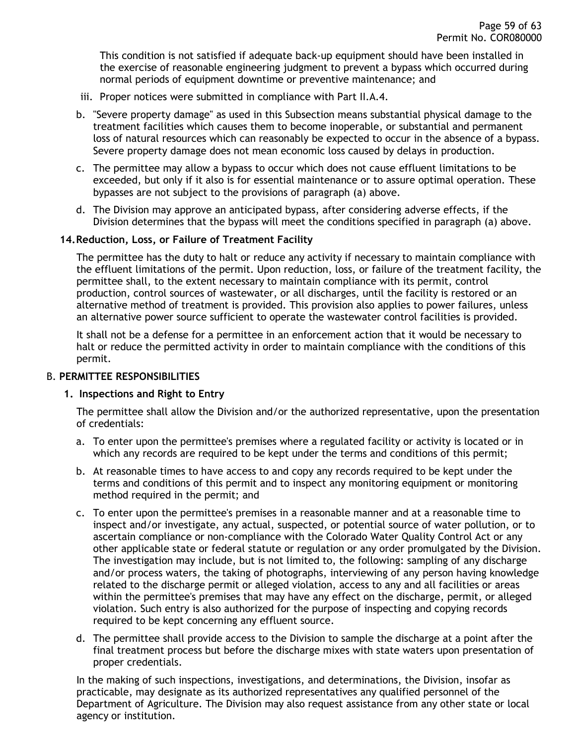This condition is not satisfied if adequate back-up equipment should have been installed in the exercise of reasonable engineering judgment to prevent a bypass which occurred during normal periods of equipment downtime or preventive maintenance; and

iii. Proper notices were submitted in compliance with Part II.A.4.

b. "Severe property damage" as used in this Subsection means substantial physical damage to the treatment facilities which causes them to become inoperable, or substantial and permanent loss of natural resources which can reasonably be expected to occur in the absence of a bypass. Severe property damage does not mean economic loss caused by delays in production.

c. The permittee may allow a bypass to occur which does not cause effluent limitations to be exceeded, but only if it also is for essential maintenance or to assure optimal operation. These bypasses are not subject to the provisions of paragraph (a) above.

d. The Division may approve an anticipated bypass, after considering adverse effects, if the Division determines that the bypass will meet the conditions specified in paragraph (a) above.

**14. Reduction, Loss, or Failure of Treatment Facility**

The permittee has the duty to halt or reduce any activity if necessary to maintain compliance with the effluent limitations of the permit. Upon reduction, loss, or failure of the treatment facility, the permittee shall, to the extent necessary to maintain compliance with its permit, control production, control sources of wastewater, or all discharges, until the facility is restored or an alternative method of treatment is provided. This provision also applies to power failures, unless an alternative power source sufficient to operate the wastewater control facilities is provided.

It shall not be a defense for a permittee in an enforcement action that it would be necessary to halt or reduce the permitted activity in order to maintain compliance with the conditions of this permit.

B. **PERMITTEE RESPONSIBILITIES**

**1. Inspections and Right to Entry**

The permittee shall allow the Division and/or the authorized representative, upon the presentation of credentials:

a. To enter upon the permittee's premises where a regulated facility or activity is located or in which any records are required to be kept under the terms and conditions of this permit;

b. At reasonable times to have access to and copy any records required to be kept under the terms and conditions of this permit and to inspect any monitoring equipment or monitoring method required in the permit; and

c. To enter upon the permittee's premises in a reasonable manner and at a reasonable time to inspect and/or investigate, any actual, suspected, or potential source of water pollution, or to ascertain compliance or non-compliance with the Colorado Water Quality Control Act or any other applicable state or federal statute or regulation or any order promulgated by the Division. The investigation may include, but is not limited to, the following: sampling of any discharge and/or process waters, the taking of photographs, interviewing of any person having knowledge related to the discharge permit or alleged violation, access to any and all facilities or areas within the permittee's premises that may have any effect on the discharge, permit, or alleged violation. Such entry is also authorized for the purpose of inspecting and copying records required to be kept concerning any effluent source.

d. The permittee shall provide access to the Division to sample the discharge at a point after the final treatment process but before the discharge mixes with state waters upon presentation of proper credentials.

In the making of such inspections, investigations, and determinations, the Division, insofar as practicable, may designate as its authorized representatives any qualified personnel of the Department of Agriculture. The Division may also request assistance from any other state or local agency or institution.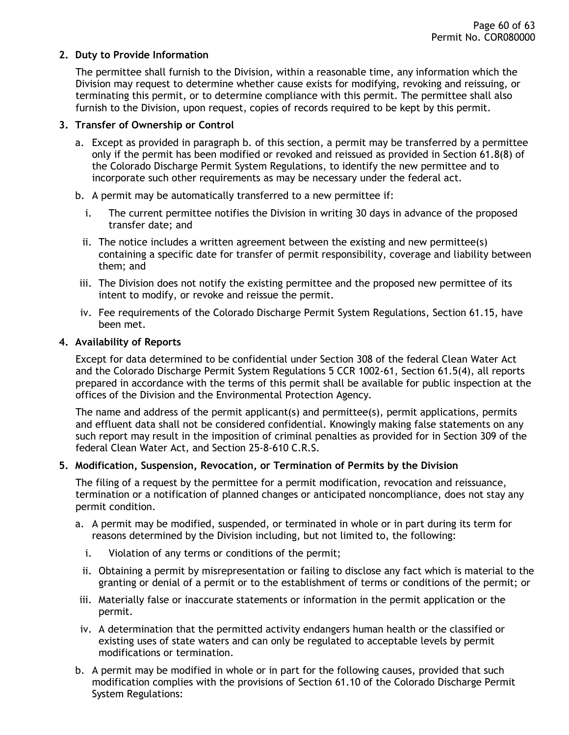**2. Duty to Provide Information**

The permittee shall furnish to the Division, within a reasonable time, any information which the Division may request to determine whether cause exists for modifying, revoking and reissuing, or terminating this permit, or to determine compliance with this permit. The permittee shall also furnish to the Division, upon request, copies of records required to be kept by this permit.

**3. Transfer of Ownership or Control**

a. Except as provided in paragraph b. of this section, a permit may be transferred by a permittee only if the permit has been modified or revoked and reissued as provided in Section 61.8(8) of the Colorado Discharge Permit System Regulations, to identify the new permittee and to incorporate such other requirements as may be necessary under the federal act.

b. A permit may be automatically transferred to a new permittee if:

   i. The current permittee notifies the Division in writing 30 days in advance of the proposed transfer date; and

   ii. The notice includes a written agreement between the existing and new permittee(s) containing a specific date for transfer of permit responsibility, coverage and liability between them; and

   iii. The Division does not notify the existing permittee and the proposed new permittee of its intent to modify, or revoke and reissue the permit.

   iv. Fee requirements of the Colorado Discharge Permit System Regulations, Section 61.15, have been met.

**4. Availability of Reports**

Except for data determined to be confidential under Section 308 of the federal Clean Water Act and the Colorado Discharge Permit System Regulations 5 CCR 1002-61, Section 61.5(4), all reports prepared in accordance with the terms of this permit shall be available for public inspection at the offices of the Division and the Environmental Protection Agency.

The name and address of the permit applicant(s) and permittee(s), permit applications, permits and effluent data shall not be considered confidential. Knowingly making false statements on any such report may result in the imposition of criminal penalties as provided for in Section 309 of the federal Clean Water Act, and Section 25-8-610 C.R.S.

**5. Modification, Suspension, Revocation, or Termination of Permits by the Division**

The filing of a request by the permittee for a permit modification, revocation and reissuance, termination or a notification of planned changes or anticipated noncompliance, does not stay any permit condition.

a. A permit may be modified, suspended, or terminated in whole or in part during its term for reasons determined by the Division including, but not limited to, the following:

   i. Violation of any terms or conditions of the permit;

   ii. Obtaining a permit by misrepresentation or failing to disclose any fact which is material to the granting or denial of a permit or to the establishment of terms or conditions of the permit; or

   iii. Materially false or inaccurate statements or information in the permit application or the permit.

   iv. A determination that the permitted activity endangers human health or the classified or existing uses of state waters and can only be regulated to acceptable levels by permit modifications or termination.

b. A permit may be modified in whole or in part for the following causes, provided that such modification complies with the provisions of Section 61.10 of the Colorado Discharge Permit System Regulations: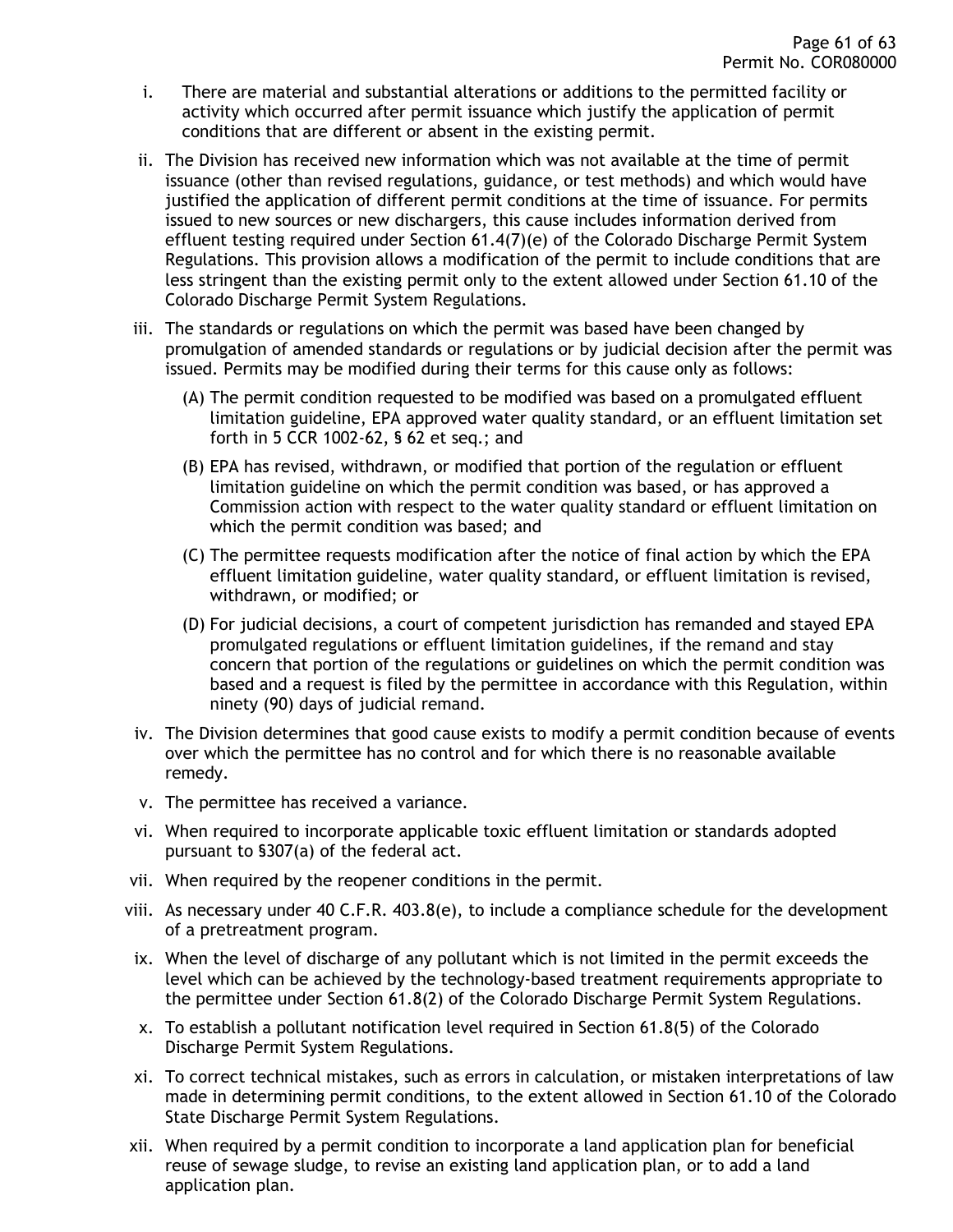i. There are material and substantial alterations or additions to the permitted facility or activity which occurred after permit issuance which justify the application of permit conditions that are different or absent in the existing permit.

ii. The Division has received new information which was not available at the time of permit issuance (other than revised regulations, guidance, or test methods) and which would have justified the application of different permit conditions at the time of issuance. For permits issued to new sources or new dischargers, this cause includes information derived from effluent testing required under Section 61.4(7)(e) of the Colorado Discharge Permit System Regulations. This provision allows a modification of the permit to include conditions that are less stringent than the existing permit only to the extent allowed under Section 61.10 of the Colorado Discharge Permit System Regulations.

iii. The standards or regulations on which the permit was based have been changed by promulgation of amended standards or regulations or by judicial decision after the permit was issued. Permits may be modified during their terms for this cause only as follows:

   (A) The permit condition requested to be modified was based on a promulgated effluent limitation guideline, EPA approved water quality standard, or an effluent limitation set forth in 5 CCR 1002-62, § 62 et seq.; and

   (B) EPA has revised, withdrawn, or modified that portion of the regulation or effluent limitation guideline on which the permit condition was based, or has approved a Commission action with respect to the water quality standard or effluent limitation on which the permit condition was based; and

   (C) The permittee requests modification after the notice of final action by which the EPA effluent limitation guideline, water quality standard, or effluent limitation is revised, withdrawn, or modified; or

   (D) For judicial decisions, a court of competent jurisdiction has remanded and stayed EPA promulgated regulations or effluent limitation guidelines, if the remand and stay concern that portion of the regulations or guidelines on which the permit condition was based and a request is filed by the permittee in accordance with this Regulation, within ninety (90) days of judicial remand.

iv. The Division determines that good cause exists to modify a permit condition because of events over which the permittee has no control and for which there is no reasonable available remedy.

v. The permittee has received a variance.

vi. When required to incorporate applicable toxic effluent limitation or standards adopted pursuant to §307(a) of the federal act.

vii. When required by the reopener conditions in the permit.

viii. As necessary under 40 C.F.R. 403.8(e), to include a compliance schedule for the development of a pretreatment program.

ix. When the level of discharge of any pollutant which is not limited in the permit exceeds the level which can be achieved by the technology-based treatment requirements appropriate to the permittee under Section 61.8(2) of the Colorado Discharge Permit System Regulations.

x. To establish a pollutant notification level required in Section 61.8(5) of the Colorado Discharge Permit System Regulations.

xi. To correct technical mistakes, such as errors in calculation, or mistaken interpretations of law made in determining permit conditions, to the extent allowed in Section 61.10 of the Colorado State Discharge Permit System Regulations.

xii. When required by a permit condition to incorporate a land application plan for beneficial reuse of sewage sludge, to revise an existing land application plan, or to add a land application plan.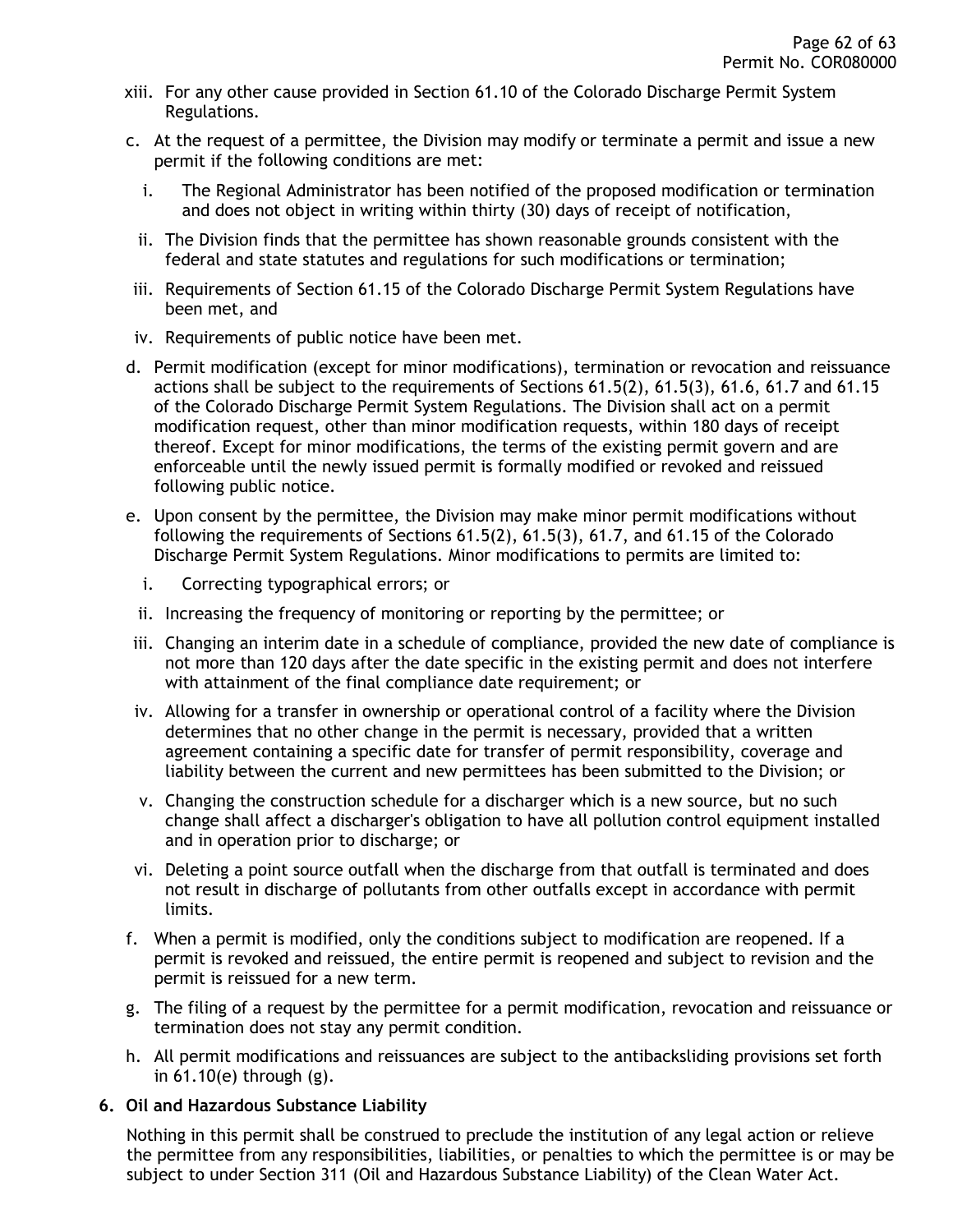xiii. For any other cause provided in Section 61.10 of the Colorado Discharge Permit System Regulations.

c. At the request of a permittee, the Division may modify or terminate a permit and issue a new permit if the following conditions are met:

   i. The Regional Administrator has been notified of the proposed modification or termination and does not object in writing within thirty (30) days of receipt of notification,

   ii. The Division finds that the permittee has shown reasonable grounds consistent with the federal and state statutes and regulations for such modifications or termination;

   iii. Requirements of Section 61.15 of the Colorado Discharge Permit System Regulations have been met, and

   iv. Requirements of public notice have been met.

d. Permit modification (except for minor modifications), termination or revocation and reissuance actions shall be subject to the requirements of Sections 61.5(2), 61.5(3), 61.6, 61.7 and 61.15 of the Colorado Discharge Permit System Regulations. The Division shall act on a permit modification request, other than minor modification requests, within 180 days of receipt thereof. Except for minor modifications, the terms of the existing permit govern and are enforceable until the newly issued permit is formally modified or revoked and reissued following public notice.

e. Upon consent by the permittee, the Division may make minor permit modifications without following the requirements of Sections 61.5(2), 61.5(3), 61.7, and 61.15 of the Colorado Discharge Permit System Regulations. Minor modifications to permits are limited to:

   i. Correcting typographical errors; or

   ii. Increasing the frequency of monitoring or reporting by the permittee; or

   iii. Changing an interim date in a schedule of compliance, provided the new date of compliance is not more than 120 days after the date specific in the existing permit and does not interfere with attainment of the final compliance date requirement; or

   iv. Allowing for a transfer in ownership or operational control of a facility where the Division determines that no other change in the permit is necessary, provided that a written agreement containing a specific date for transfer of permit responsibility, coverage and liability between the current and new permittees has been submitted to the Division; or

   v. Changing the construction schedule for a discharger which is a new source, but no such change shall affect a discharger's obligation to have all pollution control equipment installed and in operation prior to discharge; or

   vi. Deleting a point source outfall when the discharge from that outfall is terminated and does not result in discharge of pollutants from other outfalls except in accordance with permit limits.

f. When a permit is modified, only the conditions subject to modification are reopened. If a permit is revoked and reissued, the entire permit is reopened and subject to revision and the permit is reissued for a new term.

g. The filing of a request by the permittee for a permit modification, revocation and reissuance or termination does not stay any permit condition.

h. All permit modifications and reissuances are subject to the antibacksliding provisions set forth in 61.10(e) through (g).

### 6. Oil and Hazardous Substance Liability

Nothing in this permit shall be construed to preclude the institution of any legal action or relieve the permittee from any responsibilities, liabilities, or penalties to which the permittee is or may be subject to under Section 311 (Oil and Hazardous Substance Liability) of the Clean Water Act.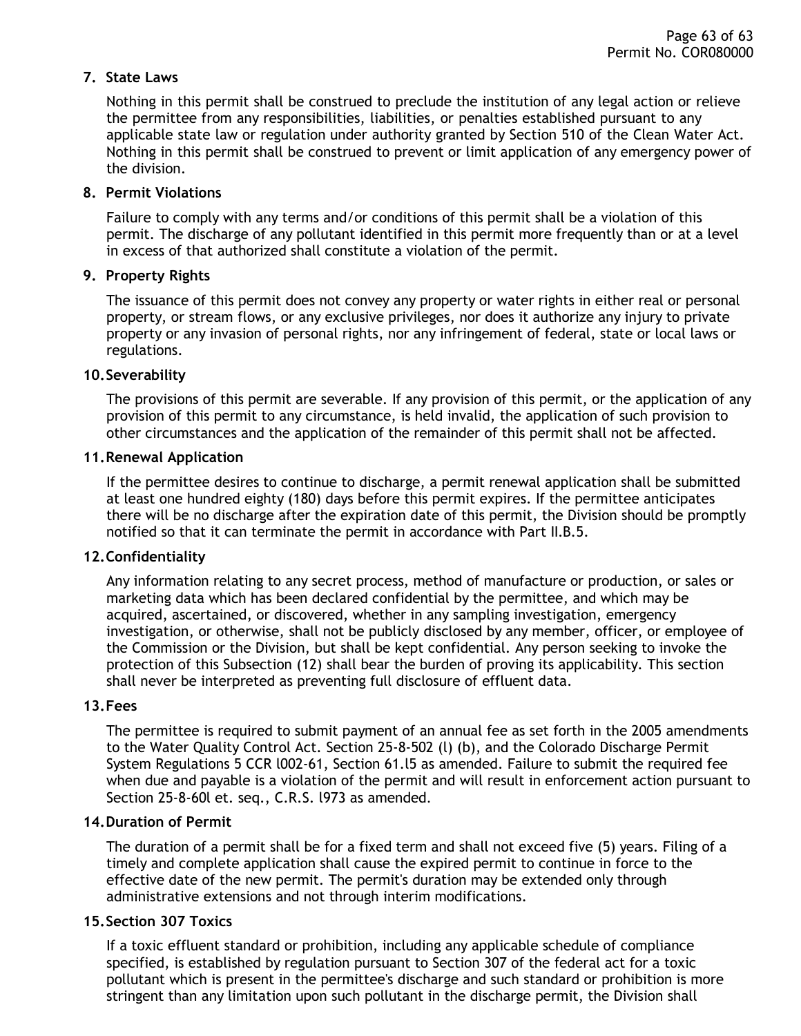7. **State Laws**

   Nothing in this permit shall be construed to preclude the institution of any legal action or relieve the permittee from any responsibilities, liabilities, or penalties established pursuant to any applicable state law or regulation under authority granted by Section 510 of the Clean Water Act. Nothing in this permit shall be construed to prevent or limit application of any emergency power of the division.

8. **Permit Violations**

   Failure to comply with any terms and/or conditions of this permit shall be a violation of this permit. The discharge of any pollutant identified in this permit more frequently than or at a level in excess of that authorized shall constitute a violation of the permit.

9. **Property Rights**

   The issuance of this permit does not convey any property or water rights in either real or personal property, or stream flows, or any exclusive privileges, nor does it authorize any injury to private property or any invasion of personal rights, nor any infringement of federal, state or local laws or regulations.

10. **Severability**

    The provisions of this permit are severable. If any provision of this permit, or the application of any provision of this permit to any circumstance, is held invalid, the application of such provision to other circumstances and the application of the remainder of this permit shall not be affected.

11. **Renewal Application**

    If the permittee desires to continue to discharge, a permit renewal application shall be submitted at least one hundred eighty (180) days before this permit expires. If the permittee anticipates there will be no discharge after the expiration date of this permit, the Division should be promptly notified so that it can terminate the permit in accordance with Part II.B.5.

12. **Confidentiality**

    Any information relating to any secret process, method of manufacture or production, or sales or marketing data which has been declared confidential by the permittee, and which may be acquired, ascertained, or discovered, whether in any sampling investigation, emergency investigation, or otherwise, shall not be publicly disclosed by any member, officer, or employee of the Commission or the Division, but shall be kept confidential. Any person seeking to invoke the protection of this Subsection (12) shall bear the burden of proving its applicability. This section shall never be interpreted as preventing full disclosure of effluent data.

13. **Fees**

    The permittee is required to submit payment of an annual fee as set forth in the 2005 amendments to the Water Quality Control Act. Section 25-8-502 (l) (b), and the Colorado Discharge Permit System Regulations 5 CCR l002-61, Section 61.l5 as amended. Failure to submit the required fee when due and payable is a violation of the permit and will result in enforcement action pursuant to Section 25-8-60l et. seq., C.R.S. l973 as amended.

14. **Duration of Permit**

    The duration of a permit shall be for a fixed term and shall not exceed five (5) years. Filing of a timely and complete application shall cause the expired permit to continue in force to the effective date of the new permit. The permit's duration may be extended only through administrative extensions and not through interim modifications.

15. **Section 307 Toxics**

    If a toxic effluent standard or prohibition, including any applicable schedule of compliance specified, is established by regulation pursuant to Section 307 of the federal act for a toxic pollutant which is present in the permittee's discharge and such standard or prohibition is more stringent than any limitation upon such pollutant in the discharge permit, the Division shall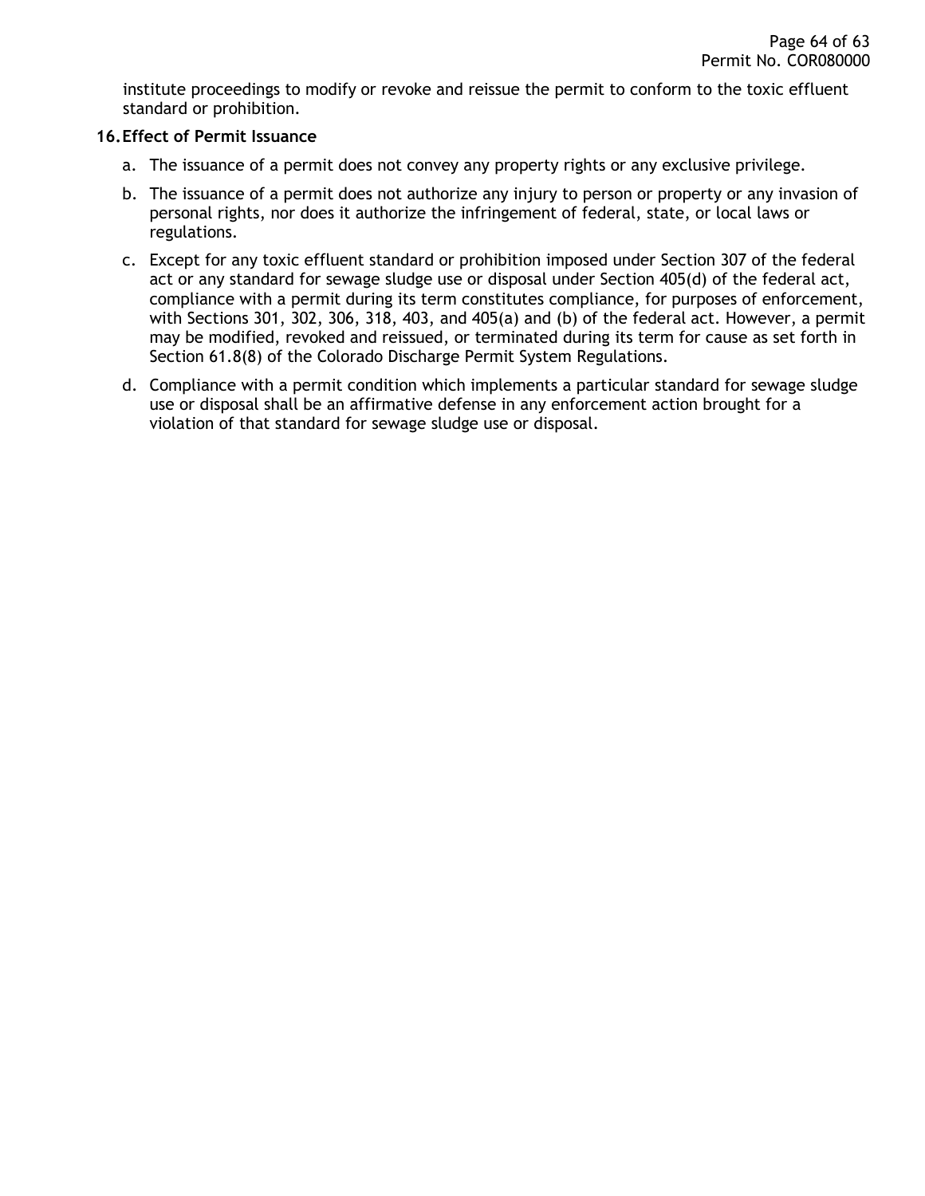institute proceedings to modify or revoke and reissue the permit to conform to the toxic effluent standard or prohibition.

**16. Effect of Permit Issuance**

a. The issuance of a permit does not convey any property rights or any exclusive privilege.

b. The issuance of a permit does not authorize any injury to person or property or any invasion of personal rights, nor does it authorize the infringement of federal, state, or local laws or regulations.

c. Except for any toxic effluent standard or prohibition imposed under Section 307 of the federal act or any standard for sewage sludge use or disposal under Section 405(d) of the federal act, compliance with a permit during its term constitutes compliance, for purposes of enforcement, with Sections 301, 302, 306, 318, 403, and 405(a) and (b) of the federal act. However, a permit may be modified, revoked and reissued, or terminated during its term for cause as set forth in Section 61.8(8) of the Colorado Discharge Permit System Regulations.

d. Compliance with a permit condition which implements a particular standard for sewage sludge use or disposal shall be an affirmative defense in any enforcement action brought for a violation of that standard for sewage sludge use or disposal.